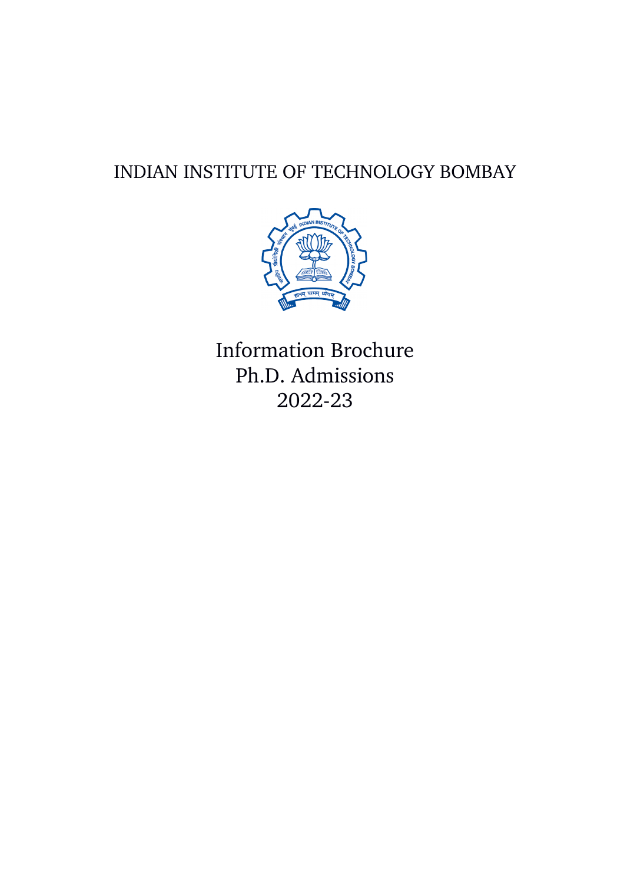# INDIAN INSTITUTE OF TECHNOLOGY BOMBAY

# Information Brochure
# Ph.D. Admissions
# 2022-23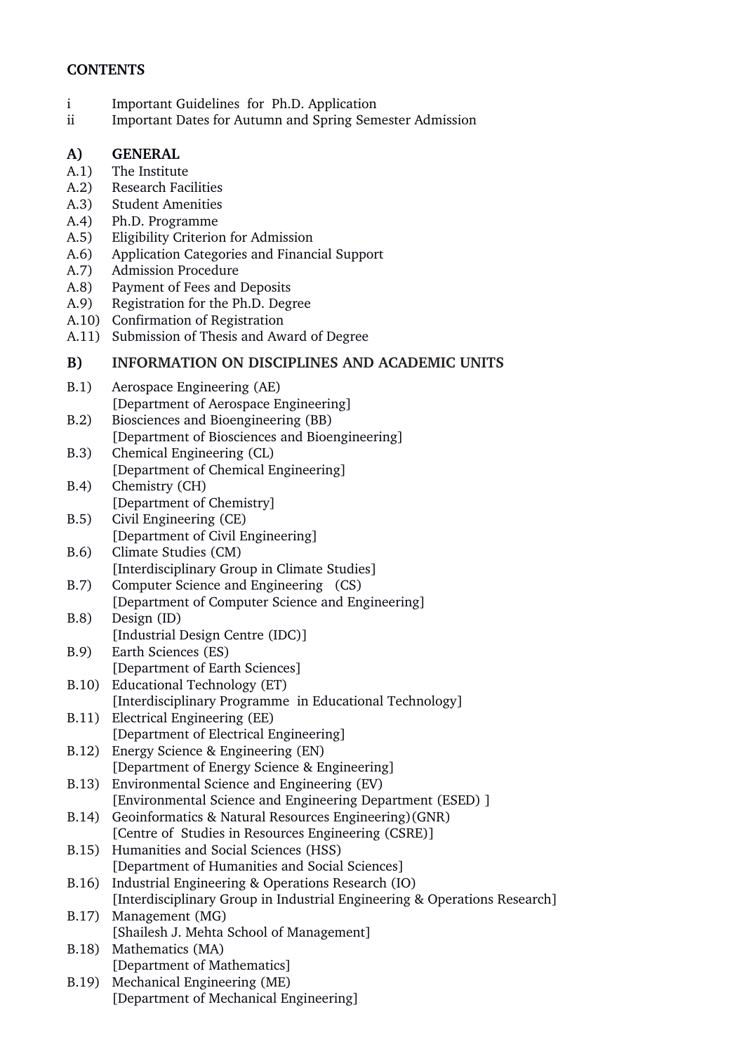## CONTENTS

i    Important Guidelines for Ph.D. Application
ii   Important Dates for Autumn and Spring Semester Admission

### A) GENERAL

A.1) The Institute
A.2) Research Facilities
A.3) Student Amenities
A.4) Ph.D. Programme
A.5) Eligibility Criterion for Admission
A.6) Application Categories and Financial Support
A.7) Admission Procedure
A.8) Payment of Fees and Deposits
A.9) Registration for the Ph.D. Degree
A.10) Confirmation of Registration
A.11) Submission of Thesis and Award of Degree

### B) INFORMATION ON DISCIPLINES AND ACADEMIC UNITS

B.1) Aerospace Engineering (AE)
[Department of Aerospace Engineering]
B.2) Biosciences and Bioengineering (BB)
[Department of Biosciences and Bioengineering]
B.3) Chemical Engineering (CL)
[Department of Chemical Engineering]
B.4) Chemistry (CH)
[Department of Chemistry]
B.5) Civil Engineering (CE)
[Department of Civil Engineering]
B.6) Climate Studies (CM)
[Interdisciplinary Group in Climate Studies]
B.7) Computer Science and Engineering (CS)
[Department of Computer Science and Engineering]
B.8) Design (ID)
[Industrial Design Centre (IDC)]
B.9) Earth Sciences (ES)
[Department of Earth Sciences]
B.10) Educational Technology (ET)
[Interdisciplinary Programme in Educational Technology]
B.11) Electrical Engineering (EE)
[Department of Electrical Engineering]
B.12) Energy Science & Engineering (EN)
[Department of Energy Science & Engineering]
B.13) Environmental Science and Engineering (EV)
[Environmental Science and Engineering Department (ESED) ]
B.14) Geoinformatics & Natural Resources Engineering)(GNR)
[Centre of Studies in Resources Engineering (CSRE)]
B.15) Humanities and Social Sciences (HSS)
[Department of Humanities and Social Sciences]
B.16) Industrial Engineering & Operations Research (IO)
[Interdisciplinary Group in Industrial Engineering & Operations Research]
B.17) Management (MG)
[Shailesh J. Mehta School of Management]
B.18) Mathematics (MA)
[Department of Mathematics]
B.19) Mechanical Engineering (ME)
[Department of Mechanical Engineering]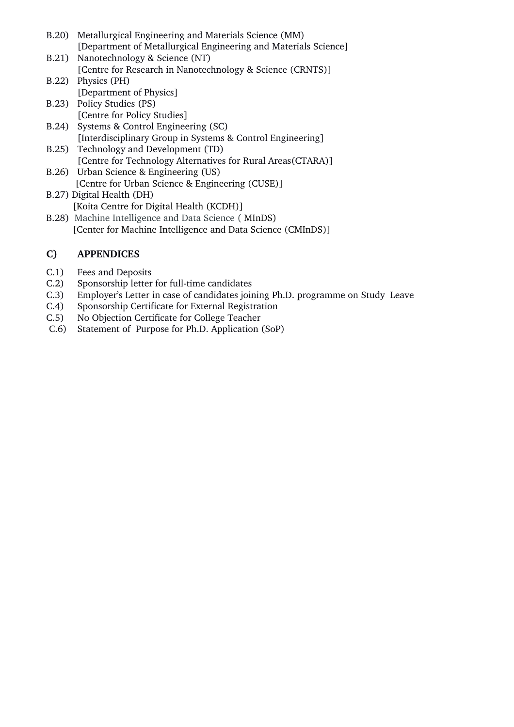B.20) Metallurgical Engineering and Materials Science (MM)
[Department of Metallurgical Engineering and Materials Science]

B.21) Nanotechnology & Science (NT)
[Centre for Research in Nanotechnology & Science (CRNTS)]

B.22) Physics (PH)
[Department of Physics]

B.23) Policy Studies (PS)
[Centre for Policy Studies]

B.24) Systems & Control Engineering (SC)
[Interdisciplinary Group in Systems & Control Engineering]

B.25) Technology and Development (TD)
[Centre for Technology Alternatives for Rural Areas(CTARA)]

B.26) Urban Science & Engineering (US)
[Centre for Urban Science & Engineering (CUSE)]

B.27) Digital Health (DH)
[Koita Centre for Digital Health (KCDH)]

B.28) Machine Intelligence and Data Science ( MInDS)
[Center for Machine Intelligence and Data Science (CMInDS)]

## C) APPENDICES

C.1) Fees and Deposits
C.2) Sponsorship letter for full-time candidates
C.3) Employer's Letter in case of candidates joining Ph.D. programme on Study Leave
C.4) Sponsorship Certificate for External Registration
C.5) No Objection Certificate for College Teacher
C.6) Statement of Purpose for Ph.D. Application (SoP)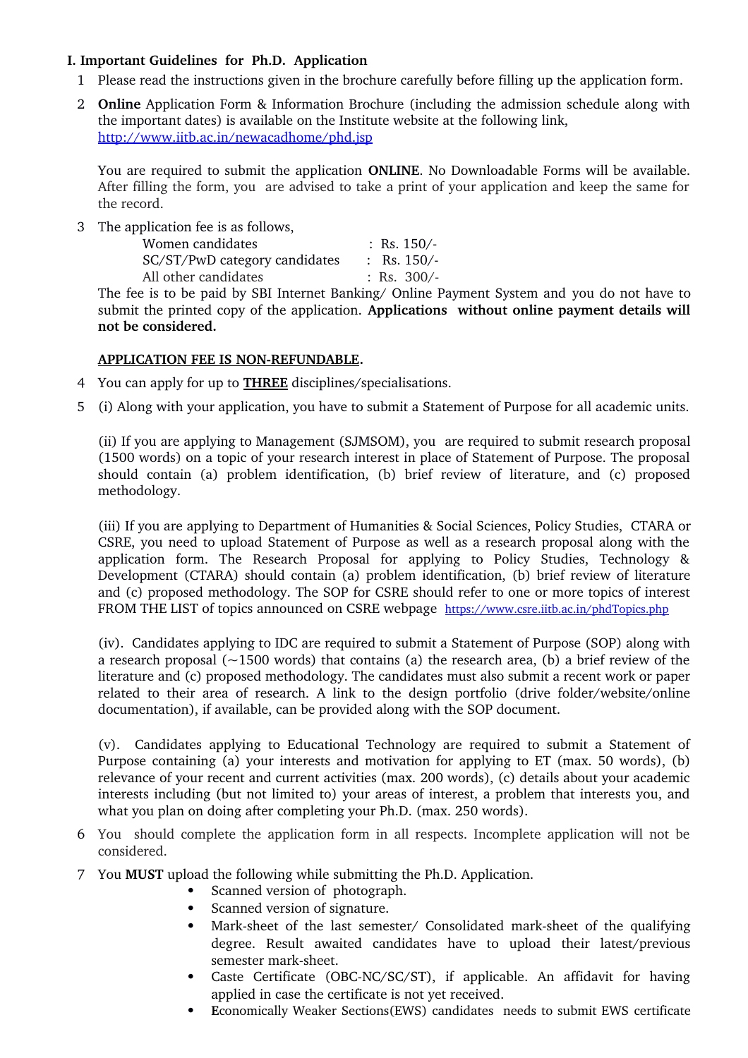## I. Important Guidelines for Ph.D. Application

1. Please read the instructions given in the brochure carefully before filling up the application form.

2. **Online** Application Form & Information Brochure (including the admission schedule along with the important dates) is available on the Institute website at the following link, [http://www.iitb.ac.in/newacadhome/phd.jsp](http://www.iitb.ac.in/newacadhome/phd.jsp)

   You are required to submit the application **ONLINE**. No Downloadable Forms will be available. After filling the form, you are advised to take a print of your application and keep the same for the record.

3. The application fee is as follows,

   | | |
   |---|---|
   | Women candidates | : Rs. 150/- |
   | SC/ST/PwD category candidates | : Rs. 150/- |
   | All other candidates | : Rs. 300/- |

   The fee is to be paid by SBI Internet Banking/ Online Payment System and you do not have to submit the printed copy of the application. **Applications without online payment details will not be considered.**

   **<u>APPLICATION FEE IS NON-REFUNDABLE</u>.**

4. You can apply for up to **<u>THREE</u>** disciplines/specialisations.

5. (i) Along with your application, you have to submit a Statement of Purpose for all academic units.

   (ii) If you are applying to Management (SJMSOM), you are required to submit research proposal (1500 words) on a topic of your research interest in place of Statement of Purpose. The proposal should contain (a) problem identification, (b) brief review of literature, and (c) proposed methodology.

   (iii) If you are applying to Department of Humanities & Social Sciences, Policy Studies, CTARA or CSRE, you need to upload Statement of Purpose as well as a research proposal along with the application form. The Research Proposal for applying to Policy Studies, Technology & Development (CTARA) should contain (a) problem identification, (b) brief review of literature and (c) proposed methodology. The SOP for CSRE should refer to one or more topics of interest FROM THE LIST of topics announced on CSRE webpage [https://www.csre.iitb.ac.in/phdTopics.php](https://www.csre.iitb.ac.in/phdTopics.php)

   (iv). Candidates applying to IDC are required to submit a Statement of Purpose (SOP) along with a research proposal (~1500 words) that contains (a) the research area, (b) a brief review of the literature and (c) proposed methodology. The candidates must also submit a recent work or paper related to their area of research. A link to the design portfolio (drive folder/website/online documentation), if available, can be provided along with the SOP document.

   (v). Candidates applying to Educational Technology are required to submit a Statement of Purpose containing (a) your interests and motivation for applying to ET (max. 50 words), (b) relevance of your recent and current activities (max. 200 words), (c) details about your academic interests including (but not limited to) your areas of interest, a problem that interests you, and what you plan on doing after completing your Ph.D. (max. 250 words).

6. You should complete the application form in all respects. Incomplete application will not be considered.

7. You **MUST** upload the following while submitting the Ph.D. Application.
   - Scanned version of photograph.
   - Scanned version of signature.
   - Mark-sheet of the last semester/ Consolidated mark-sheet of the qualifying degree. Result awaited candidates have to upload their latest/previous semester mark-sheet.
   - Caste Certificate (OBC-NC/SC/ST), if applicable. An affidavit for having applied in case the certificate is not yet received.
   - **E**conomically Weaker Sections(EWS) candidates needs to submit EWS certificate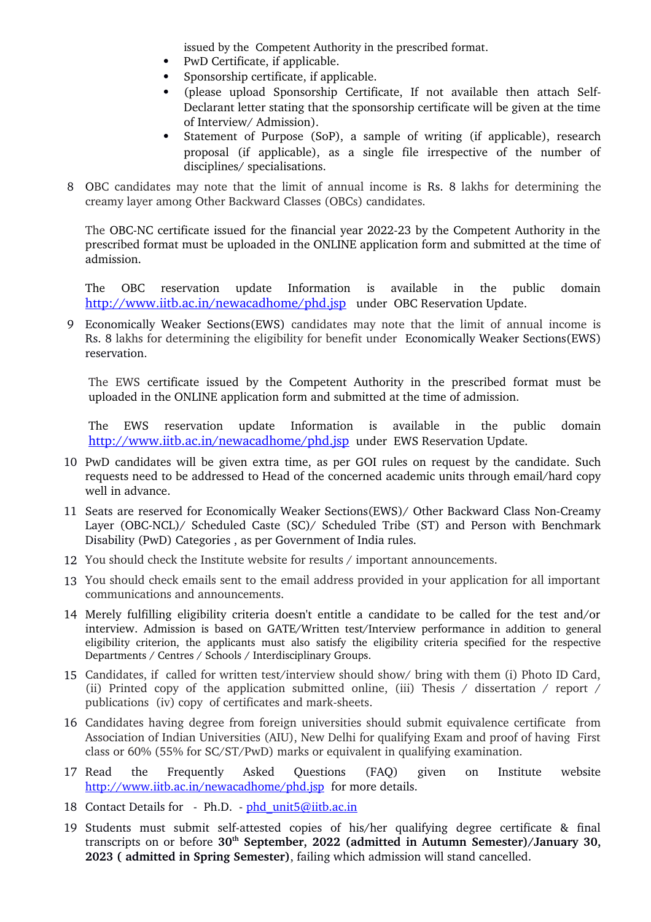issued by the Competent Authority in the prescribed format.

- PwD Certificate, if applicable.
- Sponsorship certificate, if applicable.
- (please upload Sponsorship Certificate, If not available then attach Self-Declarant letter stating that the sponsorship certificate will be given at the time of Interview/ Admission).
- Statement of Purpose (SoP), a sample of writing (if applicable), research proposal (if applicable), as a single file irrespective of the number of disciplines/ specialisations.

8. OBC candidates may note that the limit of annual income is Rs. 8 lakhs for determining the creamy layer among Other Backward Classes (OBCs) candidates.

   The OBC-NC certificate issued for the financial year 2022-23 by the Competent Authority in the prescribed format must be uploaded in the ONLINE application form and submitted at the time of admission.

   The OBC reservation update Information is available in the public domain http://www.iitb.ac.in/newacadhome/phd.jsp under OBC Reservation Update.

9. Economically Weaker Sections(EWS) candidates may note that the limit of annual income is Rs. 8 lakhs for determining the eligibility for benefit under Economically Weaker Sections(EWS) reservation.

   The EWS certificate issued by the Competent Authority in the prescribed format must be uploaded in the ONLINE application form and submitted at the time of admission.

   The EWS reservation update Information is available in the public domain http://www.iitb.ac.in/newacadhome/phd.jsp under EWS Reservation Update.

10. PwD candidates will be given extra time, as per GOI rules on request by the candidate. Such requests need to be addressed to Head of the concerned academic units through email/hard copy well in advance.
11. Seats are reserved for Economically Weaker Sections(EWS)/ Other Backward Class Non-Creamy Layer (OBC-NCL)/ Scheduled Caste (SC)/ Scheduled Tribe (ST) and Person with Benchmark Disability (PwD) Categories , as per Government of India rules.
12. You should check the Institute website for results / important announcements.
13. You should check emails sent to the email address provided in your application for all important communications and announcements.
14. Merely fulfilling eligibility criteria doesn't entitle a candidate to be called for the test and/or interview. Admission is based on GATE/Written test/Interview performance in addition to general eligibility criterion, the applicants must also satisfy the eligibility criteria specified for the respective Departments / Centres / Schools / Interdisciplinary Groups.
15. Candidates, if called for written test/interview should show/ bring with them (i) Photo ID Card, (ii) Printed copy of the application submitted online, (iii) Thesis / dissertation / report / publications (iv) copy of certificates and mark-sheets.
16. Candidates having degree from foreign universities should submit equivalence certificate from Association of Indian Universities (AIU), New Delhi for qualifying Exam and proof of having First class or 60% (55% for SC/ST/PwD) marks or equivalent in qualifying examination.
17. Read the Frequently Asked Questions (FAQ) given on Institute website http://www.iitb.ac.in/newacadhome/phd.jsp for more details.
18. Contact Details for - Ph.D. - phd_unit5@iitb.ac.in
19. Students must submit self-attested copies of his/her qualifying degree certificate & final transcripts on or before **30th September, 2022 (admitted in Autumn Semester)/January 30, 2023 ( admitted in Spring Semester)**, failing which admission will stand cancelled.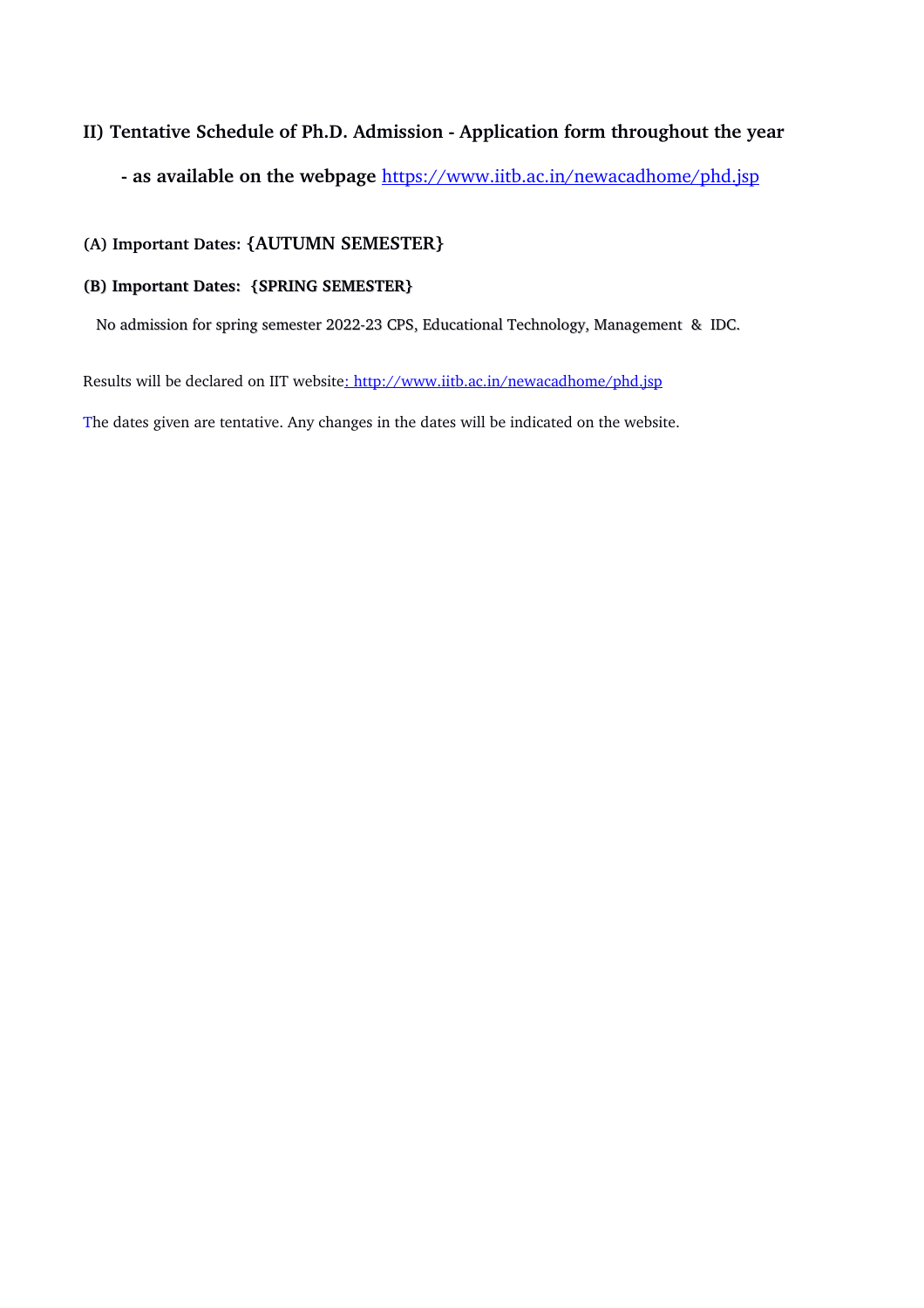## II) Tentative Schedule of Ph.D. Admission - Application form throughout the year

**- as available on the webpage** https://www.iitb.ac.in/newacadhome/phd.jsp

**(A) Important Dates: {AUTUMN SEMESTER}**

**(B) Important Dates: {SPRING SEMESTER}**

No admission for spring semester 2022-23 CPS, Educational Technology, Management & IDC.

Results will be declared on IIT website: http://www.iitb.ac.in/newacadhome/phd.jsp

The dates given are tentative. Any changes in the dates will be indicated on the website.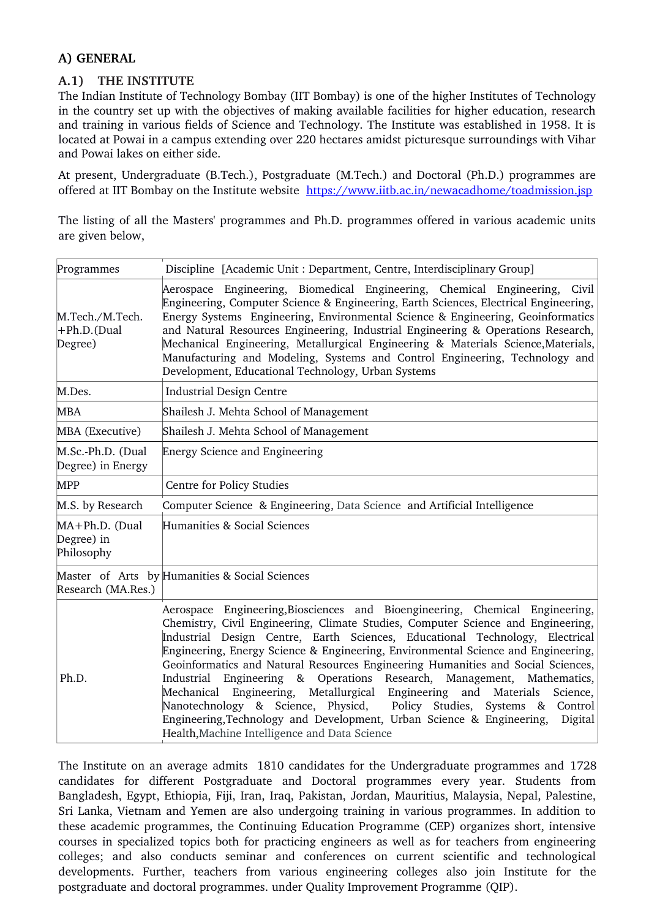## A) GENERAL

### A.1) THE INSTITUTE

The Indian Institute of Technology Bombay (IIT Bombay) is one of the higher Institutes of Technology in the country set up with the objectives of making available facilities for higher education, research and training in various fields of Science and Technology. The Institute was established in 1958. It is located at Powai in a campus extending over 220 hectares amidst picturesque surroundings with Vihar and Powai lakes on either side.

At present, Undergraduate (B.Tech.), Postgraduate (M.Tech.) and Doctoral (Ph.D.) programmes are offered at IIT Bombay on the Institute website https://www.iitb.ac.in/newacadhome/toadmission.jsp

The listing of all the Masters' programmes and Ph.D. programmes offered in various academic units are given below,

| Programmes | Discipline [Academic Unit : Department, Centre, Interdisciplinary Group] |
|---|---|
| M.Tech./M.Tech. +Ph.D.(Dual Degree) | Aerospace Engineering, Biomedical Engineering, Chemical Engineering, Civil Engineering, Computer Science & Engineering, Earth Sciences, Electrical Engineering, Energy Systems Engineering, Environmental Science & Engineering, Geoinformatics and Natural Resources Engineering, Industrial Engineering & Operations Research, Mechanical Engineering, Metallurgical Engineering & Materials Science,Materials, Manufacturing and Modeling, Systems and Control Engineering, Technology and Development, Educational Technology, Urban Systems |
| M.Des. | Industrial Design Centre |
| MBA | Shailesh J. Mehta School of Management |
| MBA (Executive) | Shailesh J. Mehta School of Management |
| M.Sc.-Ph.D. (Dual Degree) in Energy | Energy Science and Engineering |
| MPP | Centre for Policy Studies |
| M.S. by Research | Computer Science & Engineering, Data Science and Artificial Intelligence |
| MA+Ph.D. (Dual Degree) in Philosophy | Humanities & Social Sciences |
| Master of Arts by Research (MA.Res.) | Humanities & Social Sciences |
| Ph.D. | Aerospace Engineering,Biosciences and Bioengineering, Chemical Engineering, Chemistry, Civil Engineering, Climate Studies, Computer Science and Engineering, Industrial Design Centre, Earth Sciences, Educational Technology, Electrical Engineering, Energy Science & Engineering, Environmental Science and Engineering, Geoinformatics and Natural Resources Engineering Humanities and Social Sciences, Industrial Engineering & Operations Research, Management, Mathematics, Mechanical Engineering, Metallurgical Engineering and Materials Science, Nanotechnology & Science, Physcid, Policy Studies, Systems & Control Engineering,Technology and Development, Urban Science & Engineering, Digital Health,Machine Intelligence and Data Science |

The Institute on an average admits 1810 candidates for the Undergraduate programmes and 1728 candidates for different Postgraduate and Doctoral programmes every year. Students from Bangladesh, Egypt, Ethiopia, Fiji, Iran, Iraq, Pakistan, Jordan, Mauritius, Malaysia, Nepal, Palestine, Sri Lanka, Vietnam and Yemen are also undergoing training in various programmes. In addition to these academic programmes, the Continuing Education Programme (CEP) organizes short, intensive courses in specialized topics both for practicing engineers as well as for teachers from engineering colleges; and also conducts seminar and conferences on current scientific and technological developments. Further, teachers from various engineering colleges also join Institute for the postgraduate and doctoral programmes. under Quality Improvement Programme (QIP).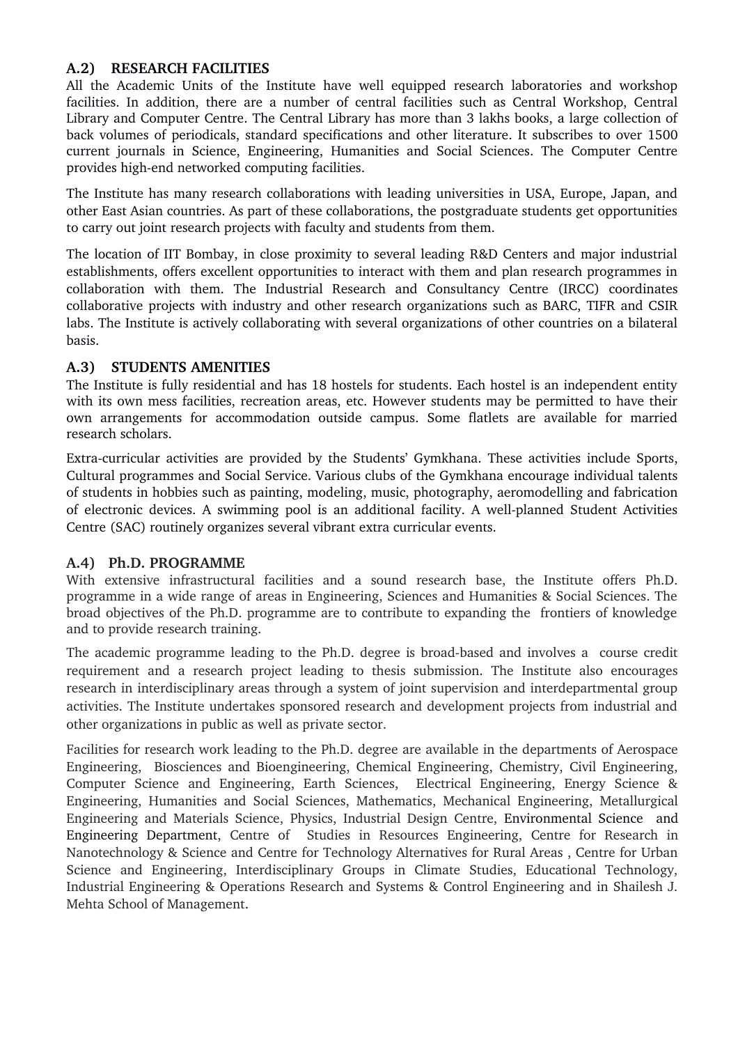## A.2) RESEARCH FACILITIES

All the Academic Units of the Institute have well equipped research laboratories and workshop facilities. In addition, there are a number of central facilities such as Central Workshop, Central Library and Computer Centre. The Central Library has more than 3 lakhs books, a large collection of back volumes of periodicals, standard specifications and other literature. It subscribes to over 1500 current journals in Science, Engineering, Humanities and Social Sciences. The Computer Centre provides high-end networked computing facilities.

The Institute has many research collaborations with leading universities in USA, Europe, Japan, and other East Asian countries. As part of these collaborations, the postgraduate students get opportunities to carry out joint research projects with faculty and students from them.

The location of IIT Bombay, in close proximity to several leading R&D Centers and major industrial establishments, offers excellent opportunities to interact with them and plan research programmes in collaboration with them. The Industrial Research and Consultancy Centre (IRCC) coordinates collaborative projects with industry and other research organizations such as BARC, TIFR and CSIR labs. The Institute is actively collaborating with several organizations of other countries on a bilateral basis.

## A.3) STUDENTS AMENITIES

The Institute is fully residential and has 18 hostels for students. Each hostel is an independent entity with its own mess facilities, recreation areas, etc. However students may be permitted to have their own arrangements for accommodation outside campus. Some flatlets are available for married research scholars.

Extra-curricular activities are provided by the Students' Gymkhana. These activities include Sports, Cultural programmes and Social Service. Various clubs of the Gymkhana encourage individual talents of students in hobbies such as painting, modeling, music, photography, aeromodelling and fabrication of electronic devices. A swimming pool is an additional facility. A well-planned Student Activities Centre (SAC) routinely organizes several vibrant extra curricular events.

## A.4) Ph.D. PROGRAMME

With extensive infrastructural facilities and a sound research base, the Institute offers Ph.D. programme in a wide range of areas in Engineering, Sciences and Humanities & Social Sciences. The broad objectives of the Ph.D. programme are to contribute to expanding the frontiers of knowledge and to provide research training.

The academic programme leading to the Ph.D. degree is broad-based and involves a course credit requirement and a research project leading to thesis submission. The Institute also encourages research in interdisciplinary areas through a system of joint supervision and interdepartmental group activities. The Institute undertakes sponsored research and development projects from industrial and other organizations in public as well as private sector.

Facilities for research work leading to the Ph.D. degree are available in the departments of Aerospace Engineering, Biosciences and Bioengineering, Chemical Engineering, Chemistry, Civil Engineering, Computer Science and Engineering, Earth Sciences, Electrical Engineering, Energy Science & Engineering, Humanities and Social Sciences, Mathematics, Mechanical Engineering, Metallurgical Engineering and Materials Science, Physics, Industrial Design Centre, Environmental Science and Engineering Department, Centre of Studies in Resources Engineering, Centre for Research in Nanotechnology & Science and Centre for Technology Alternatives for Rural Areas , Centre for Urban Science and Engineering, Interdisciplinary Groups in Climate Studies, Educational Technology, Industrial Engineering & Operations Research and Systems & Control Engineering and in Shailesh J. Mehta School of Management.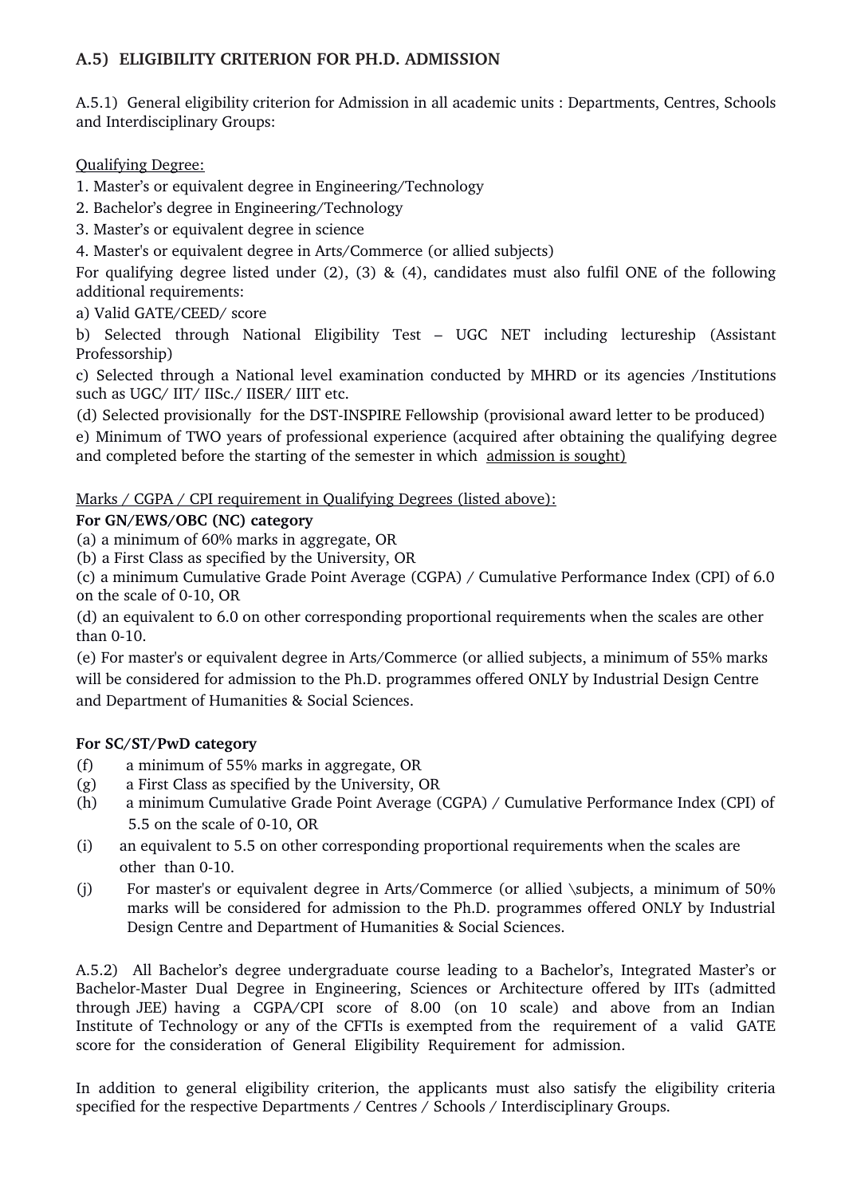## A.5) ELIGIBILITY CRITERION FOR PH.D. ADMISSION

A.5.1) General eligibility criterion for Admission in all academic units : Departments, Centres, Schools and Interdisciplinary Groups:

Qualifying Degree:

1. Master's or equivalent degree in Engineering/Technology
2. Bachelor's degree in Engineering/Technology
3. Master's or equivalent degree in science
4. Master's or equivalent degree in Arts/Commerce (or allied subjects)

For qualifying degree listed under (2), (3) & (4), candidates must also fulfil ONE of the following additional requirements:

a) Valid GATE/CEED/ score

b) Selected through National Eligibility Test – UGC NET including lectureship (Assistant Professorship)

c) Selected through a National level examination conducted by MHRD or its agencies /Institutions such as UGC/ IIT/ IISc./ IISER/ IIIT etc.

(d) Selected provisionally for the DST-INSPIRE Fellowship (provisional award letter to be produced)

e) Minimum of TWO years of professional experience (acquired after obtaining the qualifying degree and completed before the starting of the semester in which admission is sought)

Marks / CGPA / CPI requirement in Qualifying Degrees (listed above):

**For GN/EWS/OBC (NC) category**

(a) a minimum of 60% marks in aggregate, OR

(b) a First Class as specified by the University, OR

(c) a minimum Cumulative Grade Point Average (CGPA) / Cumulative Performance Index (CPI) of 6.0 on the scale of 0-10, OR

(d) an equivalent to 6.0 on other corresponding proportional requirements when the scales are other than 0-10.

(e) For master's or equivalent degree in Arts/Commerce (or allied subjects, a minimum of 55% marks will be considered for admission to the Ph.D. programmes offered ONLY by Industrial Design Centre and Department of Humanities & Social Sciences.

**For SC/ST/PwD category**

(f) a minimum of 55% marks in aggregate, OR

(g) a First Class as specified by the University, OR

(h) a minimum Cumulative Grade Point Average (CGPA) / Cumulative Performance Index (CPI) of 5.5 on the scale of 0-10, OR

(i) an equivalent to 5.5 on other corresponding proportional requirements when the scales are other than 0-10.

(j) For master's or equivalent degree in Arts/Commerce (or allied \subjects, a minimum of 50% marks will be considered for admission to the Ph.D. programmes offered ONLY by Industrial Design Centre and Department of Humanities & Social Sciences.

A.5.2) All Bachelor's degree undergraduate course leading to a Bachelor's, Integrated Master's or Bachelor-Master Dual Degree in Engineering, Sciences or Architecture offered by IITs (admitted through JEE) having a CGPA/CPI score of 8.00 (on 10 scale) and above from an Indian Institute of Technology or any of the CFTIs is exempted from the requirement of a valid GATE score for the consideration of General Eligibility Requirement for admission.

In addition to general eligibility criterion, the applicants must also satisfy the eligibility criteria specified for the respective Departments / Centres / Schools / Interdisciplinary Groups.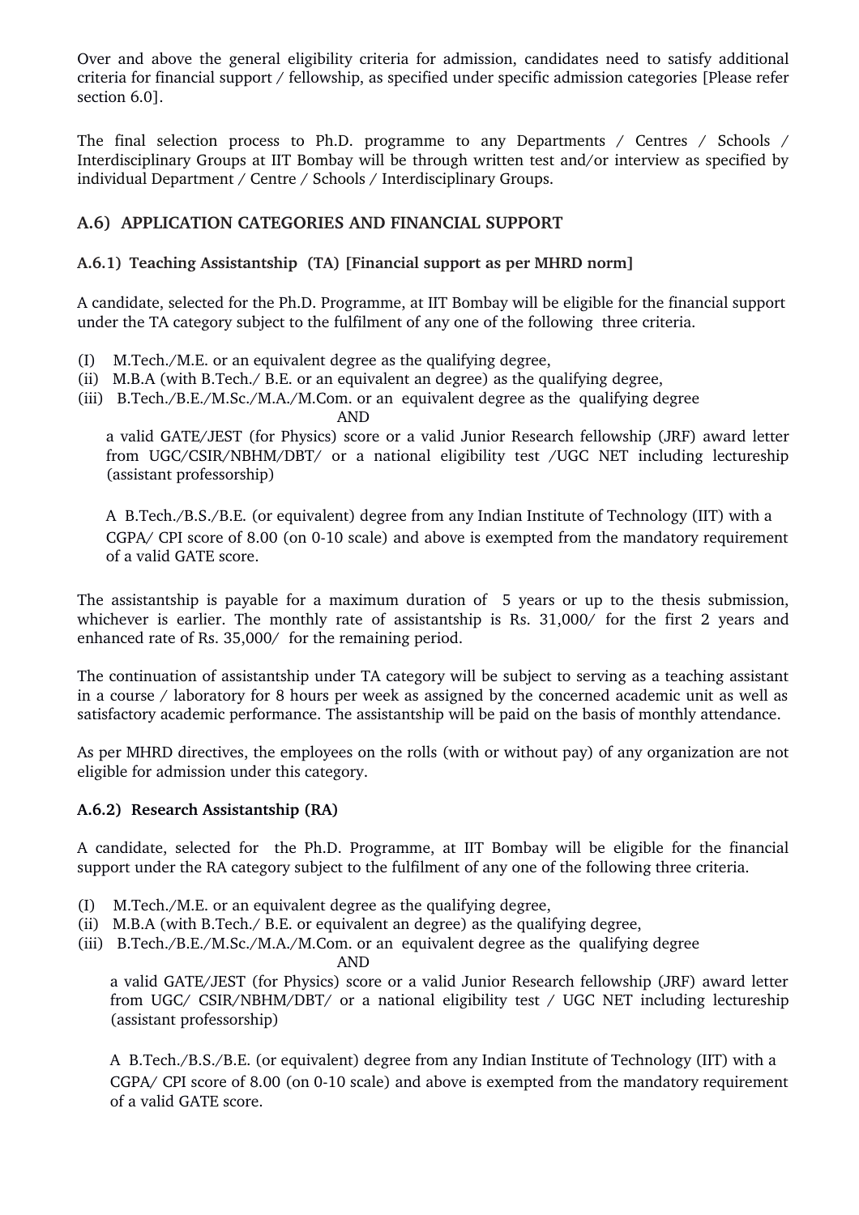Over and above the general eligibility criteria for admission, candidates need to satisfy additional criteria for financial support / fellowship, as specified under specific admission categories [Please refer section 6.0].

The final selection process to Ph.D. programme to any Departments / Centres / Schools / Interdisciplinary Groups at IIT Bombay will be through written test and/or interview as specified by individual Department / Centre / Schools / Interdisciplinary Groups.

### A.6) APPLICATION CATEGORIES AND FINANCIAL SUPPORT

#### A.6.1) Teaching Assistantship (TA) [Financial support as per MHRD norm]

A candidate, selected for the Ph.D. Programme, at IIT Bombay will be eligible for the financial support under the TA category subject to the fulfilment of any one of the following three criteria.

(I) M.Tech./M.E. or an equivalent degree as the qualifying degree,
(ii) M.B.A (with B.Tech./ B.E. or an equivalent an degree) as the qualifying degree,
(iii) B.Tech./B.E./M.Sc./M.A./M.Com. or an equivalent degree as the qualifying degree

AND

a valid GATE/JEST (for Physics) score or a valid Junior Research fellowship (JRF) award letter from UGC/CSIR/NBHM/DBT/ or a national eligibility test /UGC NET including lectureship (assistant professorship)

A B.Tech./B.S./B.E. (or equivalent) degree from any Indian Institute of Technology (IIT) with a CGPA/ CPI score of 8.00 (on 0-10 scale) and above is exempted from the mandatory requirement of a valid GATE score.

The assistantship is payable for a maximum duration of 5 years or up to the thesis submission, whichever is earlier. The monthly rate of assistantship is Rs. 31,000/ for the first 2 years and enhanced rate of Rs. 35,000/ for the remaining period.

The continuation of assistantship under TA category will be subject to serving as a teaching assistant in a course / laboratory for 8 hours per week as assigned by the concerned academic unit as well as satisfactory academic performance. The assistantship will be paid on the basis of monthly attendance.

As per MHRD directives, the employees on the rolls (with or without pay) of any organization are not eligible for admission under this category.

#### A.6.2) Research Assistantship (RA)

A candidate, selected for the Ph.D. Programme, at IIT Bombay will be eligible for the financial support under the RA category subject to the fulfilment of any one of the following three criteria.

(I) M.Tech./M.E. or an equivalent degree as the qualifying degree,
(ii) M.B.A (with B.Tech./ B.E. or equivalent an degree) as the qualifying degree,
(iii) B.Tech./B.E./M.Sc./M.A./M.Com. or an equivalent degree as the qualifying degree

AND

a valid GATE/JEST (for Physics) score or a valid Junior Research fellowship (JRF) award letter from UGC/ CSIR/NBHM/DBT/ or a national eligibility test / UGC NET including lectureship (assistant professorship)

A B.Tech./B.S./B.E. (or equivalent) degree from any Indian Institute of Technology (IIT) with a CGPA/ CPI score of 8.00 (on 0-10 scale) and above is exempted from the mandatory requirement of a valid GATE score.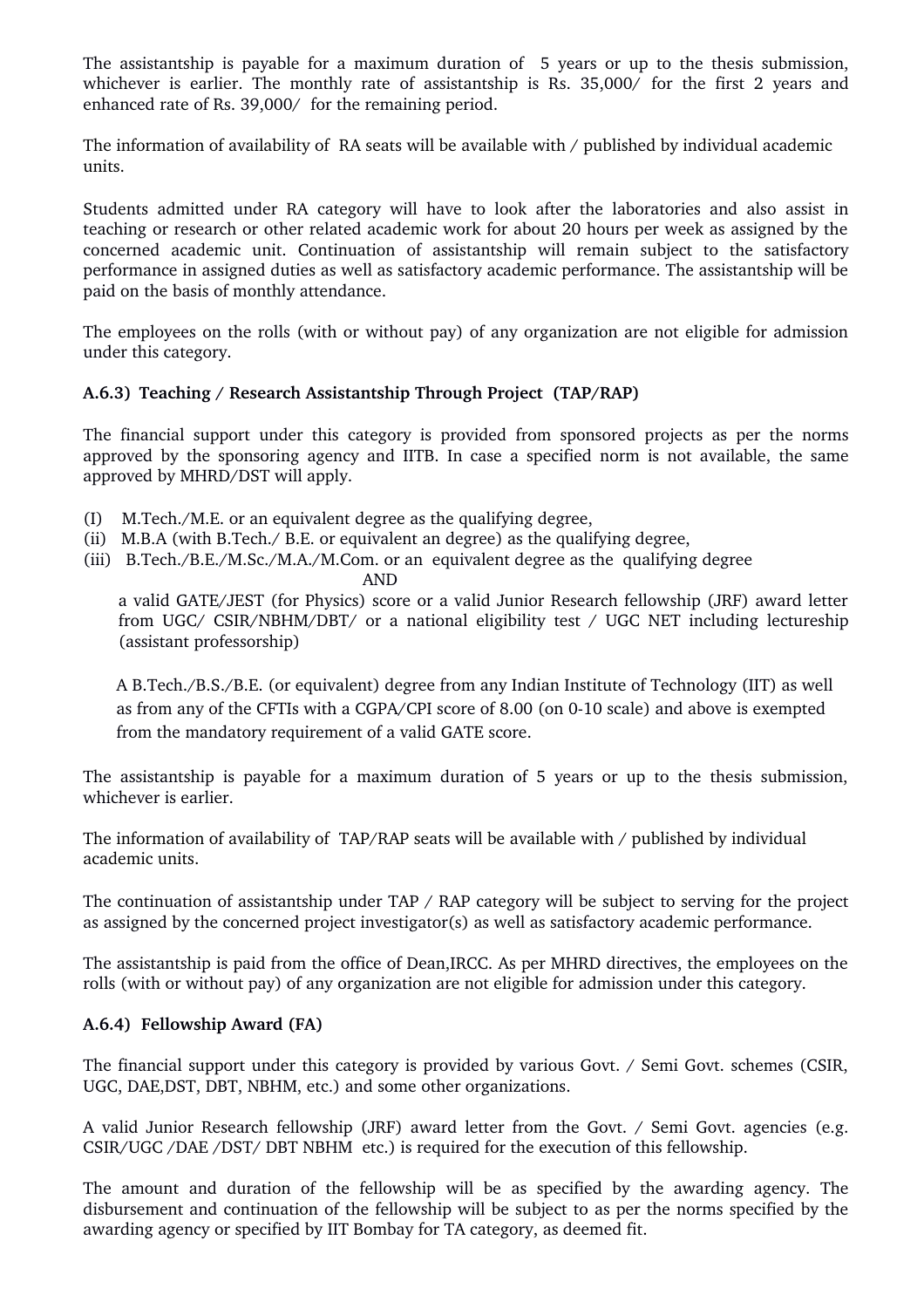The assistantship is payable for a maximum duration of 5 years or up to the thesis submission, whichever is earlier. The monthly rate of assistantship is Rs. 35,000/ for the first 2 years and enhanced rate of Rs. 39,000/ for the remaining period.

The information of availability of RA seats will be available with / published by individual academic units.

Students admitted under RA category will have to look after the laboratories and also assist in teaching or research or other related academic work for about 20 hours per week as assigned by the concerned academic unit. Continuation of assistantship will remain subject to the satisfactory performance in assigned duties as well as satisfactory academic performance. The assistantship will be paid on the basis of monthly attendance.

The employees on the rolls (with or without pay) of any organization are not eligible for admission under this category.

#### A.6.3) Teaching / Research Assistantship Through Project (TAP/RAP)

The financial support under this category is provided from sponsored projects as per the norms approved by the sponsoring agency and IITB. In case a specified norm is not available, the same approved by MHRD/DST will apply.

(I) M.Tech./M.E. or an equivalent degree as the qualifying degree,
(ii) M.B.A (with B.Tech./ B.E. or equivalent an degree) as the qualifying degree,
(iii) B.Tech./B.E./M.Sc./M.A./M.Com. or an equivalent degree as the qualifying degree

AND

a valid GATE/JEST (for Physics) score or a valid Junior Research fellowship (JRF) award letter from UGC/ CSIR/NBHM/DBT/ or a national eligibility test / UGC NET including lectureship (assistant professorship)

A B.Tech./B.S./B.E. (or equivalent) degree from any Indian Institute of Technology (IIT) as well as from any of the CFTIs with a CGPA/CPI score of 8.00 (on 0-10 scale) and above is exempted from the mandatory requirement of a valid GATE score.

The assistantship is payable for a maximum duration of 5 years or up to the thesis submission, whichever is earlier.

The information of availability of TAP/RAP seats will be available with / published by individual academic units.

The continuation of assistantship under TAP / RAP category will be subject to serving for the project as assigned by the concerned project investigator(s) as well as satisfactory academic performance.

The assistantship is paid from the office of Dean,IRCC. As per MHRD directives, the employees on the rolls (with or without pay) of any organization are not eligible for admission under this category.

#### A.6.4) Fellowship Award (FA)

The financial support under this category is provided by various Govt. / Semi Govt. schemes (CSIR, UGC, DAE,DST, DBT, NBHM, etc.) and some other organizations.

A valid Junior Research fellowship (JRF) award letter from the Govt. / Semi Govt. agencies (e.g. CSIR/UGC /DAE /DST/ DBT NBHM etc.) is required for the execution of this fellowship.

The amount and duration of the fellowship will be as specified by the awarding agency. The disbursement and continuation of the fellowship will be subject to as per the norms specified by the awarding agency or specified by IIT Bombay for TA category, as deemed fit.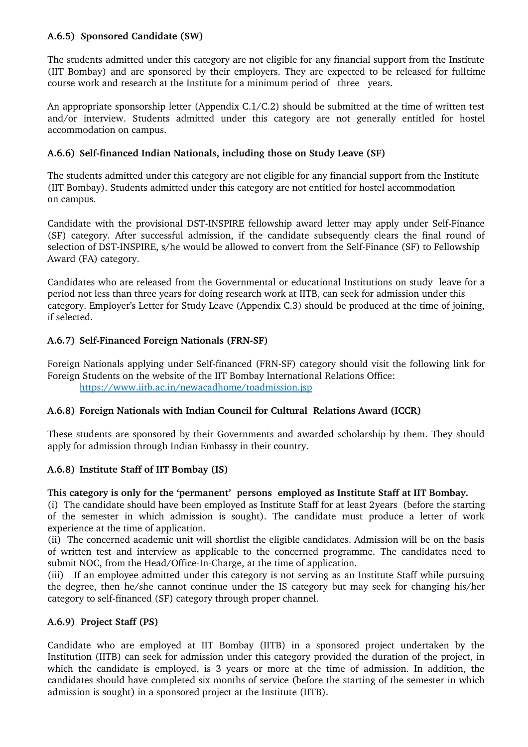### A.6.5) Sponsored Candidate (SW)

The students admitted under this category are not eligible for any financial support from the Institute (IIT Bombay) and are sponsored by their employers. They are expected to be released for fulltime course work and research at the Institute for a minimum period of three years.

An appropriate sponsorship letter (Appendix C.1/C.2) should be submitted at the time of written test and/or interview. Students admitted under this category are not generally entitled for hostel accommodation on campus.

### A.6.6) Self-financed Indian Nationals, including those on Study Leave (SF)

The students admitted under this category are not eligible for any financial support from the Institute (IIT Bombay). Students admitted under this category are not entitled for hostel accommodation on campus.

Candidate with the provisional DST-INSPIRE fellowship award letter may apply under Self-Finance (SF) category. After successful admission, if the candidate subsequently clears the final round of selection of DST-INSPIRE, s/he would be allowed to convert from the Self-Finance (SF) to Fellowship Award (FA) category.

Candidates who are released from the Governmental or educational Institutions on study leave for a period not less than three years for doing research work at IITB, can seek for admission under this category. Employer's Letter for Study Leave (Appendix C.3) should be produced at the time of joining, if selected.

### A.6.7) Self-Financed Foreign Nationals (FRN-SF)

Foreign Nationals applying under Self-financed (FRN-SF) category should visit the following link for Foreign Students on the website of the IIT Bombay International Relations Office:
https://www.iitb.ac.in/newacadhome/toadmission.jsp

### A.6.8) Foreign Nationals with Indian Council for Cultural Relations Award (ICCR)

These students are sponsored by their Governments and awarded scholarship by them. They should apply for admission through Indian Embassy in their country.

### A.6.8) Institute Staff of IIT Bombay (IS)

**This category is only for the 'permanent' persons employed as Institute Staff at IIT Bombay.**

(i) The candidate should have been employed as Institute Staff for at least 2years (before the starting of the semester in which admission is sought). The candidate must produce a letter of work experience at the time of application.

(ii) The concerned academic unit will shortlist the eligible candidates. Admission will be on the basis of written test and interview as applicable to the concerned programme. The candidates need to submit NOC, from the Head/Office-In-Charge, at the time of application.

(iii) If an employee admitted under this category is not serving as an Institute Staff while pursuing the degree, then he/she cannot continue under the IS category but may seek for changing his/her category to self-financed (SF) category through proper channel.

### A.6.9) Project Staff (PS)

Candidate who are employed at IIT Bombay (IITB) in a sponsored project undertaken by the Institution (IITB) can seek for admission under this category provided the duration of the project, in which the candidate is employed, is 3 years or more at the time of admission. In addition, the candidates should have completed six months of service (before the starting of the semester in which admission is sought) in a sponsored project at the Institute (IITB).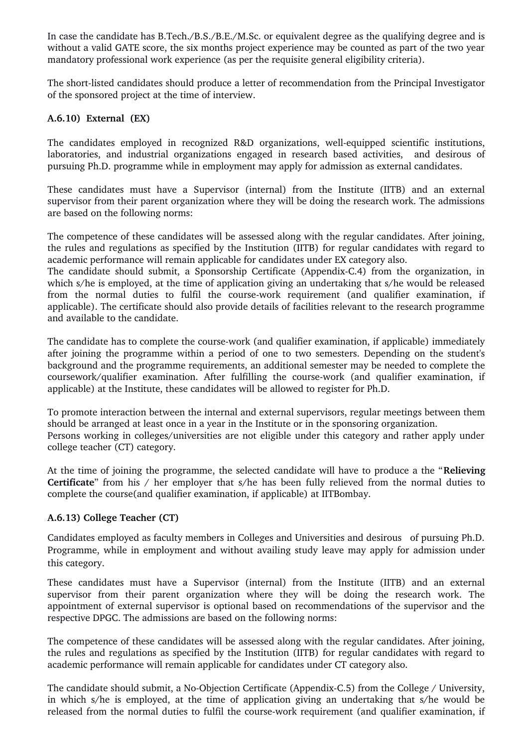In case the candidate has B.Tech./B.S./B.E./M.Sc. or equivalent degree as the qualifying degree and is without a valid GATE score, the six months project experience may be counted as part of the two year mandatory professional work experience (as per the requisite general eligibility criteria).

The short-listed candidates should produce a letter of recommendation from the Principal Investigator of the sponsored project at the time of interview.

### A.6.10) External (EX)

The candidates employed in recognized R&D organizations, well-equipped scientific institutions, laboratories, and industrial organizations engaged in research based activities, and desirous of pursuing Ph.D. programme while in employment may apply for admission as external candidates.

These candidates must have a Supervisor (internal) from the Institute (IITB) and an external supervisor from their parent organization where they will be doing the research work. The admissions are based on the following norms:

The competence of these candidates will be assessed along with the regular candidates. After joining, the rules and regulations as specified by the Institution (IITB) for regular candidates with regard to academic performance will remain applicable for candidates under EX category also.
The candidate should submit, a Sponsorship Certificate (Appendix-C.4) from the organization, in which s/he is employed, at the time of application giving an undertaking that s/he would be released from the normal duties to fulfil the course-work requirement (and qualifier examination, if applicable). The certificate should also provide details of facilities relevant to the research programme and available to the candidate.

The candidate has to complete the course-work (and qualifier examination, if applicable) immediately after joining the programme within a period of one to two semesters. Depending on the student's background and the programme requirements, an additional semester may be needed to complete the coursework/qualifier examination. After fulfilling the course-work (and qualifier examination, if applicable) at the Institute, these candidates will be allowed to register for Ph.D.

To promote interaction between the internal and external supervisors, regular meetings between them should be arranged at least once in a year in the Institute or in the sponsoring organization.
Persons working in colleges/universities are not eligible under this category and rather apply under college teacher (CT) category.

At the time of joining the programme, the selected candidate will have to produce a the "**Relieving Certificate**" from his / her employer that s/he has been fully relieved from the normal duties to complete the course(and qualifier examination, if applicable) at IITBombay.

### A.6.13) College Teacher (CT)

Candidates employed as faculty members in Colleges and Universities and desirous of pursuing Ph.D. Programme, while in employment and without availing study leave may apply for admission under this category.

These candidates must have a Supervisor (internal) from the Institute (IITB) and an external supervisor from their parent organization where they will be doing the research work. The appointment of external supervisor is optional based on recommendations of the supervisor and the respective DPGC. The admissions are based on the following norms:

The competence of these candidates will be assessed along with the regular candidates. After joining, the rules and regulations as specified by the Institution (IITB) for regular candidates with regard to academic performance will remain applicable for candidates under CT category also.

The candidate should submit, a No-Objection Certificate (Appendix-C.5) from the College / University, in which s/he is employed, at the time of application giving an undertaking that s/he would be released from the normal duties to fulfil the course-work requirement (and qualifier examination, if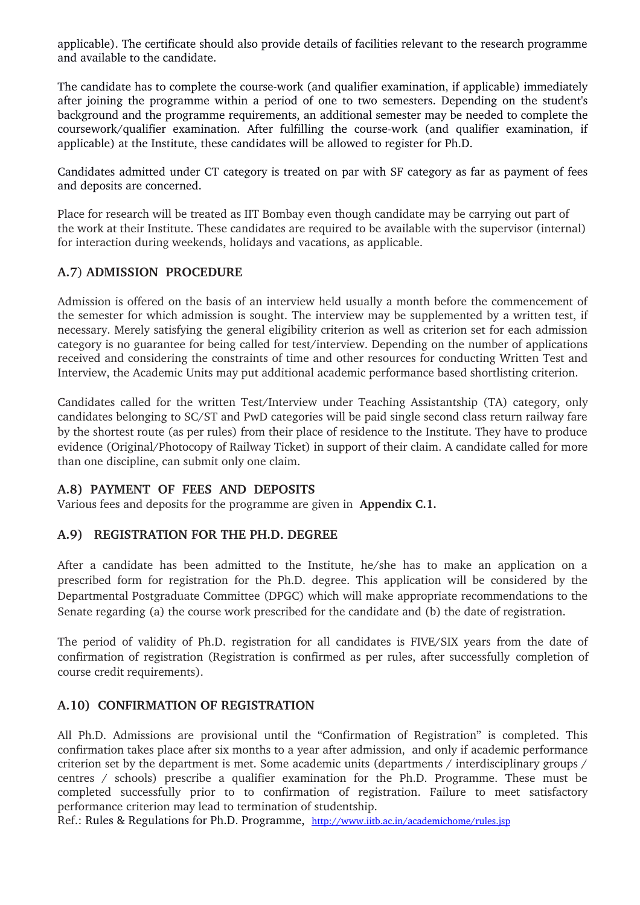applicable). The certificate should also provide details of facilities relevant to the research programme and available to the candidate.

The candidate has to complete the course-work (and qualifier examination, if applicable) immediately after joining the programme within a period of one to two semesters. Depending on the student's background and the programme requirements, an additional semester may be needed to complete the coursework/qualifier examination. After fulfilling the course-work (and qualifier examination, if applicable) at the Institute, these candidates will be allowed to register for Ph.D.

Candidates admitted under CT category is treated on par with SF category as far as payment of fees and deposits are concerned.

Place for research will be treated as IIT Bombay even though candidate may be carrying out part of the work at their Institute. These candidates are required to be available with the supervisor (internal) for interaction during weekends, holidays and vacations, as applicable.

## A.7) ADMISSION PROCEDURE

Admission is offered on the basis of an interview held usually a month before the commencement of the semester for which admission is sought. The interview may be supplemented by a written test, if necessary. Merely satisfying the general eligibility criterion as well as criterion set for each admission category is no guarantee for being called for test/interview. Depending on the number of applications received and considering the constraints of time and other resources for conducting Written Test and Interview, the Academic Units may put additional academic performance based shortlisting criterion.

Candidates called for the written Test/Interview under Teaching Assistantship (TA) category, only candidates belonging to SC/ST and PwD categories will be paid single second class return railway fare by the shortest route (as per rules) from their place of residence to the Institute. They have to produce evidence (Original/Photocopy of Railway Ticket) in support of their claim. A candidate called for more than one discipline, can submit only one claim.

## A.8) PAYMENT OF FEES AND DEPOSITS

Various fees and deposits for the programme are given in **Appendix C.1.**

## A.9) REGISTRATION FOR THE PH.D. DEGREE

After a candidate has been admitted to the Institute, he/she has to make an application on a prescribed form for registration for the Ph.D. degree. This application will be considered by the Departmental Postgraduate Committee (DPGC) which will make appropriate recommendations to the Senate regarding (a) the course work prescribed for the candidate and (b) the date of registration.

The period of validity of Ph.D. registration for all candidates is FIVE/SIX years from the date of confirmation of registration (Registration is confirmed as per rules, after successfully completion of course credit requirements).

## A.10) CONFIRMATION OF REGISTRATION

All Ph.D. Admissions are provisional until the "Confirmation of Registration" is completed. This confirmation takes place after six months to a year after admission, and only if academic performance criterion set by the department is met. Some academic units (departments / interdisciplinary groups / centres / schools) prescribe a qualifier examination for the Ph.D. Programme. These must be completed successfully prior to to confirmation of registration. Failure to meet satisfactory performance criterion may lead to termination of studentship.

Ref.: Rules & Regulations for Ph.D. Programme, http://www.iitb.ac.in/academichome/rules.jsp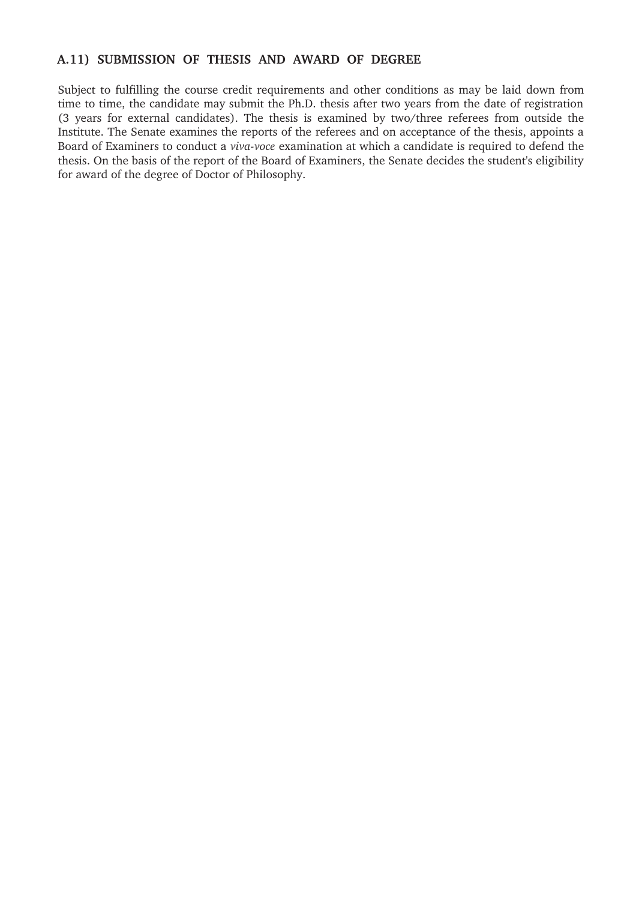### A.11) SUBMISSION OF THESIS AND AWARD OF DEGREE

Subject to fulfilling the course credit requirements and other conditions as may be laid down from time to time, the candidate may submit the Ph.D. thesis after two years from the date of registration (3 years for external candidates). The thesis is examined by two/three referees from outside the Institute. The Senate examines the reports of the referees and on acceptance of the thesis, appoints a Board of Examiners to conduct a *viva-voce* examination at which a candidate is required to defend the thesis. On the basis of the report of the Board of Examiners, the Senate decides the student's eligibility for award of the degree of Doctor of Philosophy.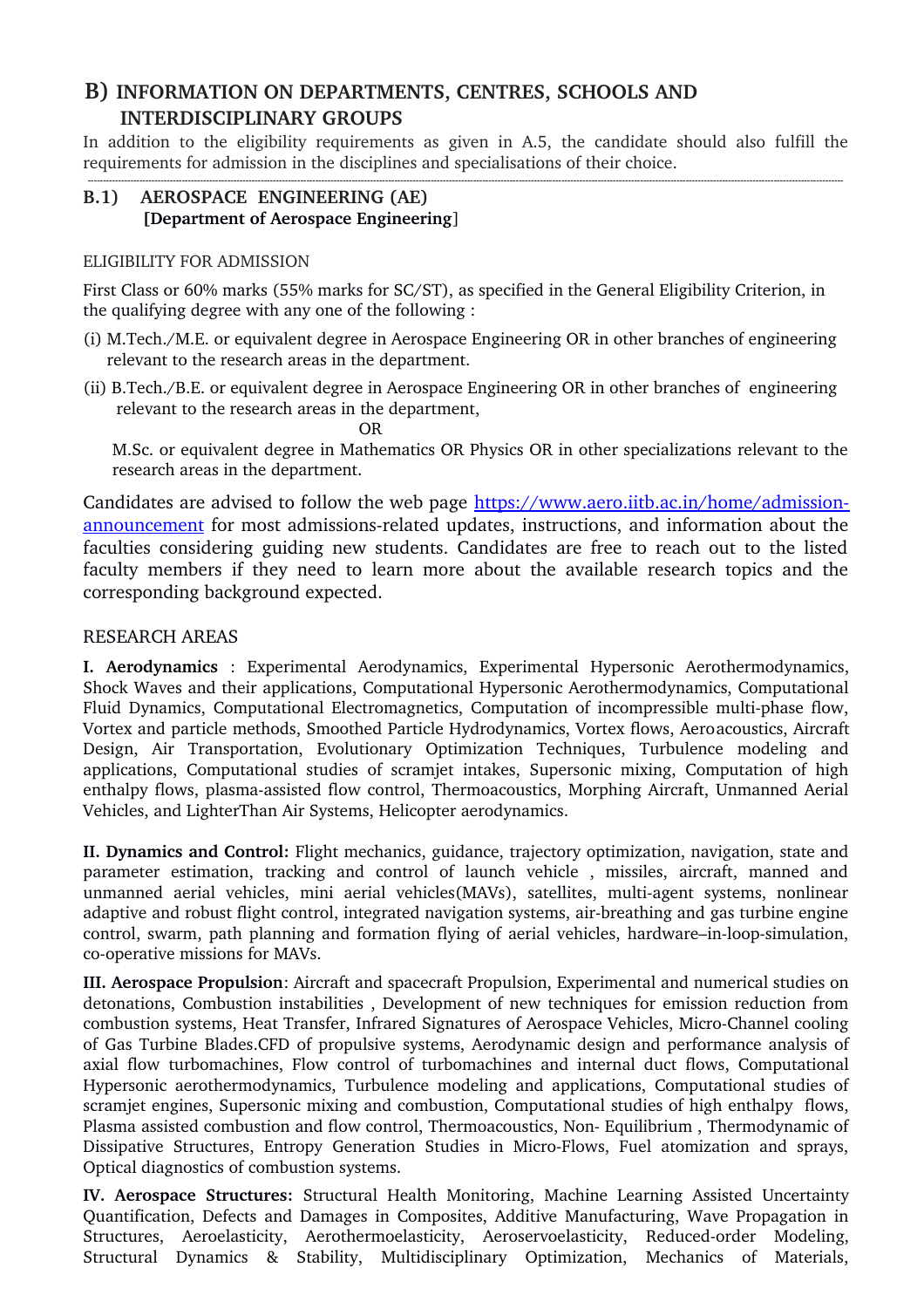## B) INFORMATION ON DEPARTMENTS, CENTRES, SCHOOLS AND INTERDISCIPLINARY GROUPS

In addition to the eligibility requirements as given in A.5, the candidate should also fulfill the requirements for admission in the disciplines and specialisations of their choice.

---

### B.1) AEROSPACE ENGINEERING (AE)
**[Department of Aerospace Engineering]**

ELIGIBILITY FOR ADMISSION

First Class or 60% marks (55% marks for SC/ST), as specified in the General Eligibility Criterion, in the qualifying degree with any one of the following :

(i) M.Tech./M.E. or equivalent degree in Aerospace Engineering OR in other branches of engineering relevant to the research areas in the department.

(ii) B.Tech./B.E. or equivalent degree in Aerospace Engineering OR in other branches of engineering relevant to the research areas in the department,

OR

M.Sc. or equivalent degree in Mathematics OR Physics OR in other specializations relevant to the research areas in the department.

Candidates are advised to follow the web page https://www.aero.iitb.ac.in/home/admission-announcement for most admissions-related updates, instructions, and information about the faculties considering guiding new students. Candidates are free to reach out to the listed faculty members if they need to learn more about the available research topics and the corresponding background expected.

RESEARCH AREAS

**I. Aerodynamics** : Experimental Aerodynamics, Experimental Hypersonic Aerothermodynamics, Shock Waves and their applications, Computational Hypersonic Aerothermodynamics, Computational Fluid Dynamics, Computational Electromagnetics, Computation of incompressible multi-phase flow, Vortex and particle methods, Smoothed Particle Hydrodynamics, Vortex flows, Aeroacoustics, Aircraft Design, Air Transportation, Evolutionary Optimization Techniques, Turbulence modeling and applications, Computational studies of scramjet intakes, Supersonic mixing, Computation of high enthalpy flows, plasma-assisted flow control, Thermoacoustics, Morphing Aircraft, Unmanned Aerial Vehicles, and LighterThan Air Systems, Helicopter aerodynamics.

**II. Dynamics and Control:** Flight mechanics, guidance, trajectory optimization, navigation, state and parameter estimation, tracking and control of launch vehicle , missiles, aircraft, manned and unmanned aerial vehicles, mini aerial vehicles(MAVs), satellites, multi-agent systems, nonlinear adaptive and robust flight control, integrated navigation systems, air-breathing and gas turbine engine control, swarm, path planning and formation flying of aerial vehicles, hardware–in-loop-simulation, co-operative missions for MAVs.

**III. Aerospace Propulsion**: Aircraft and spacecraft Propulsion, Experimental and numerical studies on detonations, Combustion instabilities , Development of new techniques for emission reduction from combustion systems, Heat Transfer, Infrared Signatures of Aerospace Vehicles, Micro-Channel cooling of Gas Turbine Blades.CFD of propulsive systems, Aerodynamic design and performance analysis of axial flow turbomachines, Flow control of turbomachines and internal duct flows, Computational Hypersonic aerothermodynamics, Turbulence modeling and applications, Computational studies of scramjet engines, Supersonic mixing and combustion, Computational studies of high enthalpy flows, Plasma assisted combustion and flow control, Thermoacoustics, Non- Equilibrium , Thermodynamic of Dissipative Structures, Entropy Generation Studies in Micro-Flows, Fuel atomization and sprays, Optical diagnostics of combustion systems.

**IV. Aerospace Structures:** Structural Health Monitoring, Machine Learning Assisted Uncertainty Quantification, Defects and Damages in Composites, Additive Manufacturing, Wave Propagation in Structures, Aeroelasticity, Aerothermoelasticity, Aeroservoelasticity, Reduced-order Modeling, Structural Dynamics & Stability, Multidisciplinary Optimization, Mechanics of Materials,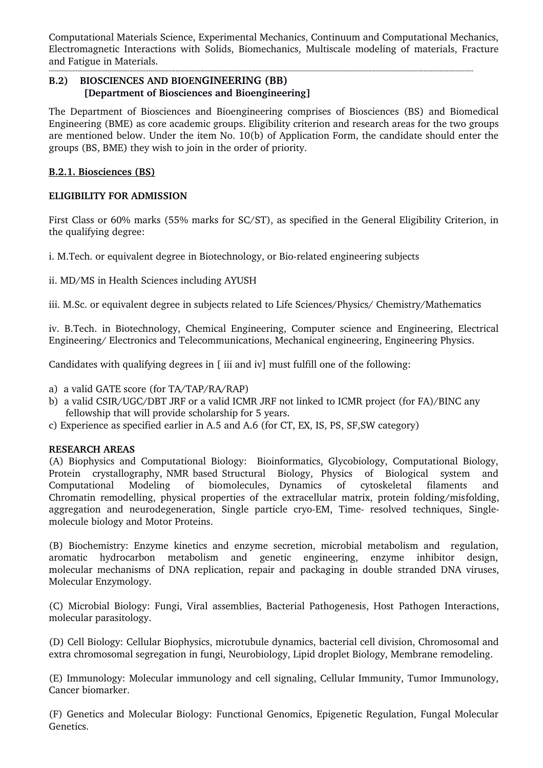Computational Materials Science, Experimental Mechanics, Continuum and Computational Mechanics, Electromagnetic Interactions with Solids, Biomechanics, Multiscale modeling of materials, Fracture and Fatigue in Materials.

---

### B.2) BIOSCIENCES AND BIOENGINEERING (BB)
**[Department of Biosciences and Bioengineering]**

The Department of Biosciences and Bioengineering comprises of Biosciences (BS) and Biomedical Engineering (BME) as core academic groups. Eligibility criterion and research areas for the two groups are mentioned below. Under the item No. 10(b) of Application Form, the candidate should enter the groups (BS, BME) they wish to join in the order of priority.

#### B.2.1. Biosciences (BS)

**ELIGIBILITY FOR ADMISSION**

First Class or 60% marks (55% marks for SC/ST), as specified in the General Eligibility Criterion, in the qualifying degree:

i. M.Tech. or equivalent degree in Biotechnology, or Bio-related engineering subjects

ii. MD/MS in Health Sciences including AYUSH

iii. M.Sc. or equivalent degree in subjects related to Life Sciences/Physics/ Chemistry/Mathematics

iv. B.Tech. in Biotechnology, Chemical Engineering, Computer science and Engineering, Electrical Engineering/ Electronics and Telecommunications, Mechanical engineering, Engineering Physics.

Candidates with qualifying degrees in [ iii and iv] must fulfill one of the following:

a) a valid GATE score (for TA/TAP/RA/RAP)
b) a valid CSIR/UGC/DBT JRF or a valid ICMR JRF not linked to ICMR project (for FA)/BINC any fellowship that will provide scholarship for 5 years.
c) Experience as specified earlier in A.5 and A.6 (for CT, EX, IS, PS, SF,SW category)

**RESEARCH AREAS**

(A) Biophysics and Computational Biology: Bioinformatics, Glycobiology, Computational Biology, Protein crystallography, NMR based Structural Biology, Physics of Biological system and Computational Modeling of biomolecules, Dynamics of cytoskeletal filaments and Chromatin remodelling, physical properties of the extracellular matrix, protein folding/misfolding, aggregation and neurodegeneration, Single particle cryo-EM, Time- resolved techniques, Single-molecule biology and Motor Proteins.

(B) Biochemistry: Enzyme kinetics and enzyme secretion, microbial metabolism and regulation, aromatic hydrocarbon metabolism and genetic engineering, enzyme inhibitor design, molecular mechanisms of DNA replication, repair and packaging in double stranded DNA viruses, Molecular Enzymology.

(C) Microbial Biology: Fungi, Viral assemblies, Bacterial Pathogenesis, Host Pathogen Interactions, molecular parasitology.

(D) Cell Biology: Cellular Biophysics, microtubule dynamics, bacterial cell division, Chromosomal and extra chromosomal segregation in fungi, Neurobiology, Lipid droplet Biology, Membrane remodeling.

(E) Immunology: Molecular immunology and cell signaling, Cellular Immunity, Tumor Immunology, Cancer biomarker.

(F) Genetics and Molecular Biology: Functional Genomics, Epigenetic Regulation, Fungal Molecular Genetics.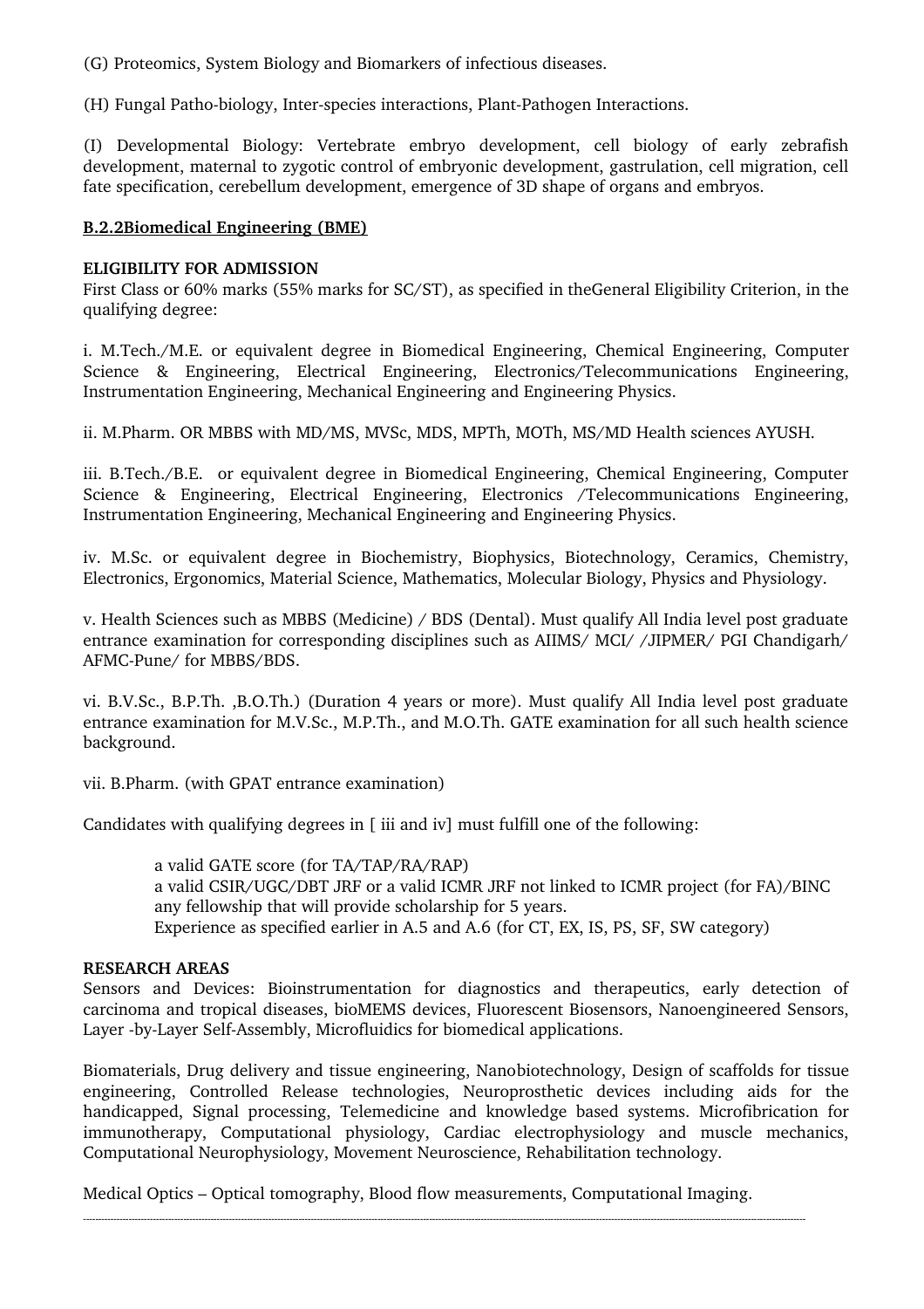(G) Proteomics, System Biology and Biomarkers of infectious diseases.

(H) Fungal Patho-biology, Inter-species interactions, Plant-Pathogen Interactions.

(I) Developmental Biology: Vertebrate embryo development, cell biology of early zebrafish development, maternal to zygotic control of embryonic development, gastrulation, cell migration, cell fate specification, cerebellum development, emergence of 3D shape of organs and embryos.

### B.2.2Biomedical Engineering (BME)

**ELIGIBILITY FOR ADMISSION**

First Class or 60% marks (55% marks for SC/ST), as specified in theGeneral Eligibility Criterion, in the qualifying degree:

i. M.Tech./M.E. or equivalent degree in Biomedical Engineering, Chemical Engineering, Computer Science & Engineering, Electrical Engineering, Electronics/Telecommunications Engineering, Instrumentation Engineering, Mechanical Engineering and Engineering Physics.

ii. M.Pharm. OR MBBS with MD/MS, MVSc, MDS, MPTh, MOTh, MS/MD Health sciences AYUSH.

iii. B.Tech./B.E. or equivalent degree in Biomedical Engineering, Chemical Engineering, Computer Science & Engineering, Electrical Engineering, Electronics /Telecommunications Engineering, Instrumentation Engineering, Mechanical Engineering and Engineering Physics.

iv. M.Sc. or equivalent degree in Biochemistry, Biophysics, Biotechnology, Ceramics, Chemistry, Electronics, Ergonomics, Material Science, Mathematics, Molecular Biology, Physics and Physiology.

v. Health Sciences such as MBBS (Medicine) / BDS (Dental). Must qualify All India level post graduate entrance examination for corresponding disciplines such as AIIMS/ MCI/ /JIPMER/ PGI Chandigarh/ AFMC-Pune/ for MBBS/BDS.

vi. B.V.Sc., B.P.Th. ,B.O.Th.) (Duration 4 years or more). Must qualify All India level post graduate entrance examination for M.V.Sc., M.P.Th., and M.O.Th. GATE examination for all such health science background.

vii. B.Pharm. (with GPAT entrance examination)

Candidates with qualifying degrees in [ iii and iv] must fulfill one of the following:

- a valid GATE score (for TA/TAP/RA/RAP)
- a valid CSIR/UGC/DBT JRF or a valid ICMR JRF not linked to ICMR project (for FA)/BINC
- any fellowship that will provide scholarship for 5 years.
- Experience as specified earlier in A.5 and A.6 (for CT, EX, IS, PS, SF, SW category)

**RESEARCH AREAS**

Sensors and Devices: Bioinstrumentation for diagnostics and therapeutics, early detection of carcinoma and tropical diseases, bioMEMS devices, Fluorescent Biosensors, Nanoengineered Sensors, Layer -by-Layer Self-Assembly, Microfluidics for biomedical applications.

Biomaterials, Drug delivery and tissue engineering, Nanobiotechnology, Design of scaffolds for tissue engineering, Controlled Release technologies, Neuroprosthetic devices including aids for the handicapped, Signal processing, Telemedicine and knowledge based systems. Microfibrication for immunotherapy, Computational physiology, Cardiac electrophysiology and muscle mechanics, Computational Neurophysiology, Movement Neuroscience, Rehabilitation technology.

Medical Optics – Optical tomography, Blood flow measurements, Computational Imaging.

---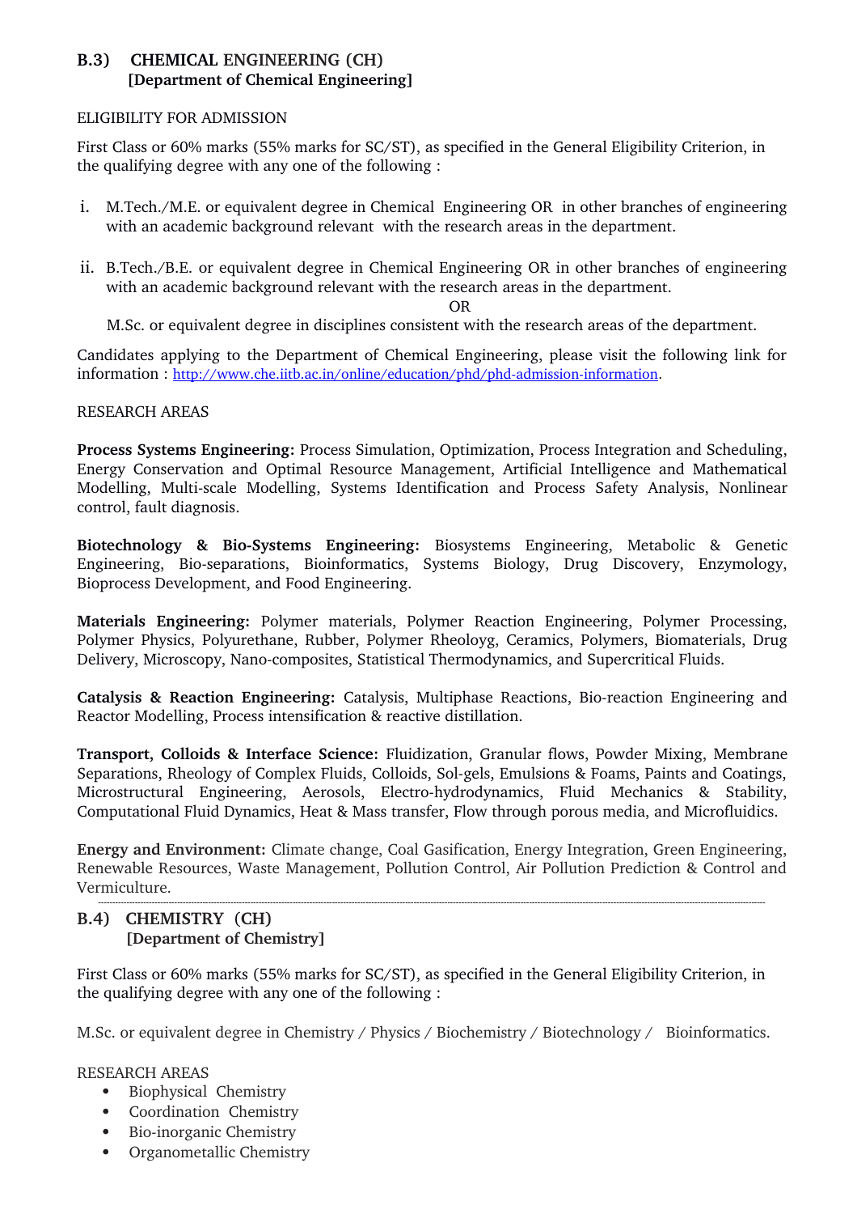## B.3) CHEMICAL ENGINEERING (CH)
**[Department of Chemical Engineering]**

ELIGIBILITY FOR ADMISSION

First Class or 60% marks (55% marks for SC/ST), as specified in the General Eligibility Criterion, in the qualifying degree with any one of the following :

i. M.Tech./M.E. or equivalent degree in Chemical Engineering OR in other branches of engineering with an academic background relevant with the research areas in the department.

ii. B.Tech./B.E. or equivalent degree in Chemical Engineering OR in other branches of engineering with an academic background relevant with the research areas in the department.

OR

M.Sc. or equivalent degree in disciplines consistent with the research areas of the department.

Candidates applying to the Department of Chemical Engineering, please visit the following link for information : http://www.che.iitb.ac.in/online/education/phd/phd-admission-information.

RESEARCH AREAS

**Process Systems Engineering:** Process Simulation, Optimization, Process Integration and Scheduling, Energy Conservation and Optimal Resource Management, Artificial Intelligence and Mathematical Modelling, Multi-scale Modelling, Systems Identification and Process Safety Analysis, Nonlinear control, fault diagnosis.

**Biotechnology & Bio-Systems Engineering:** Biosystems Engineering, Metabolic & Genetic Engineering, Bio-separations, Bioinformatics, Systems Biology, Drug Discovery, Enzymology, Bioprocess Development, and Food Engineering.

**Materials Engineering:** Polymer materials, Polymer Reaction Engineering, Polymer Processing, Polymer Physics, Polyurethane, Rubber, Polymer Rheoloyg, Ceramics, Polymers, Biomaterials, Drug Delivery, Microscopy, Nano-composites, Statistical Thermodynamics, and Supercritical Fluids.

**Catalysis & Reaction Engineering:** Catalysis, Multiphase Reactions, Bio-reaction Engineering and Reactor Modelling, Process intensification & reactive distillation.

**Transport, Colloids & Interface Science:** Fluidization, Granular flows, Powder Mixing, Membrane Separations, Rheology of Complex Fluids, Colloids, Sol-gels, Emulsions & Foams, Paints and Coatings, Microstructural Engineering, Aerosols, Electro-hydrodynamics, Fluid Mechanics & Stability, Computational Fluid Dynamics, Heat & Mass transfer, Flow through porous media, and Microfluidics.

**Energy and Environment:** Climate change, Coal Gasification, Energy Integration, Green Engineering, Renewable Resources, Waste Management, Pollution Control, Air Pollution Prediction & Control and Vermiculture.

---

## B.4) CHEMISTRY (CH)
**[Department of Chemistry]**

First Class or 60% marks (55% marks for SC/ST), as specified in the General Eligibility Criterion, in the qualifying degree with any one of the following :

M.Sc. or equivalent degree in Chemistry / Physics / Biochemistry / Biotechnology / Bioinformatics.

RESEARCH AREAS

- Biophysical Chemistry
- Coordination Chemistry
- Bio-inorganic Chemistry
- Organometallic Chemistry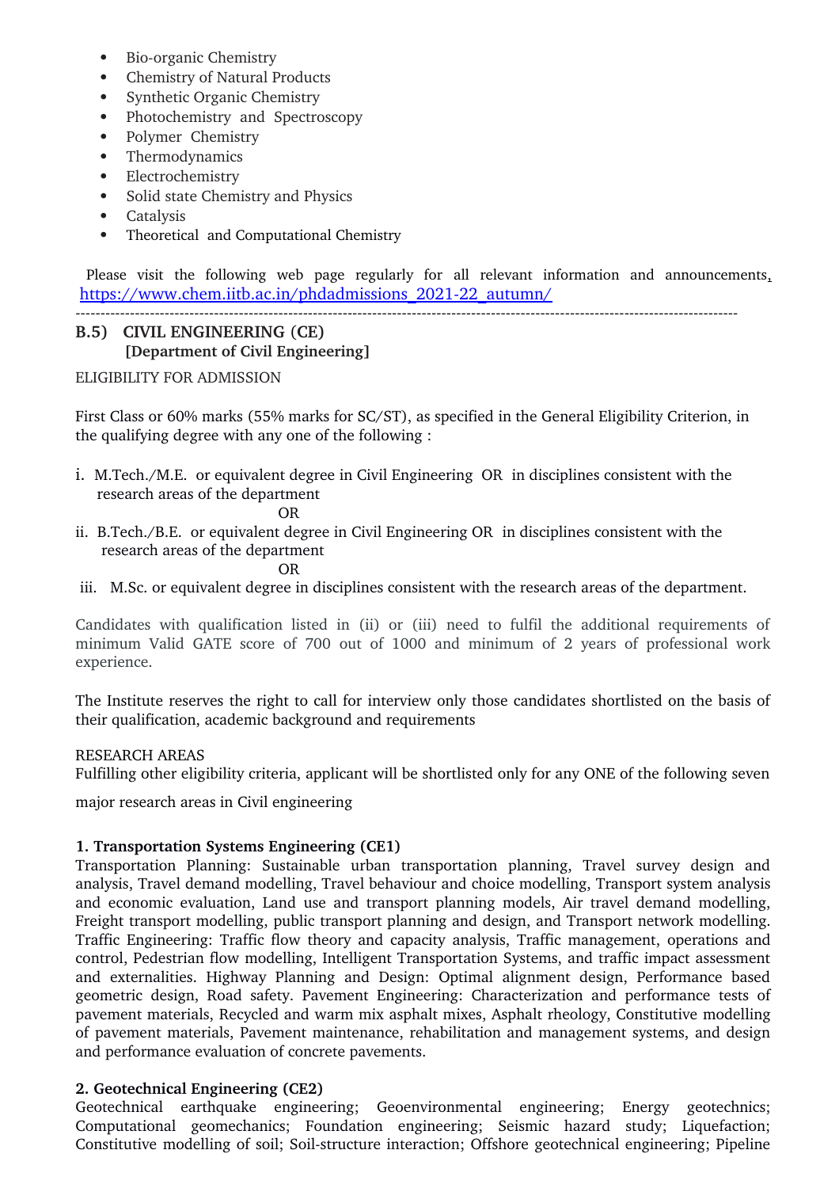- Bio-organic Chemistry
- Chemistry of Natural Products
- Synthetic Organic Chemistry
- Photochemistry and Spectroscopy
- Polymer Chemistry
- Thermodynamics
- Electrochemistry
- Solid state Chemistry and Physics
- Catalysis
- Theoretical and Computational Chemistry

Please visit the following web page regularly for all relevant information and announcements, https://www.chem.iitb.ac.in/phdadmissions_2021-22_autumn/

---

## B.5) CIVIL ENGINEERING (CE)
### [Department of Civil Engineering]

ELIGIBILITY FOR ADMISSION

First Class or 60% marks (55% marks for SC/ST), as specified in the General Eligibility Criterion, in the qualifying degree with any one of the following :

i. M.Tech./M.E. or equivalent degree in Civil Engineering OR in disciplines consistent with the research areas of the department

OR

ii. B.Tech./B.E. or equivalent degree in Civil Engineering OR in disciplines consistent with the research areas of the department

OR

iii. M.Sc. or equivalent degree in disciplines consistent with the research areas of the department.

Candidates with qualification listed in (ii) or (iii) need to fulfil the additional requirements of minimum Valid GATE score of 700 out of 1000 and minimum of 2 years of professional work experience.

The Institute reserves the right to call for interview only those candidates shortlisted on the basis of their qualification, academic background and requirements

RESEARCH AREAS

Fulfilling other eligibility criteria, applicant will be shortlisted only for any ONE of the following seven major research areas in Civil engineering

**1. Transportation Systems Engineering (CE1)**

Transportation Planning: Sustainable urban transportation planning, Travel survey design and analysis, Travel demand modelling, Travel behaviour and choice modelling, Transport system analysis and economic evaluation, Land use and transport planning models, Air travel demand modelling, Freight transport modelling, public transport planning and design, and Transport network modelling. Traffic Engineering: Traffic flow theory and capacity analysis, Traffic management, operations and control, Pedestrian flow modelling, Intelligent Transportation Systems, and traffic impact assessment and externalities. Highway Planning and Design: Optimal alignment design, Performance based geometric design, Road safety. Pavement Engineering: Characterization and performance tests of pavement materials, Recycled and warm mix asphalt mixes, Asphalt rheology, Constitutive modelling of pavement materials, Pavement maintenance, rehabilitation and management systems, and design and performance evaluation of concrete pavements.

**2. Geotechnical Engineering (CE2)**

Geotechnical earthquake engineering; Geoenvironmental engineering; Energy geotechnics; Computational geomechanics; Foundation engineering; Seismic hazard study; Liquefaction; Constitutive modelling of soil; Soil-structure interaction; Offshore geotechnical engineering; Pipeline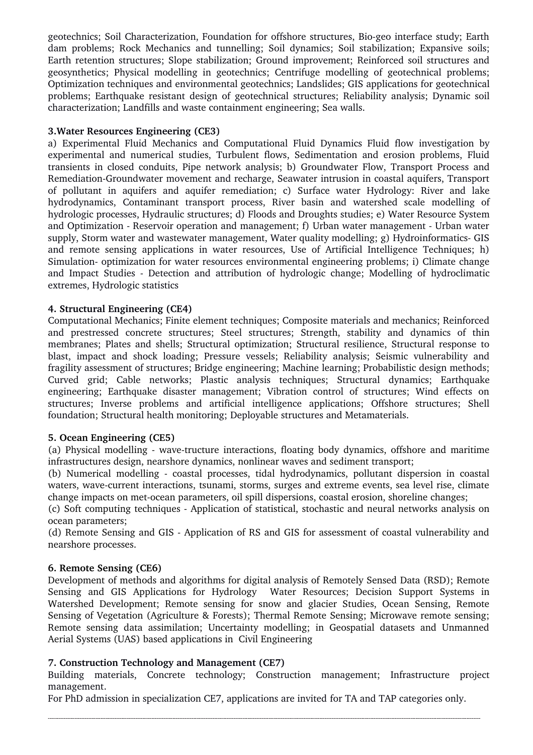geotechnics; Soil Characterization, Foundation for offshore structures, Bio-geo interface study; Earth dam problems; Rock Mechanics and tunnelling; Soil dynamics; Soil stabilization; Expansive soils; Earth retention structures; Slope stabilization; Ground improvement; Reinforced soil structures and geosynthetics; Physical modelling in geotechnics; Centrifuge modelling of geotechnical problems; Optimization techniques and environmental geotechnics; Landslides; GIS applications for geotechnical problems; Earthquake resistant design of geotechnical structures; Reliability analysis; Dynamic soil characterization; Landfills and waste containment engineering; Sea walls.

**3.Water Resources Engineering (CE3)**

a) Experimental Fluid Mechanics and Computational Fluid Dynamics Fluid flow investigation by experimental and numerical studies, Turbulent flows, Sedimentation and erosion problems, Fluid transients in closed conduits, Pipe network analysis; b) Groundwater Flow, Transport Process and Remediation-Groundwater movement and recharge, Seawater intrusion in coastal aquifers, Transport of pollutant in aquifers and aquifer remediation; c) Surface water Hydrology: River and lake hydrodynamics, Contaminant transport process, River basin and watershed scale modelling of hydrologic processes, Hydraulic structures; d) Floods and Droughts studies; e) Water Resource System and Optimization - Reservoir operation and management; f) Urban water management - Urban water supply, Storm water and wastewater management, Water quality modelling; g) Hydroinformatics- GIS and remote sensing applications in water resources, Use of Artificial Intelligence Techniques; h) Simulation- optimization for water resources environmental engineering problems; i) Climate change and Impact Studies - Detection and attribution of hydrologic change; Modelling of hydroclimatic extremes, Hydrologic statistics

**4. Structural Engineering (CE4)**

Computational Mechanics; Finite element techniques; Composite materials and mechanics; Reinforced and prestressed concrete structures; Steel structures; Strength, stability and dynamics of thin membranes; Plates and shells; Structural optimization; Structural resilience, Structural response to blast, impact and shock loading; Pressure vessels; Reliability analysis; Seismic vulnerability and fragility assessment of structures; Bridge engineering; Machine learning; Probabilistic design methods; Curved grid; Cable networks; Plastic analysis techniques; Structural dynamics; Earthquake engineering; Earthquake disaster management; Vibration control of structures; Wind effects on structures; Inverse problems and artificial intelligence applications; Offshore structures; Shell foundation; Structural health monitoring; Deployable structures and Metamaterials.

**5. Ocean Engineering (CE5)**

(a) Physical modelling - wave-tructure interactions, floating body dynamics, offshore and maritime infrastructures design, nearshore dynamics, nonlinear waves and sediment transport;

(b) Numerical modelling - coastal processes, tidal hydrodynamics, pollutant dispersion in coastal waters, wave-current interactions, tsunami, storms, surges and extreme events, sea level rise, climate change impacts on met-ocean parameters, oil spill dispersions, coastal erosion, shoreline changes;

(c) Soft computing techniques - Application of statistical, stochastic and neural networks analysis on ocean parameters;

(d) Remote Sensing and GIS - Application of RS and GIS for assessment of coastal vulnerability and nearshore processes.

**6. Remote Sensing (CE6)**

Development of methods and algorithms for digital analysis of Remotely Sensed Data (RSD); Remote Sensing and GIS Applications for Hydrology Water Resources; Decision Support Systems in Watershed Development; Remote sensing for snow and glacier Studies, Ocean Sensing, Remote Sensing of Vegetation (Agriculture & Forests); Thermal Remote Sensing; Microwave remote sensing; Remote sensing data assimilation; Uncertainty modelling; in Geospatial datasets and Unmanned Aerial Systems (UAS) based applications in Civil Engineering

**7. Construction Technology and Management (CE7)**

Building materials, Concrete technology; Construction management; Infrastructure project management.

For PhD admission in specialization CE7, applications are invited for TA and TAP categories only.

---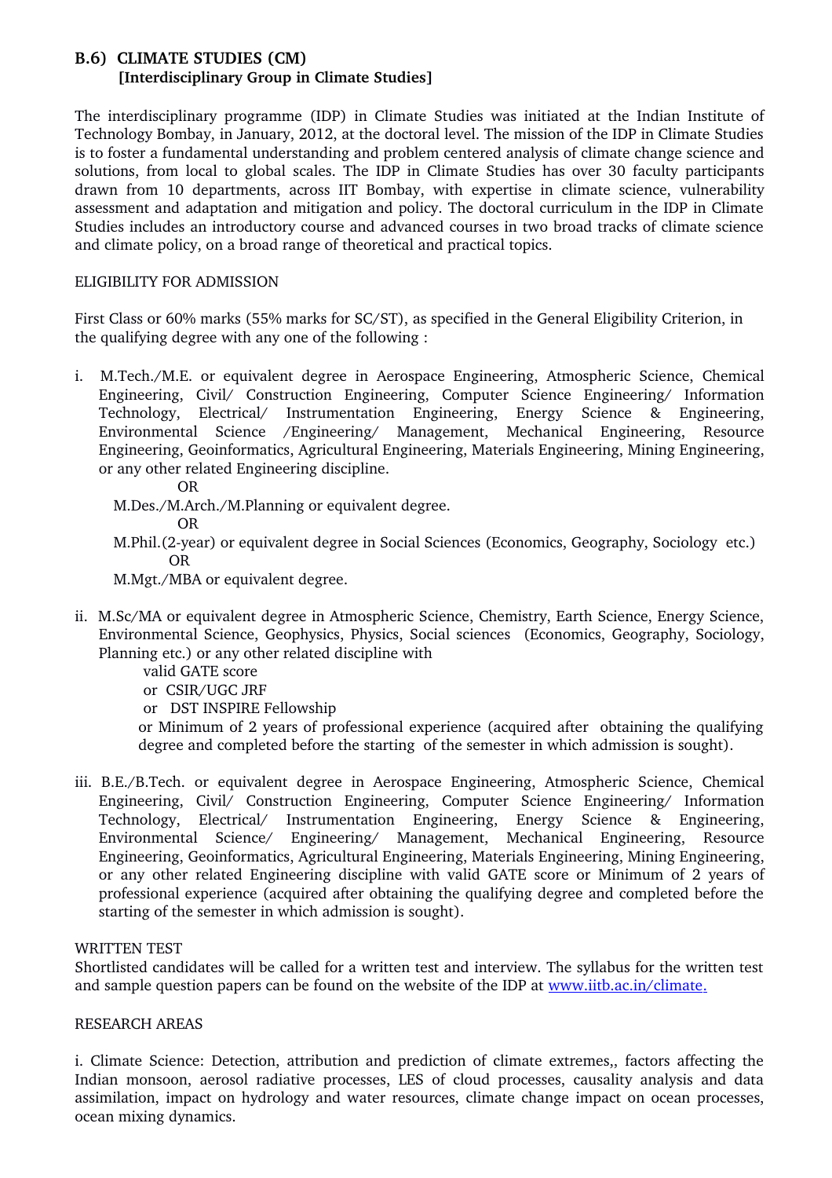### B.6) CLIMATE STUDIES (CM)
**[Interdisciplinary Group in Climate Studies]**

The interdisciplinary programme (IDP) in Climate Studies was initiated at the Indian Institute of Technology Bombay, in January, 2012, at the doctoral level. The mission of the IDP in Climate Studies is to foster a fundamental understanding and problem centered analysis of climate change science and solutions, from local to global scales. The IDP in Climate Studies has over 30 faculty participants drawn from 10 departments, across IIT Bombay, with expertise in climate science, vulnerability assessment and adaptation and mitigation and policy. The doctoral curriculum in the IDP in Climate Studies includes an introductory course and advanced courses in two broad tracks of climate science and climate policy, on a broad range of theoretical and practical topics.

ELIGIBILITY FOR ADMISSION

First Class or 60% marks (55% marks for SC/ST), as specified in the General Eligibility Criterion, in the qualifying degree with any one of the following :

i. M.Tech./M.E. or equivalent degree in Aerospace Engineering, Atmospheric Science, Chemical Engineering, Civil/ Construction Engineering, Computer Science Engineering/ Information Technology, Electrical/ Instrumentation Engineering, Energy Science & Engineering, Environmental Science /Engineering/ Management, Mechanical Engineering, Resource Engineering, Geoinformatics, Agricultural Engineering, Materials Engineering, Mining Engineering, or any other related Engineering discipline.

   OR

   M.Des./M.Arch./M.Planning or equivalent degree.

   OR

   M.Phil.(2-year) or equivalent degree in Social Sciences (Economics, Geography, Sociology etc.)

   OR

   M.Mgt./MBA or equivalent degree.

ii. M.Sc/MA or equivalent degree in Atmospheric Science, Chemistry, Earth Science, Energy Science, Environmental Science, Geophysics, Physics, Social sciences (Economics, Geography, Sociology, Planning etc.) or any other related discipline with

   valid GATE score

   or CSIR/UGC JRF

   or DST INSPIRE Fellowship

   or Minimum of 2 years of professional experience (acquired after obtaining the qualifying degree and completed before the starting of the semester in which admission is sought).

iii. B.E./B.Tech. or equivalent degree in Aerospace Engineering, Atmospheric Science, Chemical Engineering, Civil/ Construction Engineering, Computer Science Engineering/ Information Technology, Electrical/ Instrumentation Engineering, Energy Science & Engineering, Environmental Science/ Engineering/ Management, Mechanical Engineering, Resource Engineering, Geoinformatics, Agricultural Engineering, Materials Engineering, Mining Engineering, or any other related Engineering discipline with valid GATE score or Minimum of 2 years of professional experience (acquired after obtaining the qualifying degree and completed before the starting of the semester in which admission is sought).

WRITTEN TEST

Shortlisted candidates will be called for a written test and interview. The syllabus for the written test and sample question papers can be found on the website of the IDP at www.iitb.ac.in/climate.

RESEARCH AREAS

i. Climate Science: Detection, attribution and prediction of climate extremes,, factors affecting the Indian monsoon, aerosol radiative processes, LES of cloud processes, causality analysis and data assimilation, impact on hydrology and water resources, climate change impact on ocean processes, ocean mixing dynamics.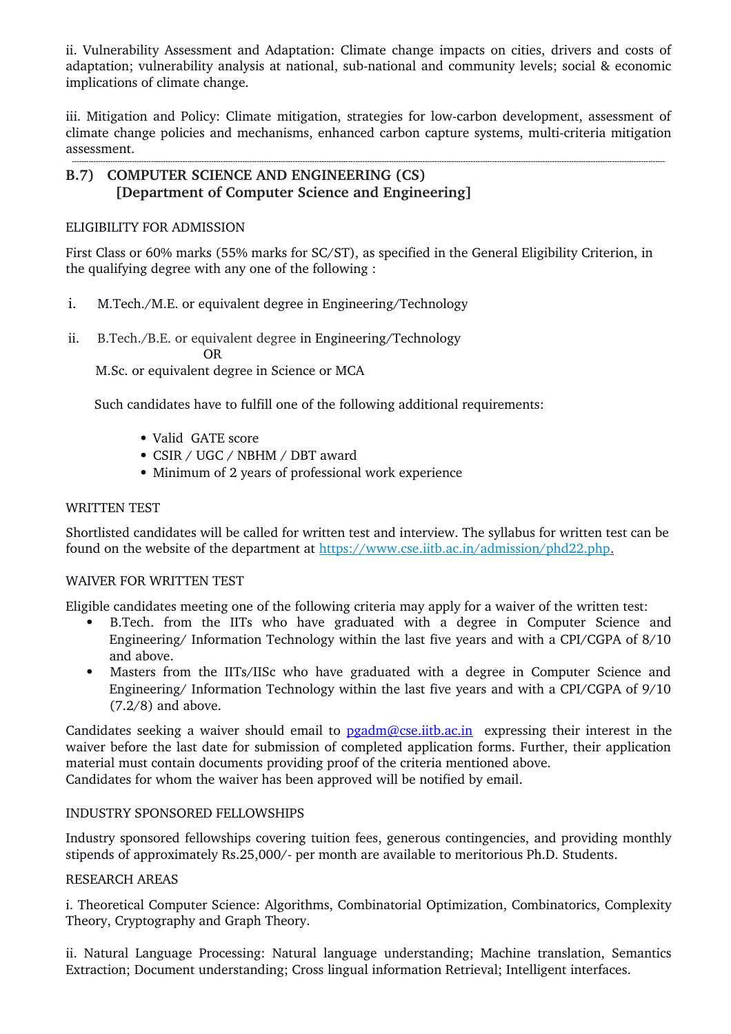ii. Vulnerability Assessment and Adaptation: Climate change impacts on cities, drivers and costs of adaptation; vulnerability analysis at national, sub-national and community levels; social & economic implications of climate change.

iii. Mitigation and Policy: Climate mitigation, strategies for low-carbon development, assessment of climate change policies and mechanisms, enhanced carbon capture systems, multi-criteria mitigation assessment.

---

## B.7) COMPUTER SCIENCE AND ENGINEERING (CS) [Department of Computer Science and Engineering]

ELIGIBILITY FOR ADMISSION

First Class or 60% marks (55% marks for SC/ST), as specified in the General Eligibility Criterion, in the qualifying degree with any one of the following :

i. M.Tech./M.E. or equivalent degree in Engineering/Technology

ii. B.Tech./B.E. or equivalent degree in Engineering/Technology
OR
M.Sc. or equivalent degree in Science or MCA

Such candidates have to fulfill one of the following additional requirements:

- Valid GATE score
- CSIR / UGC / NBHM / DBT award
- Minimum of 2 years of professional work experience

WRITTEN TEST

Shortlisted candidates will be called for written test and interview. The syllabus for written test can be found on the website of the department at https://www.cse.iitb.ac.in/admission/phd22.php.

WAIVER FOR WRITTEN TEST

Eligible candidates meeting one of the following criteria may apply for a waiver of the written test:

- B.Tech. from the IITs who have graduated with a degree in Computer Science and Engineering/ Information Technology within the last five years and with a CPI/CGPA of 8/10 and above.
- Masters from the IITs/IISc who have graduated with a degree in Computer Science and Engineering/ Information Technology within the last five years and with a CPI/CGPA of 9/10 (7.2/8) and above.

Candidates seeking a waiver should email to pgadm@cse.iitb.ac.in expressing their interest in the waiver before the last date for submission of completed application forms. Further, their application material must contain documents providing proof of the criteria mentioned above.
Candidates for whom the waiver has been approved will be notified by email.

INDUSTRY SPONSORED FELLOWSHIPS

Industry sponsored fellowships covering tuition fees, generous contingencies, and providing monthly stipends of approximately Rs.25,000/- per month are available to meritorious Ph.D. Students.

RESEARCH AREAS

i. Theoretical Computer Science: Algorithms, Combinatorial Optimization, Combinatorics, Complexity Theory, Cryptography and Graph Theory.

ii. Natural Language Processing: Natural language understanding; Machine translation, Semantics Extraction; Document understanding; Cross lingual information Retrieval; Intelligent interfaces.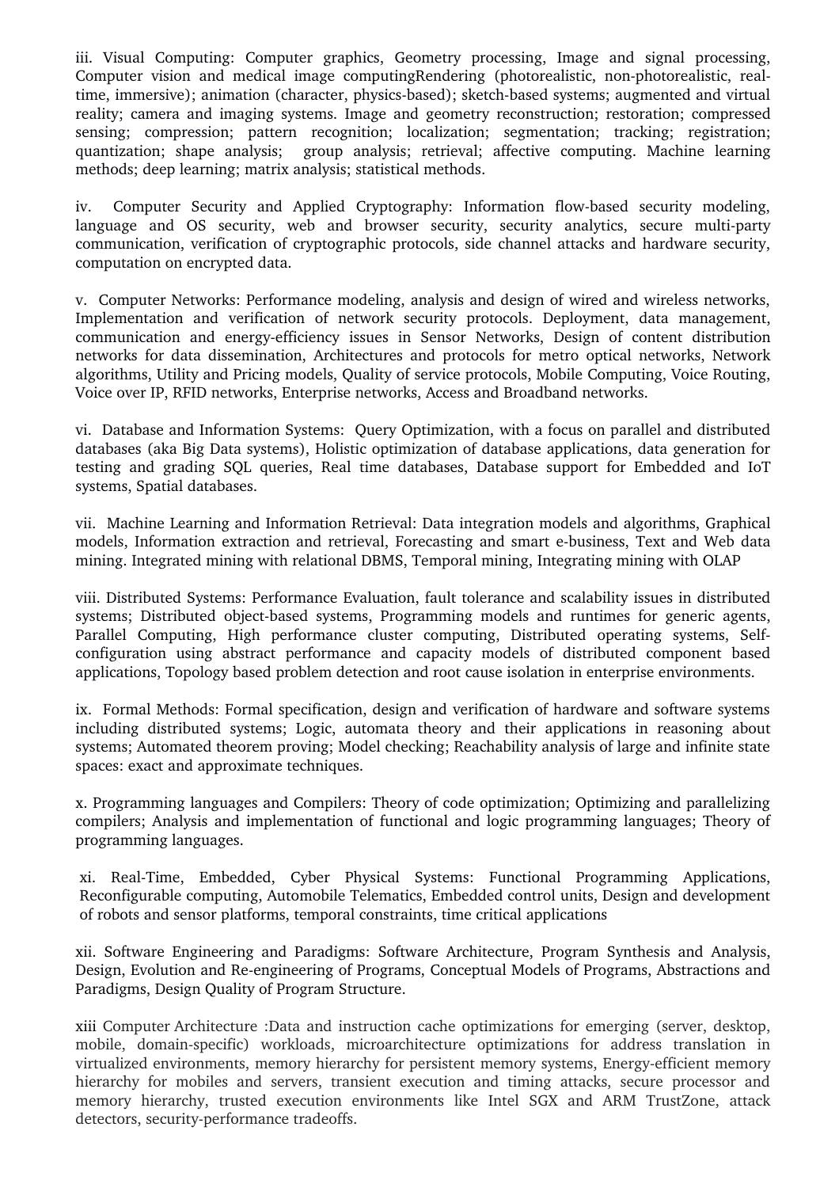iii. Visual Computing: Computer graphics, Geometry processing, Image and signal processing, Computer vision and medical image computingRendering (photorealistic, non-photorealistic, real-time, immersive); animation (character, physics-based); sketch-based systems; augmented and virtual reality; camera and imaging systems. Image and geometry reconstruction; restoration; compressed sensing; compression; pattern recognition; localization; segmentation; tracking; registration; quantization; shape analysis; group analysis; retrieval; affective computing. Machine learning methods; deep learning; matrix analysis; statistical methods.

iv. Computer Security and Applied Cryptography: Information flow-based security modeling, language and OS security, web and browser security, security analytics, secure multi-party communication, verification of cryptographic protocols, side channel attacks and hardware security, computation on encrypted data.

v. Computer Networks: Performance modeling, analysis and design of wired and wireless networks, Implementation and verification of network security protocols. Deployment, data management, communication and energy-efficiency issues in Sensor Networks, Design of content distribution networks for data dissemination, Architectures and protocols for metro optical networks, Network algorithms, Utility and Pricing models, Quality of service protocols, Mobile Computing, Voice Routing, Voice over IP, RFID networks, Enterprise networks, Access and Broadband networks.

vi. Database and Information Systems: Query Optimization, with a focus on parallel and distributed databases (aka Big Data systems), Holistic optimization of database applications, data generation for testing and grading SQL queries, Real time databases, Database support for Embedded and IoT systems, Spatial databases.

vii. Machine Learning and Information Retrieval: Data integration models and algorithms, Graphical models, Information extraction and retrieval, Forecasting and smart e-business, Text and Web data mining. Integrated mining with relational DBMS, Temporal mining, Integrating mining with OLAP

viii. Distributed Systems: Performance Evaluation, fault tolerance and scalability issues in distributed systems; Distributed object-based systems, Programming models and runtimes for generic agents, Parallel Computing, High performance cluster computing, Distributed operating systems, Self-configuration using abstract performance and capacity models of distributed component based applications, Topology based problem detection and root cause isolation in enterprise environments.

ix. Formal Methods: Formal specification, design and verification of hardware and software systems including distributed systems; Logic, automata theory and their applications in reasoning about systems; Automated theorem proving; Model checking; Reachability analysis of large and infinite state spaces: exact and approximate techniques.

x. Programming languages and Compilers: Theory of code optimization; Optimizing and parallelizing compilers; Analysis and implementation of functional and logic programming languages; Theory of programming languages.

xi. Real-Time, Embedded, Cyber Physical Systems: Functional Programming Applications, Reconfigurable computing, Automobile Telematics, Embedded control units, Design and development of robots and sensor platforms, temporal constraints, time critical applications

xii. Software Engineering and Paradigms: Software Architecture, Program Synthesis and Analysis, Design, Evolution and Re-engineering of Programs, Conceptual Models of Programs, Abstractions and Paradigms, Design Quality of Program Structure.

xiii Computer Architecture :Data and instruction cache optimizations for emerging (server, desktop, mobile, domain-specific) workloads, microarchitecture optimizations for address translation in virtualized environments, memory hierarchy for persistent memory systems, Energy-efficient memory hierarchy for mobiles and servers, transient execution and timing attacks, secure processor and memory hierarchy, trusted execution environments like Intel SGX and ARM TrustZone, attack detectors, security-performance tradeoffs.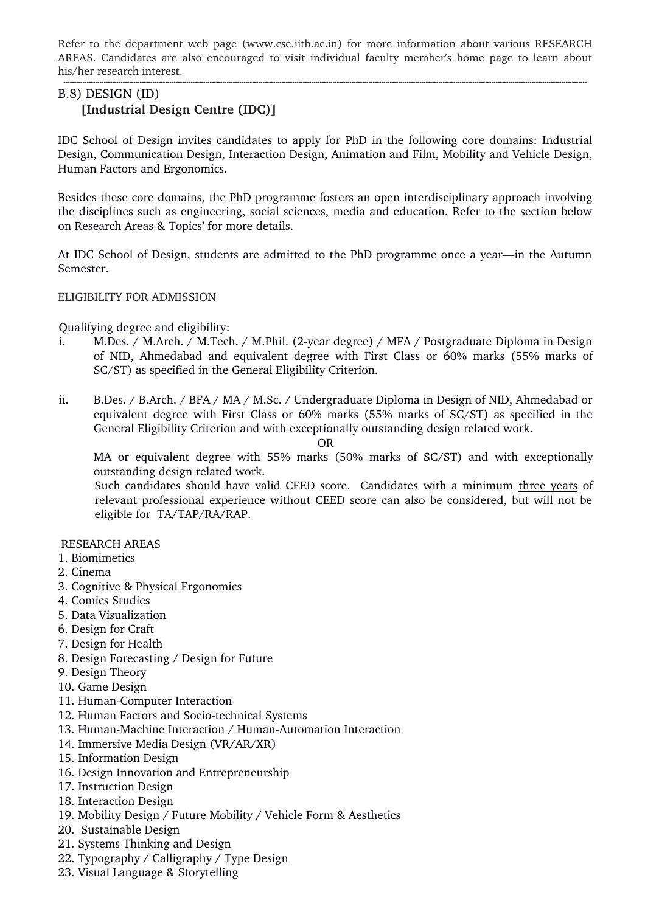Refer to the department web page (www.cse.iitb.ac.in) for more information about various RESEARCH AREAS. Candidates are also encouraged to visit individual faculty member's home page to learn about his/her research interest.

---

## B.8) DESIGN (ID)

### [Industrial Design Centre (IDC)]

IDC School of Design invites candidates to apply for PhD in the following core domains: Industrial Design, Communication Design, Interaction Design, Animation and Film, Mobility and Vehicle Design, Human Factors and Ergonomics.

Besides these core domains, the PhD programme fosters an open interdisciplinary approach involving the disciplines such as engineering, social sciences, media and education. Refer to the section below on Research Areas & Topics' for more details.

At IDC School of Design, students are admitted to the PhD programme once a year—in the Autumn Semester.

ELIGIBILITY FOR ADMISSION

Qualifying degree and eligibility:

i. M.Des. / M.Arch. / M.Tech. / M.Phil. (2-year degree) / MFA / Postgraduate Diploma in Design of NID, Ahmedabad and equivalent degree with First Class or 60% marks (55% marks of SC/ST) as specified in the General Eligibility Criterion.

ii. B.Des. / B.Arch. / BFA / MA / M.Sc. / Undergraduate Diploma in Design of NID, Ahmedabad or equivalent degree with First Class or 60% marks (55% marks of SC/ST) as specified in the General Eligibility Criterion and with exceptionally outstanding design related work.

OR

MA or equivalent degree with 55% marks (50% marks of SC/ST) and with exceptionally outstanding design related work.

Such candidates should have valid CEED score. Candidates with a minimum <u>three years</u> of relevant professional experience without CEED score can also be considered, but will not be eligible for TA/TAP/RA/RAP.

RESEARCH AREAS

1. Biomimetics
2. Cinema
3. Cognitive & Physical Ergonomics
4. Comics Studies
5. Data Visualization
6. Design for Craft
7. Design for Health
8. Design Forecasting / Design for Future
9. Design Theory
10. Game Design
11. Human-Computer Interaction
12. Human Factors and Socio-technical Systems
13. Human-Machine Interaction / Human-Automation Interaction
14. Immersive Media Design (VR/AR/XR)
15. Information Design
16. Design Innovation and Entrepreneurship
17. Instruction Design
18. Interaction Design
19. Mobility Design / Future Mobility / Vehicle Form & Aesthetics
20. Sustainable Design
21. Systems Thinking and Design
22. Typography / Calligraphy / Type Design
23. Visual Language & Storytelling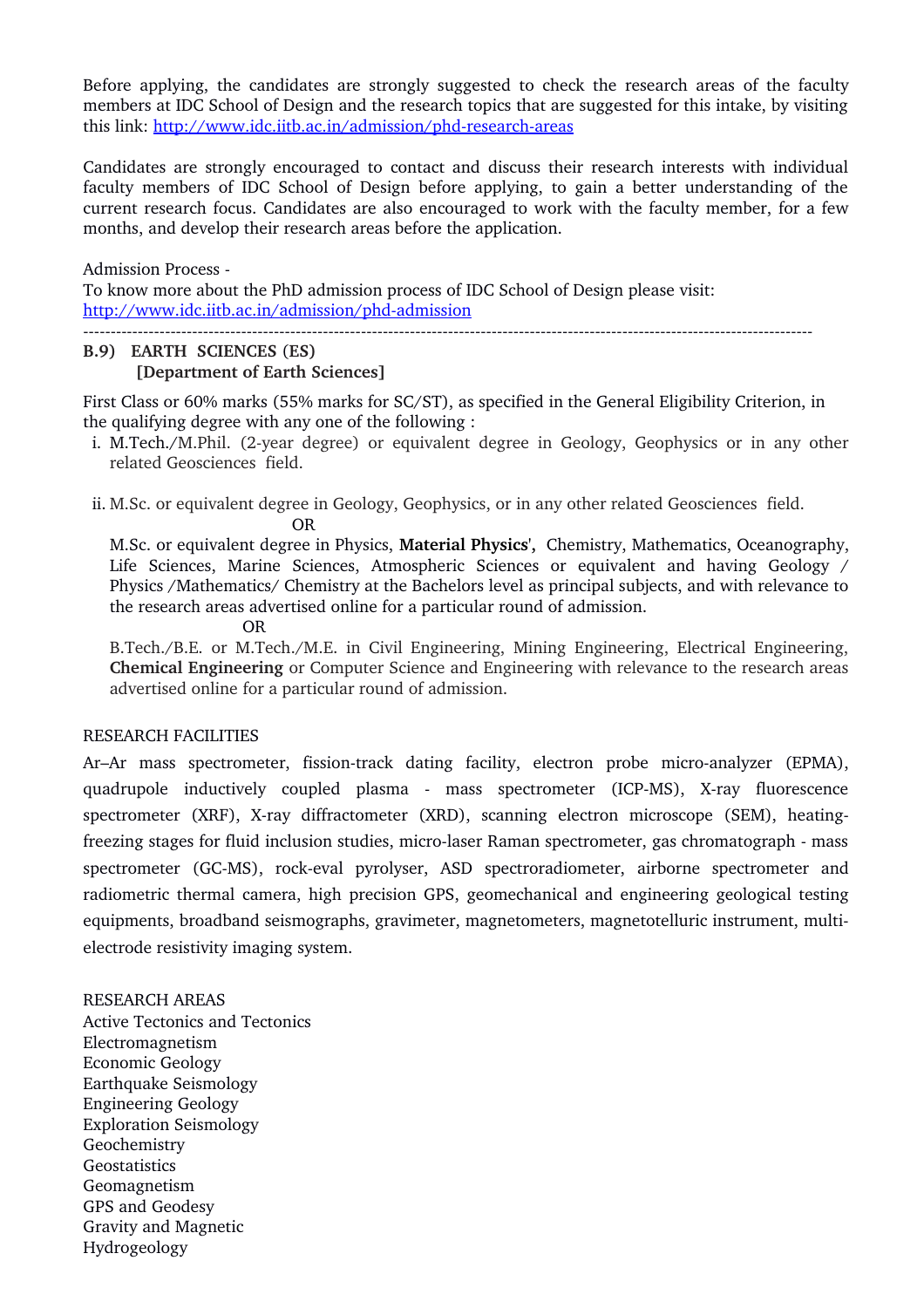Before applying, the candidates are strongly suggested to check the research areas of the faculty members at IDC School of Design and the research topics that are suggested for this intake, by visiting this link: [http://www.idc.iitb.ac.in/admission/phd-research-areas](http://www.idc.iitb.ac.in/admission/phd-research-areas)

Candidates are strongly encouraged to contact and discuss their research interests with individual faculty members of IDC School of Design before applying, to gain a better understanding of the current research focus. Candidates are also encouraged to work with the faculty member, for a few months, and develop their research areas before the application.

Admission Process -
To know more about the PhD admission process of IDC School of Design please visit:
[http://www.idc.iitb.ac.in/admission/phd-admission](http://www.idc.iitb.ac.in/admission/phd-admission)

---

### B.9) EARTH SCIENCES (ES)
**[Department of Earth Sciences]**

First Class or 60% marks (55% marks for SC/ST), as specified in the General Eligibility Criterion, in the qualifying degree with any one of the following :

i. M.Tech./M.Phil. (2-year degree) or equivalent degree in Geology, Geophysics or in any other related Geosciences field.

ii. M.Sc. or equivalent degree in Geology, Geophysics, or in any other related Geosciences field.

OR

M.Sc. or equivalent degree in Physics, **Material Physics',** Chemistry, Mathematics, Oceanography, Life Sciences, Marine Sciences, Atmospheric Sciences or equivalent and having Geology / Physics /Mathematics/ Chemistry at the Bachelors level as principal subjects, and with relevance to the research areas advertised online for a particular round of admission.

OR

B.Tech./B.E. or M.Tech./M.E. in Civil Engineering, Mining Engineering, Electrical Engineering, **Chemical Engineering** or Computer Science and Engineering with relevance to the research areas advertised online for a particular round of admission.

RESEARCH FACILITIES

Ar–Ar mass spectrometer, fission-track dating facility, electron probe micro-analyzer (EPMA), quadrupole inductively coupled plasma - mass spectrometer (ICP-MS), X-ray fluorescence spectrometer (XRF), X-ray diffractometer (XRD), scanning electron microscope (SEM), heating-freezing stages for fluid inclusion studies, micro-laser Raman spectrometer, gas chromatograph - mass spectrometer (GC-MS), rock-eval pyrolyser, ASD spectroradiometer, airborne spectrometer and radiometric thermal camera, high precision GPS, geomechanical and engineering geological testing equipments, broadband seismographs, gravimeter, magnetometers, magnetotelluric instrument, multi-electrode resistivity imaging system.

RESEARCH AREAS
Active Tectonics and Tectonics
Electromagnetism
Economic Geology
Earthquake Seismology
Engineering Geology
Exploration Seismology
Geochemistry
Geostatistics
Geomagnetism
GPS and Geodesy
Gravity and Magnetic
Hydrogeology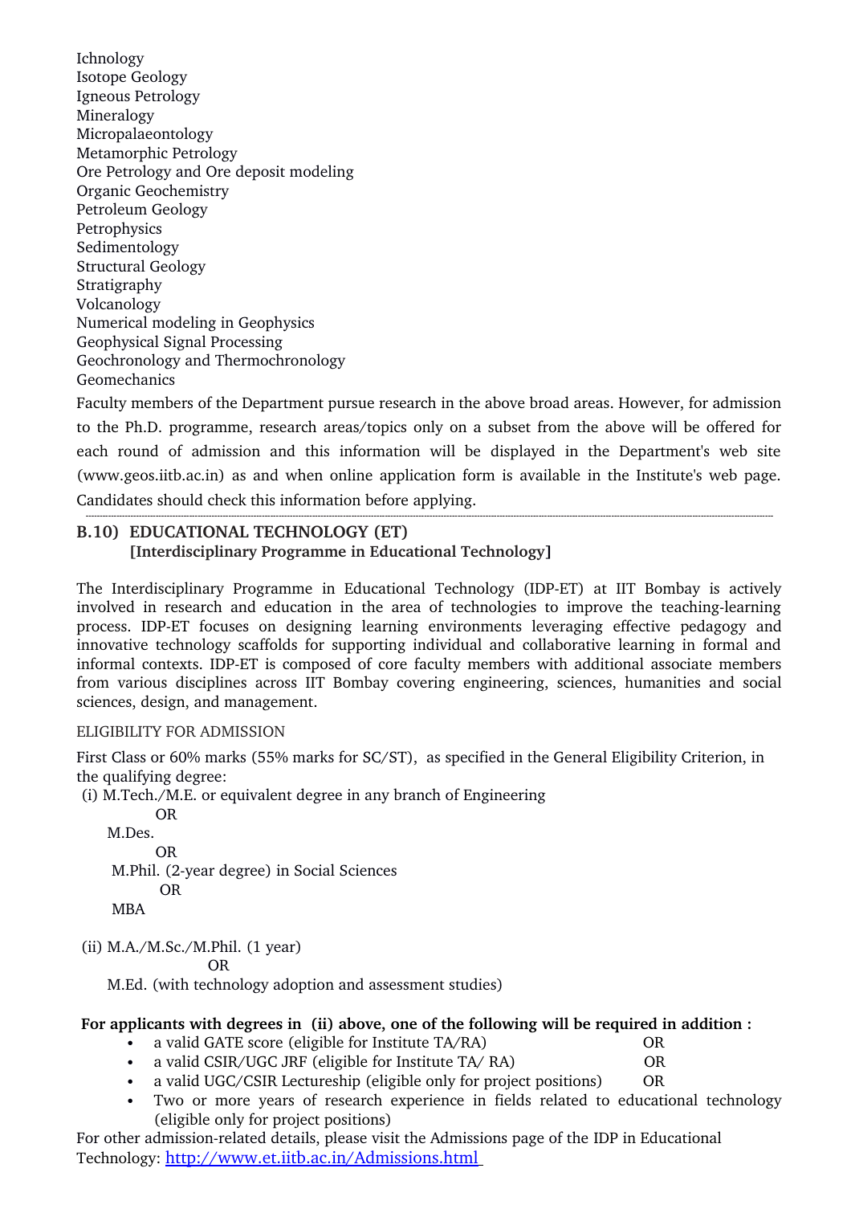Ichnology
Isotope Geology
Igneous Petrology
Mineralogy
Micropalaeontology
Metamorphic Petrology
Ore Petrology and Ore deposit modeling
Organic Geochemistry
Petroleum Geology
Petrophysics
Sedimentology
Structural Geology
Stratigraphy
Volcanology
Numerical modeling in Geophysics
Geophysical Signal Processing
Geochronology and Thermochronology
Geomechanics

Faculty members of the Department pursue research in the above broad areas. However, for admission to the Ph.D. programme, research areas/topics only on a subset from the above will be offered for each round of admission and this information will be displayed in the Department's web site (www.geos.iitb.ac.in) as and when online application form is available in the Institute's web page. Candidates should check this information before applying.

---

## B.10) EDUCATIONAL TECHNOLOGY (ET)
**[Interdisciplinary Programme in Educational Technology]**

The Interdisciplinary Programme in Educational Technology (IDP-ET) at IIT Bombay is actively involved in research and education in the area of technologies to improve the teaching-learning process. IDP-ET focuses on designing learning environments leveraging effective pedagogy and innovative technology scaffolds for supporting individual and collaborative learning in formal and informal contexts. IDP-ET is composed of core faculty members with additional associate members from various disciplines across IIT Bombay covering engineering, sciences, humanities and social sciences, design, and management.

ELIGIBILITY FOR ADMISSION

First Class or 60% marks (55% marks for SC/ST), as specified in the General Eligibility Criterion, in the qualifying degree:

(i) M.Tech./M.E. or equivalent degree in any branch of Engineering
OR
M.Des.
OR
M.Phil. (2-year degree) in Social Sciences
OR
MBA

(ii) M.A./M.Sc./M.Phil. (1 year)
OR
M.Ed. (with technology adoption and assessment studies)

**For applicants with degrees in (ii) above, one of the following will be required in addition :**

- a valid GATE score (eligible for Institute TA/RA) OR
- a valid CSIR/UGC JRF (eligible for Institute TA/ RA) OR
- a valid UGC/CSIR Lectureship (eligible only for project positions) OR
- Two or more years of research experience in fields related to educational technology (eligible only for project positions)

For other admission-related details, please visit the Admissions page of the IDP in Educational Technology: http://www.et.iitb.ac.in/Admissions.html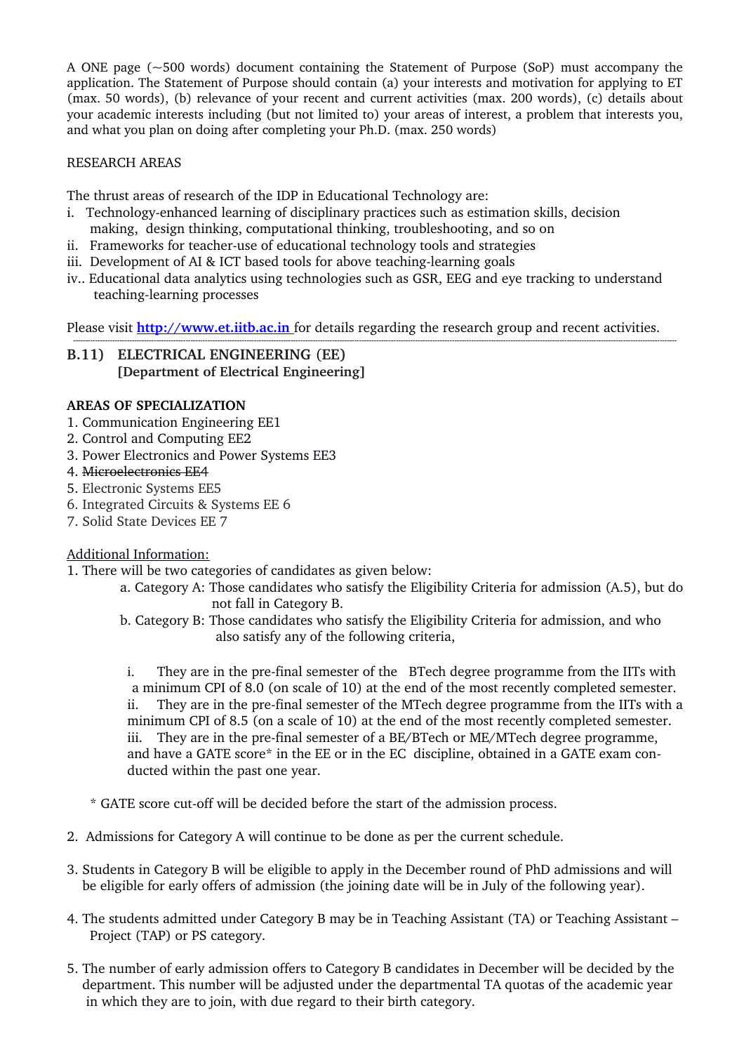A ONE page (~500 words) document containing the Statement of Purpose (SoP) must accompany the application. The Statement of Purpose should contain (a) your interests and motivation for applying to ET (max. 50 words), (b) relevance of your recent and current activities (max. 200 words), (c) details about your academic interests including (but not limited to) your areas of interest, a problem that interests you, and what you plan on doing after completing your Ph.D. (max. 250 words)

RESEARCH AREAS

The thrust areas of research of the IDP in Educational Technology are:

i. Technology-enhanced learning of disciplinary practices such as estimation skills, decision making, design thinking, computational thinking, troubleshooting, and so on
ii. Frameworks for teacher-use of educational technology tools and strategies
iii. Development of AI & ICT based tools for above teaching-learning goals
iv.. Educational data analytics using technologies such as GSR, EEG and eye tracking to understand teaching-learning processes

Please visit **http://www.et.iitb.ac.in** for details regarding the research group and recent activities.

---

## B.11) ELECTRICAL ENGINEERING (EE) [Department of Electrical Engineering]

**AREAS OF SPECIALIZATION**

1. Communication Engineering EE1
2. Control and Computing EE2
3. Power Electronics and Power Systems EE3
4. ~~Microelectronics EE4~~
5. Electronic Systems EE5
6. Integrated Circuits & Systems EE 6
7. Solid State Devices EE 7

Additional Information:

1. There will be two categories of candidates as given below:
   a. Category A: Those candidates who satisfy the Eligibility Criteria for admission (A.5), but do not fall in Category B.
   b. Category B: Those candidates who satisfy the Eligibility Criteria for admission, and who also satisfy any of the following criteria,

      i. They are in the pre-final semester of the BTech degree programme from the IITs with a minimum CPI of 8.0 (on scale of 10) at the end of the most recently completed semester.
      ii. They are in the pre-final semester of the MTech degree programme from the IITs with a minimum CPI of 8.5 (on a scale of 10) at the end of the most recently completed semester.
      iii. They are in the pre-final semester of a BE/BTech or ME/MTech degree programme, and have a GATE score* in the EE or in the EC discipline, obtained in a GATE exam conducted within the past one year.

   * GATE score cut-off will be decided before the start of the admission process.

2. Admissions for Category A will continue to be done as per the current schedule.

3. Students in Category B will be eligible to apply in the December round of PhD admissions and will be eligible for early offers of admission (the joining date will be in July of the following year).

4. The students admitted under Category B may be in Teaching Assistant (TA) or Teaching Assistant – Project (TAP) or PS category.

5. The number of early admission offers to Category B candidates in December will be decided by the department. This number will be adjusted under the departmental TA quotas of the academic year in which they are to join, with due regard to their birth category.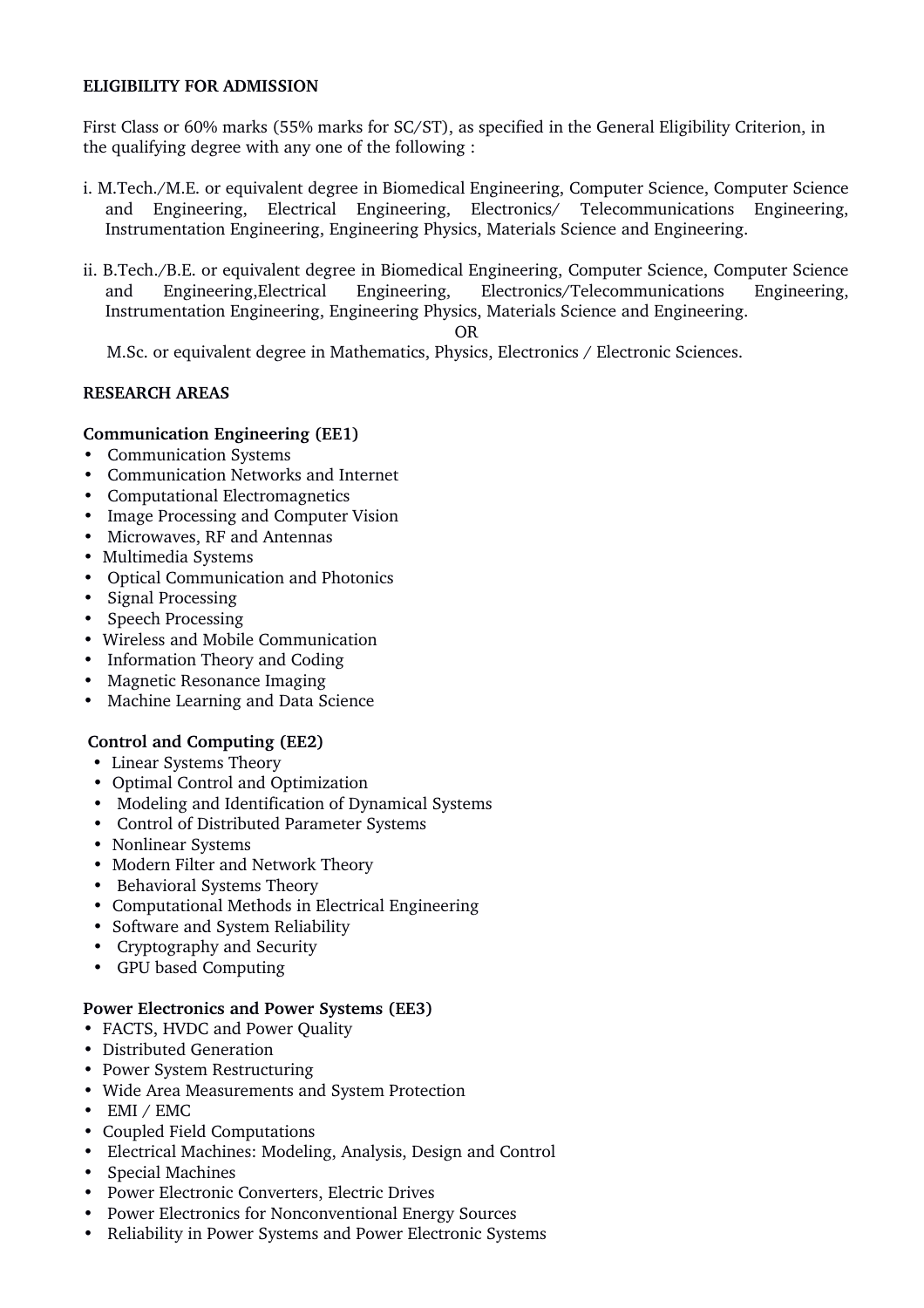**ELIGIBILITY FOR ADMISSION**

First Class or 60% marks (55% marks for SC/ST), as specified in the General Eligibility Criterion, in the qualifying degree with any one of the following :

i. M.Tech./M.E. or equivalent degree in Biomedical Engineering, Computer Science, Computer Science and Engineering, Electrical Engineering, Electronics/ Telecommunications Engineering, Instrumentation Engineering, Engineering Physics, Materials Science and Engineering.

ii. B.Tech./B.E. or equivalent degree in Biomedical Engineering, Computer Science, Computer Science and Engineering,Electrical Engineering, Electronics/Telecommunications Engineering, Instrumentation Engineering, Engineering Physics, Materials Science and Engineering.

OR

M.Sc. or equivalent degree in Mathematics, Physics, Electronics / Electronic Sciences.

**RESEARCH AREAS**

**Communication Engineering (EE1)**

- Communication Systems
- Communication Networks and Internet
- Computational Electromagnetics
- Image Processing and Computer Vision
- Microwaves, RF and Antennas
- Multimedia Systems
- Optical Communication and Photonics
- Signal Processing
- Speech Processing
- Wireless and Mobile Communication
- Information Theory and Coding
- Magnetic Resonance Imaging
- Machine Learning and Data Science

**Control and Computing (EE2)**

- Linear Systems Theory
- Optimal Control and Optimization
- Modeling and Identification of Dynamical Systems
- Control of Distributed Parameter Systems
- Nonlinear Systems
- Modern Filter and Network Theory
- Behavioral Systems Theory
- Computational Methods in Electrical Engineering
- Software and System Reliability
- Cryptography and Security
- GPU based Computing

**Power Electronics and Power Systems (EE3)**

- FACTS, HVDC and Power Quality
- Distributed Generation
- Power System Restructuring
- Wide Area Measurements and System Protection
- EMI / EMC
- Coupled Field Computations
- Electrical Machines: Modeling, Analysis, Design and Control
- Special Machines
- Power Electronic Converters, Electric Drives
- Power Electronics for Nonconventional Energy Sources
- Reliability in Power Systems and Power Electronic Systems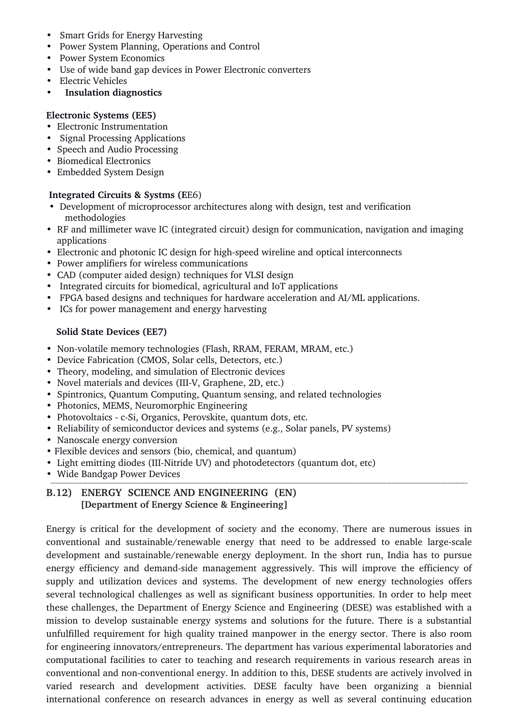- Smart Grids for Energy Harvesting
- Power System Planning, Operations and Control
- Power System Economics
- Use of wide band gap devices in Power Electronic converters
- Electric Vehicles
- **Insulation diagnostics**

**Electronic Systems (EE5)**

- Electronic Instrumentation
- Signal Processing Applications
- Speech and Audio Processing
- Biomedical Electronics
- Embedded System Design

**Integrated Circuits & Systms (E**E6)

- Development of microprocessor architectures along with design, test and verification methodologies
- RF and millimeter wave IC (integrated circuit) design for communication, navigation and imaging applications
- Electronic and photonic IC design for high-speed wireline and optical interconnects
- Power amplifiers for wireless communications
- CAD (computer aided design) techniques for VLSI design
- Integrated circuits for biomedical, agricultural and IoT applications
- FPGA based designs and techniques for hardware acceleration and AI/ML applications.
- ICs for power management and energy harvesting

**Solid State Devices (EE7)**

- Non-volatile memory technologies (Flash, RRAM, FERAM, MRAM, etc.)
- Device Fabrication (CMOS, Solar cells, Detectors, etc.)
- Theory, modeling, and simulation of Electronic devices
- Novel materials and devices (III-V, Graphene, 2D, etc.)
- Spintronics, Quantum Computing, Quantum sensing, and related technologies
- Photonics, MEMS, Neuromorphic Engineering
- Photovoltaics - c-Si, Organics, Perovskite, quantum dots, etc.
- Reliability of semiconductor devices and systems (e.g., Solar panels, PV systems)
- Nanoscale energy conversion
- Flexible devices and sensors (bio, chemical, and quantum)
- Light emitting diodes (III-Nitride UV) and photodetectors (quantum dot, etc)
- Wide Bandgap Power Devices

---

## B.12) ENERGY SCIENCE AND ENGINEERING (EN)
**[Department of Energy Science & Engineering]**

Energy is critical for the development of society and the economy. There are numerous issues in conventional and sustainable/renewable energy that need to be addressed to enable large-scale development and sustainable/renewable energy deployment. In the short run, India has to pursue energy efficiency and demand-side management aggressively. This will improve the efficiency of supply and utilization devices and systems. The development of new energy technologies offers several technological challenges as well as significant business opportunities. In order to help meet these challenges, the Department of Energy Science and Engineering (DESE) was established with a mission to develop sustainable energy systems and solutions for the future. There is a substantial unfulfilled requirement for high quality trained manpower in the energy sector. There is also room for engineering innovators/entrepreneurs. The department has various experimental laboratories and computational facilities to cater to teaching and research requirements in various research areas in conventional and non-conventional energy. In addition to this, DESE students are actively involved in varied research and development activities. DESE faculty have been organizing a biennial international conference on research advances in energy as well as several continuing education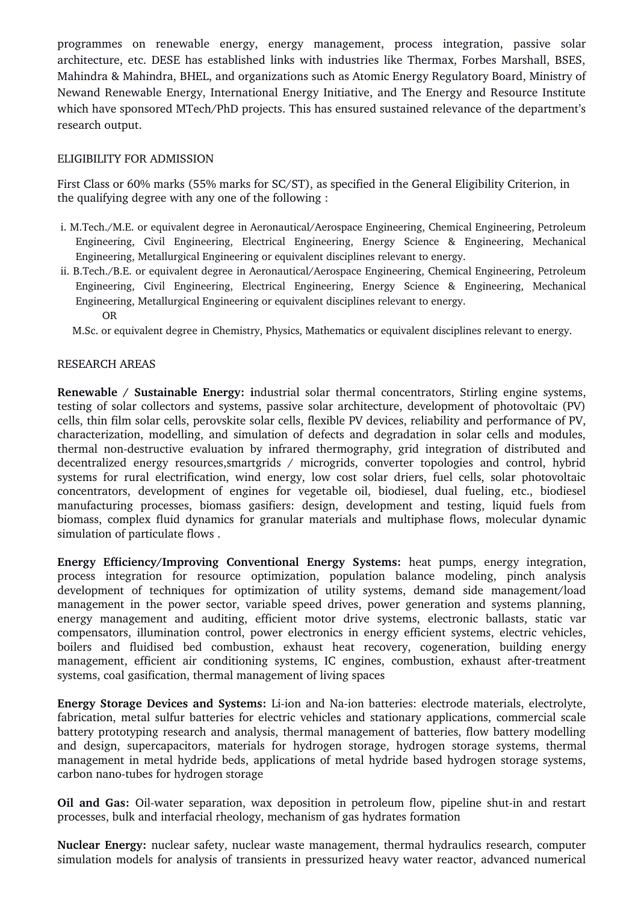programmes on renewable energy, energy management, process integration, passive solar architecture, etc. DESE has established links with industries like Thermax, Forbes Marshall, BSES, Mahindra & Mahindra, BHEL, and organizations such as Atomic Energy Regulatory Board, Ministry of Newand Renewable Energy, International Energy Initiative, and The Energy and Resource Institute which have sponsored MTech/PhD projects. This has ensured sustained relevance of the department's research output.

ELIGIBILITY FOR ADMISSION

First Class or 60% marks (55% marks for SC/ST), as specified in the General Eligibility Criterion, in the qualifying degree with any one of the following :

i. M.Tech./M.E. or equivalent degree in Aeronautical/Aerospace Engineering, Chemical Engineering, Petroleum Engineering, Civil Engineering, Electrical Engineering, Energy Science & Engineering, Mechanical Engineering, Metallurgical Engineering or equivalent disciplines relevant to energy.

ii. B.Tech./B.E. or equivalent degree in Aeronautical/Aerospace Engineering, Chemical Engineering, Petroleum Engineering, Civil Engineering, Electrical Engineering, Energy Science & Engineering, Mechanical Engineering, Metallurgical Engineering or equivalent disciplines relevant to energy.

OR

M.Sc. or equivalent degree in Chemistry, Physics, Mathematics or equivalent disciplines relevant to energy.

RESEARCH AREAS

**Renewable / Sustainable Energy: i**ndustrial solar thermal concentrators, Stirling engine systems, testing of solar collectors and systems, passive solar architecture, development of photovoltaic (PV) cells, thin film solar cells, perovskite solar cells, flexible PV devices, reliability and performance of PV, characterization, modelling, and simulation of defects and degradation in solar cells and modules, thermal non-destructive evaluation by infrared thermography, grid integration of distributed and decentralized energy resources,smartgrids / microgrids, converter topologies and control, hybrid systems for rural electrification, wind energy, low cost solar driers, fuel cells, solar photovoltaic concentrators, development of engines for vegetable oil, biodiesel, dual fueling, etc., biodiesel manufacturing processes, biomass gasifiers: design, development and testing, liquid fuels from biomass, complex fluid dynamics for granular materials and multiphase flows, molecular dynamic simulation of particulate flows .

**Energy Efficiency/Improving Conventional Energy Systems:** heat pumps, energy integration, process integration for resource optimization, population balance modeling, pinch analysis development of techniques for optimization of utility systems, demand side management/load management in the power sector, variable speed drives, power generation and systems planning, energy management and auditing, efficient motor drive systems, electronic ballasts, static var compensators, illumination control, power electronics in energy efficient systems, electric vehicles, boilers and fluidised bed combustion, exhaust heat recovery, cogeneration, building energy management, efficient air conditioning systems, IC engines, combustion, exhaust after-treatment systems, coal gasification, thermal management of living spaces

**Energy Storage Devices and Systems:** Li-ion and Na-ion batteries: electrode materials, electrolyte, fabrication, metal sulfur batteries for electric vehicles and stationary applications, commercial scale battery prototyping research and analysis, thermal management of batteries, flow battery modelling and design, supercapacitors, materials for hydrogen storage, hydrogen storage systems, thermal management in metal hydride beds, applications of metal hydride based hydrogen storage systems, carbon nano-tubes for hydrogen storage

**Oil and Gas:** Oil-water separation, wax deposition in petroleum flow, pipeline shut-in and restart processes, bulk and interfacial rheology, mechanism of gas hydrates formation

**Nuclear Energy:** nuclear safety, nuclear waste management, thermal hydraulics research, computer simulation models for analysis of transients in pressurized heavy water reactor, advanced numerical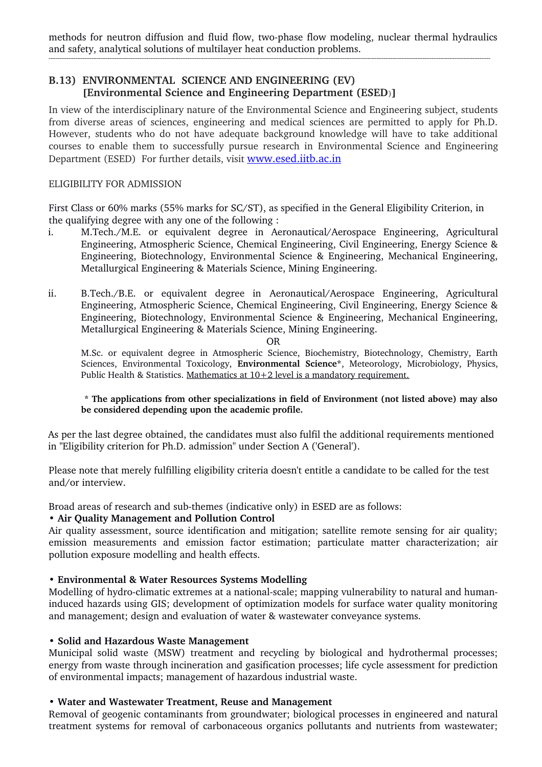methods for neutron diffusion and fluid flow, two-phase flow modeling, nuclear thermal hydraulics and safety, analytical solutions of multilayer heat conduction problems.

---

## B.13) ENVIRONMENTAL SCIENCE AND ENGINEERING (EV) [Environmental Science and Engineering Department (ESED)]

In view of the interdisciplinary nature of the Environmental Science and Engineering subject, students from diverse areas of sciences, engineering and medical sciences are permitted to apply for Ph.D. However, students who do not have adequate background knowledge will have to take additional courses to enable them to successfully pursue research in Environmental Science and Engineering Department (ESED) For further details, visit [www.esed.iitb.ac.in](www.esed.iitb.ac.in)

ELIGIBILITY FOR ADMISSION

First Class or 60% marks (55% marks for SC/ST), as specified in the General Eligibility Criterion, in the qualifying degree with any one of the following :

i. M.Tech./M.E. or equivalent degree in Aeronautical/Aerospace Engineering, Agricultural Engineering, Atmospheric Science, Chemical Engineering, Civil Engineering, Energy Science & Engineering, Biotechnology, Environmental Science & Engineering, Mechanical Engineering, Metallurgical Engineering & Materials Science, Mining Engineering.

ii. B.Tech./B.E. or equivalent degree in Aeronautical/Aerospace Engineering, Agricultural Engineering, Atmospheric Science, Chemical Engineering, Civil Engineering, Energy Science & Engineering, Biotechnology, Environmental Science & Engineering, Mechanical Engineering, Metallurgical Engineering & Materials Science, Mining Engineering.

OR

M.Sc. or equivalent degree in Atmospheric Science, Biochemistry, Biotechnology, Chemistry, Earth Sciences, Environmental Toxicology, **Environmental Science***, Meteorology, Microbiology, Physics, Public Health & Statistics. <u>Mathematics at 10+2 level is a mandatory requirement.</u>

**\* The applications from other specializations in field of Environment (not listed above) may also be considered depending upon the academic profile.**

As per the last degree obtained, the candidates must also fulfil the additional requirements mentioned in "Eligibility criterion for Ph.D. admission" under Section A ('General').

Please note that merely fulfilling eligibility criteria doesn't entitle a candidate to be called for the test and/or interview.

Broad areas of research and sub-themes (indicative only) in ESED are as follows:

**• Air Quality Management and Pollution Control**

Air quality assessment, source identification and mitigation; satellite remote sensing for air quality; emission measurements and emission factor estimation; particulate matter characterization; air pollution exposure modelling and health effects.

**• Environmental & Water Resources Systems Modelling**

Modelling of hydro-climatic extremes at a national-scale; mapping vulnerability to natural and human-induced hazards using GIS; development of optimization models for surface water quality monitoring and management; design and evaluation of water & wastewater conveyance systems.

**• Solid and Hazardous Waste Management**

Municipal solid waste (MSW) treatment and recycling by biological and hydrothermal processes; energy from waste through incineration and gasification processes; life cycle assessment for prediction of environmental impacts; management of hazardous industrial waste.

**• Water and Wastewater Treatment, Reuse and Management**

Removal of geogenic contaminants from groundwater; biological processes in engineered and natural treatment systems for removal of carbonaceous organics pollutants and nutrients from wastewater;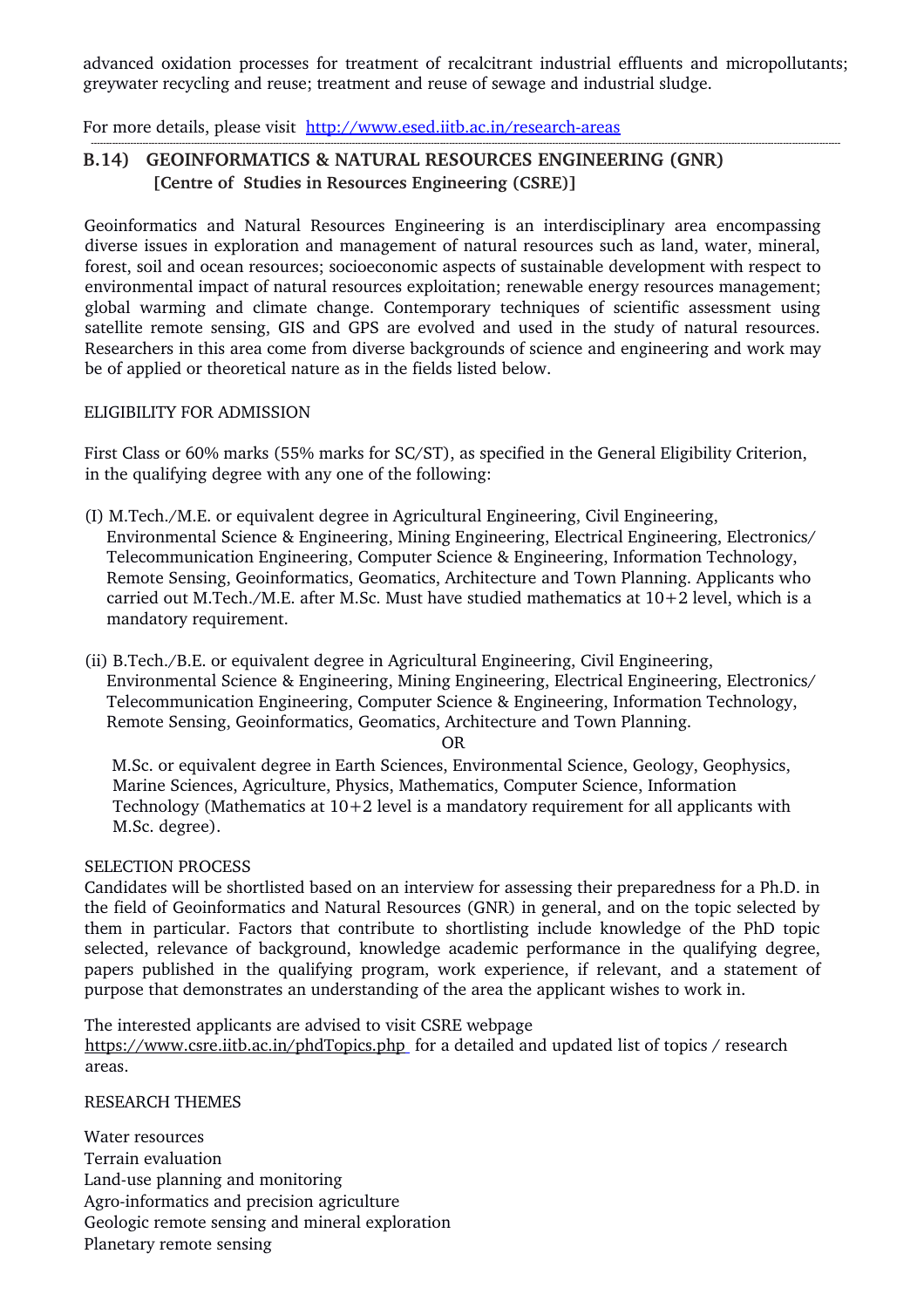advanced oxidation processes for treatment of recalcitrant industrial effluents and micropollutants; greywater recycling and reuse; treatment and reuse of sewage and industrial sludge.

For more details, please visit http://www.esed.iitb.ac.in/research-areas

---

## B.14) GEOINFORMATICS & NATURAL RESOURCES ENGINEERING (GNR) [Centre of Studies in Resources Engineering (CSRE)]

Geoinformatics and Natural Resources Engineering is an interdisciplinary area encompassing diverse issues in exploration and management of natural resources such as land, water, mineral, forest, soil and ocean resources; socioeconomic aspects of sustainable development with respect to environmental impact of natural resources exploitation; renewable energy resources management; global warming and climate change. Contemporary techniques of scientific assessment using satellite remote sensing, GIS and GPS are evolved and used in the study of natural resources. Researchers in this area come from diverse backgrounds of science and engineering and work may be of applied or theoretical nature as in the fields listed below.

ELIGIBILITY FOR ADMISSION

First Class or 60% marks (55% marks for SC/ST), as specified in the General Eligibility Criterion, in the qualifying degree with any one of the following:

(I) M.Tech./M.E. or equivalent degree in Agricultural Engineering, Civil Engineering, Environmental Science & Engineering, Mining Engineering, Electrical Engineering, Electronics/ Telecommunication Engineering, Computer Science & Engineering, Information Technology, Remote Sensing, Geoinformatics, Geomatics, Architecture and Town Planning. Applicants who carried out M.Tech./M.E. after M.Sc. Must have studied mathematics at 10+2 level, which is a mandatory requirement.

(ii) B.Tech./B.E. or equivalent degree in Agricultural Engineering, Civil Engineering, Environmental Science & Engineering, Mining Engineering, Electrical Engineering, Electronics/ Telecommunication Engineering, Computer Science & Engineering, Information Technology, Remote Sensing, Geoinformatics, Geomatics, Architecture and Town Planning.

OR

M.Sc. or equivalent degree in Earth Sciences, Environmental Science, Geology, Geophysics, Marine Sciences, Agriculture, Physics, Mathematics, Computer Science, Information Technology (Mathematics at 10+2 level is a mandatory requirement for all applicants with M.Sc. degree).

SELECTION PROCESS

Candidates will be shortlisted based on an interview for assessing their preparedness for a Ph.D. in the field of Geoinformatics and Natural Resources (GNR) in general, and on the topic selected by them in particular. Factors that contribute to shortlisting include knowledge of the PhD topic selected, relevance of background, knowledge academic performance in the qualifying degree, papers published in the qualifying program, work experience, if relevant, and a statement of purpose that demonstrates an understanding of the area the applicant wishes to work in.

The interested applicants are advised to visit CSRE webpage https://www.csre.iitb.ac.in/phdTopics.php for a detailed and updated list of topics / research areas.

RESEARCH THEMES

Water resources
Terrain evaluation
Land-use planning and monitoring
Agro-informatics and precision agriculture
Geologic remote sensing and mineral exploration
Planetary remote sensing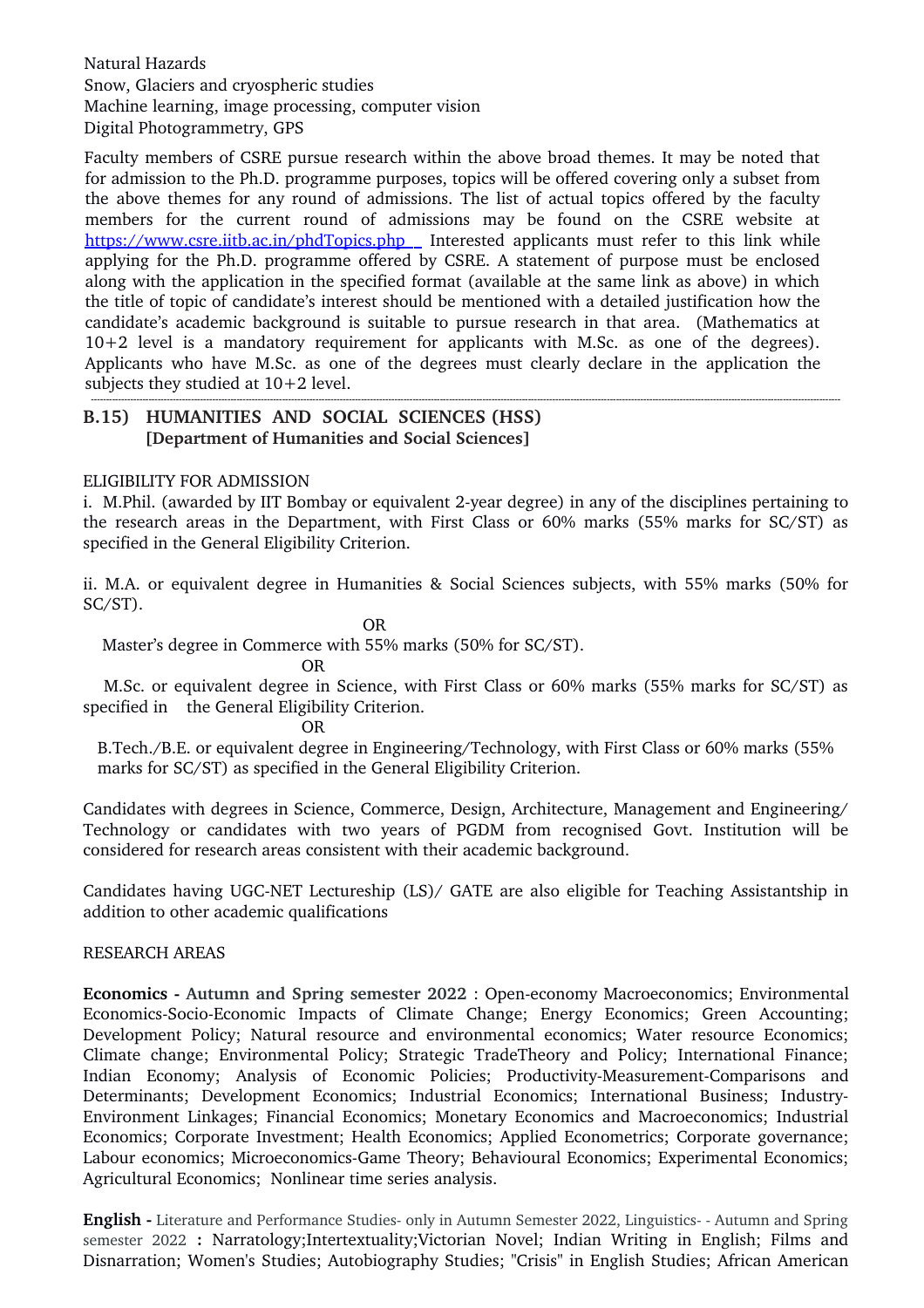Natural Hazards
Snow, Glaciers and cryospheric studies
Machine learning, image processing, computer vision
Digital Photogrammetry, GPS

Faculty members of CSRE pursue research within the above broad themes. It may be noted that for admission to the Ph.D. programme purposes, topics will be offered covering only a subset from the above themes for any round of admissions. The list of actual topics offered by the faculty members for the current round of admissions may be found on the CSRE website at https://www.csre.iitb.ac.in/phdTopics.php Interested applicants must refer to this link while applying for the Ph.D. programme offered by CSRE. A statement of purpose must be enclosed along with the application in the specified format (available at the same link as above) in which the title of topic of candidate's interest should be mentioned with a detailed justification how the candidate's academic background is suitable to pursue research in that area. (Mathematics at 10+2 level is a mandatory requirement for applicants with M.Sc. as one of the degrees). Applicants who have M.Sc. as one of the degrees must clearly declare in the application the subjects they studied at 10+2 level.

---

## B.15) HUMANITIES AND SOCIAL SCIENCES (HSS)
**[Department of Humanities and Social Sciences]**

ELIGIBILITY FOR ADMISSION

i. M.Phil. (awarded by IIT Bombay or equivalent 2-year degree) in any of the disciplines pertaining to the research areas in the Department, with First Class or 60% marks (55% marks for SC/ST) as specified in the General Eligibility Criterion.

ii. M.A. or equivalent degree in Humanities & Social Sciences subjects, with 55% marks (50% for SC/ST).

OR

Master's degree in Commerce with 55% marks (50% for SC/ST).

OR

M.Sc. or equivalent degree in Science, with First Class or 60% marks (55% marks for SC/ST) as specified in the General Eligibility Criterion.

OR

B.Tech./B.E. or equivalent degree in Engineering/Technology, with First Class or 60% marks (55% marks for SC/ST) as specified in the General Eligibility Criterion.

Candidates with degrees in Science, Commerce, Design, Architecture, Management and Engineering/ Technology or candidates with two years of PGDM from recognised Govt. Institution will be considered for research areas consistent with their academic background.

Candidates having UGC-NET Lectureship (LS)/ GATE are also eligible for Teaching Assistantship in addition to other academic qualifications

RESEARCH AREAS

**Economics - Autumn and Spring semester 2022** : Open-economy Macroeconomics; Environmental Economics-Socio-Economic Impacts of Climate Change; Energy Economics; Green Accounting; Development Policy; Natural resource and environmental economics; Water resource Economics; Climate change; Environmental Policy; Strategic TradeTheory and Policy; International Finance; Indian Economy; Analysis of Economic Policies; Productivity-Measurement-Comparisons and Determinants; Development Economics; Industrial Economics; International Business; Industry-Environment Linkages; Financial Economics; Monetary Economics and Macroeconomics; Industrial Economics; Corporate Investment; Health Economics; Applied Econometrics; Corporate governance; Labour economics; Microeconomics-Game Theory; Behavioural Economics; Experimental Economics; Agricultural Economics; Nonlinear time series analysis.

**English -** Literature and Performance Studies- only in Autumn Semester 2022, Linguistics- - Autumn and Spring semester 2022 **:** Narratology;Intertextuality;Victorian Novel; Indian Writing in English; Films and Disnarration; Women's Studies; Autobiography Studies; "Crisis" in English Studies; African American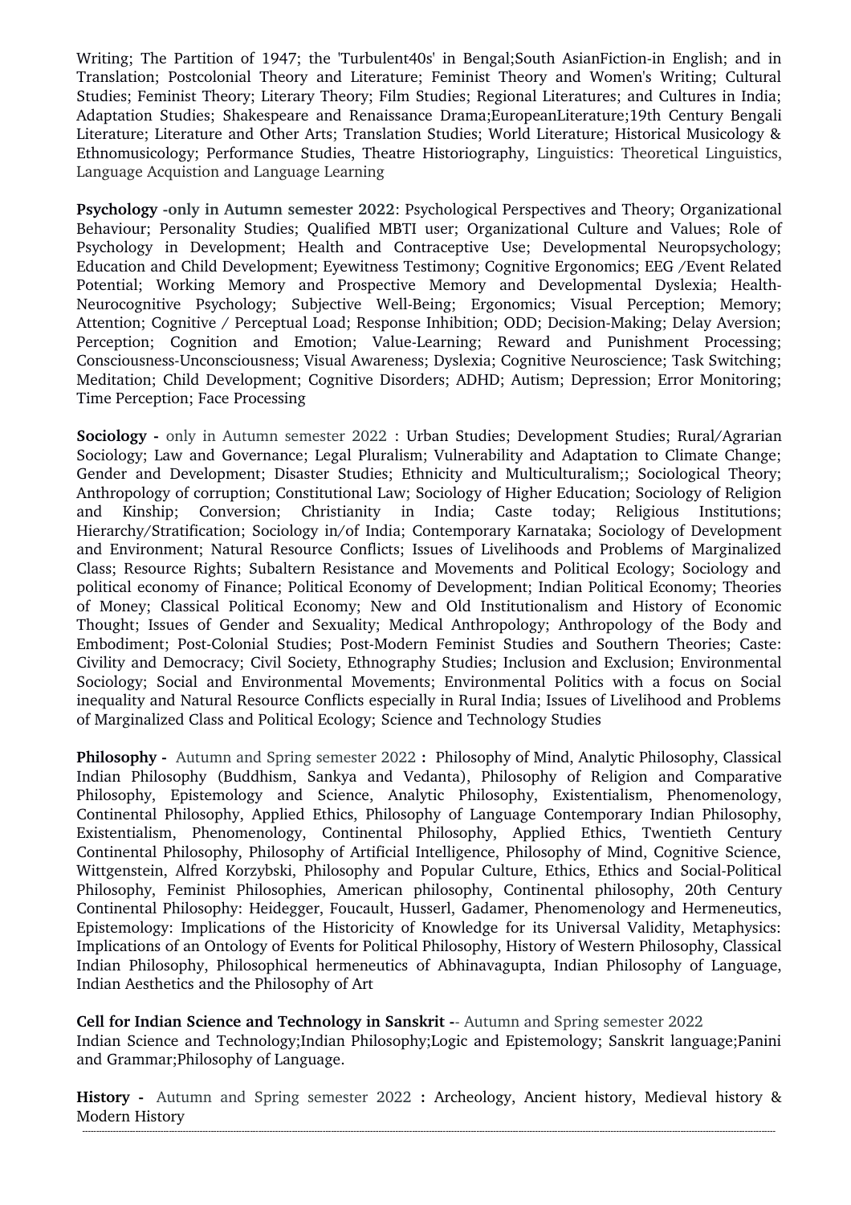Writing; The Partition of 1947; the 'Turbulent40s' in Bengal;South AsianFiction-in English; and in Translation; Postcolonial Theory and Literature; Feminist Theory and Women's Writing; Cultural Studies; Feminist Theory; Literary Theory; Film Studies; Regional Literatures; and Cultures in India; Adaptation Studies; Shakespeare and Renaissance Drama;EuropeanLiterature;19th Century Bengali Literature; Literature and Other Arts; Translation Studies; World Literature; Historical Musicology & Ethnomusicology; Performance Studies, Theatre Historiography, Linguistics: Theoretical Linguistics, Language Acquistion and Language Learning

**Psychology -only in Autumn semester 2022**: Psychological Perspectives and Theory; Organizational Behaviour; Personality Studies; Qualified MBTI user; Organizational Culture and Values; Role of Psychology in Development; Health and Contraceptive Use; Developmental Neuropsychology; Education and Child Development; Eyewitness Testimony; Cognitive Ergonomics; EEG /Event Related Potential; Working Memory and Prospective Memory and Developmental Dyslexia; Health-Neurocognitive Psychology; Subjective Well-Being; Ergonomics; Visual Perception; Memory; Attention; Cognitive / Perceptual Load; Response Inhibition; ODD; Decision-Making; Delay Aversion; Perception; Cognition and Emotion; Value-Learning; Reward and Punishment Processing; Consciousness-Unconsciousness; Visual Awareness; Dyslexia; Cognitive Neuroscience; Task Switching; Meditation; Child Development; Cognitive Disorders; ADHD; Autism; Depression; Error Monitoring; Time Perception; Face Processing

**Sociology -** only in Autumn semester 2022 : Urban Studies; Development Studies; Rural/Agrarian Sociology; Law and Governance; Legal Pluralism; Vulnerability and Adaptation to Climate Change; Gender and Development; Disaster Studies; Ethnicity and Multiculturalism;; Sociological Theory; Anthropology of corruption; Constitutional Law; Sociology of Higher Education; Sociology of Religion and Kinship; Conversion; Christianity in India; Caste today; Religious Institutions; Hierarchy/Stratification; Sociology in/of India; Contemporary Karnataka; Sociology of Development and Environment; Natural Resource Conflicts; Issues of Livelihoods and Problems of Marginalized Class; Resource Rights; Subaltern Resistance and Movements and Political Ecology; Sociology and political economy of Finance; Political Economy of Development; Indian Political Economy; Theories of Money; Classical Political Economy; New and Old Institutionalism and History of Economic Thought; Issues of Gender and Sexuality; Medical Anthropology; Anthropology of the Body and Embodiment; Post-Colonial Studies; Post-Modern Feminist Studies and Southern Theories; Caste: Civility and Democracy; Civil Society, Ethnography Studies; Inclusion and Exclusion; Environmental Sociology; Social and Environmental Movements; Environmental Politics with a focus on Social inequality and Natural Resource Conflicts especially in Rural India; Issues of Livelihood and Problems of Marginalized Class and Political Ecology; Science and Technology Studies

**Philosophy -** Autumn and Spring semester 2022 **:** Philosophy of Mind, Analytic Philosophy, Classical Indian Philosophy (Buddhism, Sankya and Vedanta), Philosophy of Religion and Comparative Philosophy, Epistemology and Science, Analytic Philosophy, Existentialism, Phenomenology, Continental Philosophy, Applied Ethics, Philosophy of Language Contemporary Indian Philosophy, Existentialism, Phenomenology, Continental Philosophy, Applied Ethics, Twentieth Century Continental Philosophy, Philosophy of Artificial Intelligence, Philosophy of Mind, Cognitive Science, Wittgenstein, Alfred Korzybski, Philosophy and Popular Culture, Ethics, Ethics and Social-Political Philosophy, Feminist Philosophies, American philosophy, Continental philosophy, 20th Century Continental Philosophy: Heidegger, Foucault, Husserl, Gadamer, Phenomenology and Hermeneutics, Epistemology: Implications of the Historicity of Knowledge for its Universal Validity, Metaphysics: Implications of an Ontology of Events for Political Philosophy, History of Western Philosophy, Classical Indian Philosophy, Philosophical hermeneutics of Abhinavagupta, Indian Philosophy of Language, Indian Aesthetics and the Philosophy of Art

**Cell for Indian Science and Technology in Sanskrit -**- Autumn and Spring semester 2022
Indian Science and Technology;Indian Philosophy;Logic and Epistemology; Sanskrit language;Panini and Grammar;Philosophy of Language.

**History -** Autumn and Spring semester 2022 **:** Archeology, Ancient history, Medieval history & Modern History

---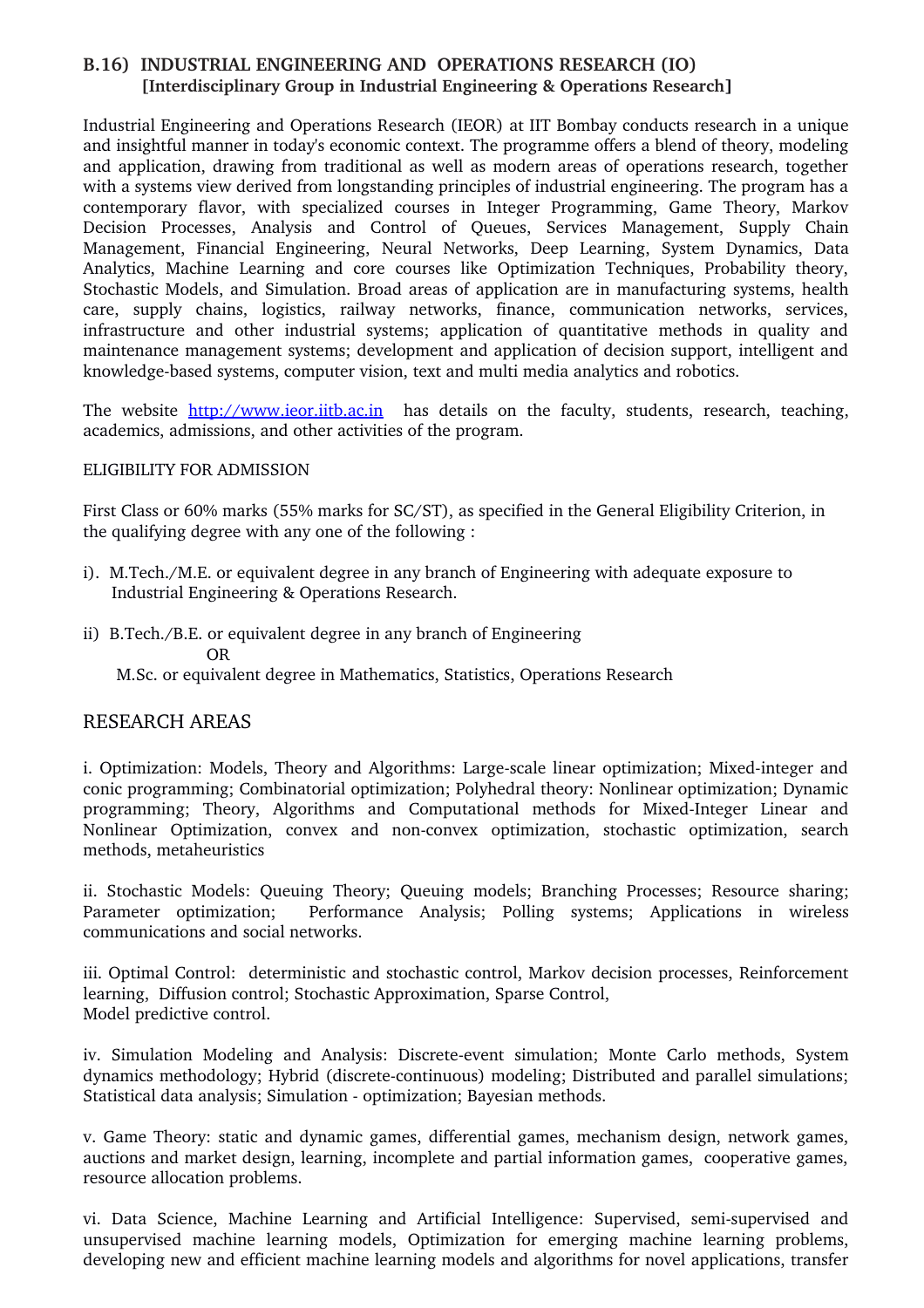## B.16) INDUSTRIAL ENGINEERING AND OPERATIONS RESEARCH (IO)
**[Interdisciplinary Group in Industrial Engineering & Operations Research]**

Industrial Engineering and Operations Research (IEOR) at IIT Bombay conducts research in a unique and insightful manner in today's economic context. The programme offers a blend of theory, modeling and application, drawing from traditional as well as modern areas of operations research, together with a systems view derived from longstanding principles of industrial engineering. The program has a contemporary flavor, with specialized courses in Integer Programming, Game Theory, Markov Decision Processes, Analysis and Control of Queues, Services Management, Supply Chain Management, Financial Engineering, Neural Networks, Deep Learning, System Dynamics, Data Analytics, Machine Learning and core courses like Optimization Techniques, Probability theory, Stochastic Models, and Simulation. Broad areas of application are in manufacturing systems, health care, supply chains, logistics, railway networks, finance, communication networks, services, infrastructure and other industrial systems; application of quantitative methods in quality and maintenance management systems; development and application of decision support, intelligent and knowledge-based systems, computer vision, text and multi media analytics and robotics.

The website [http://www.ieor.iitb.ac.in](http://www.ieor.iitb.ac.in) has details on the faculty, students, research, teaching, academics, admissions, and other activities of the program.

ELIGIBILITY FOR ADMISSION

First Class or 60% marks (55% marks for SC/ST), as specified in the General Eligibility Criterion, in the qualifying degree with any one of the following :

i). M.Tech./M.E. or equivalent degree in any branch of Engineering with adequate exposure to Industrial Engineering & Operations Research.

ii) B.Tech./B.E. or equivalent degree in any branch of Engineering
OR
M.Sc. or equivalent degree in Mathematics, Statistics, Operations Research

## RESEARCH AREAS

i. Optimization: Models, Theory and Algorithms: Large-scale linear optimization; Mixed-integer and conic programming; Combinatorial optimization; Polyhedral theory: Nonlinear optimization; Dynamic programming; Theory, Algorithms and Computational methods for Mixed-Integer Linear and Nonlinear Optimization, convex and non-convex optimization, stochastic optimization, search methods, metaheuristics

ii. Stochastic Models: Queuing Theory; Queuing models; Branching Processes; Resource sharing; Parameter optimization; Performance Analysis; Polling systems; Applications in wireless communications and social networks.

iii. Optimal Control: deterministic and stochastic control, Markov decision processes, Reinforcement learning, Diffusion control; Stochastic Approximation, Sparse Control,
Model predictive control.

iv. Simulation Modeling and Analysis: Discrete-event simulation; Monte Carlo methods, System dynamics methodology; Hybrid (discrete-continuous) modeling; Distributed and parallel simulations; Statistical data analysis; Simulation - optimization; Bayesian methods.

v. Game Theory: static and dynamic games, differential games, mechanism design, network games, auctions and market design, learning, incomplete and partial information games, cooperative games, resource allocation problems.

vi. Data Science, Machine Learning and Artificial Intelligence: Supervised, semi-supervised and unsupervised machine learning models, Optimization for emerging machine learning problems, developing new and efficient machine learning models and algorithms for novel applications, transfer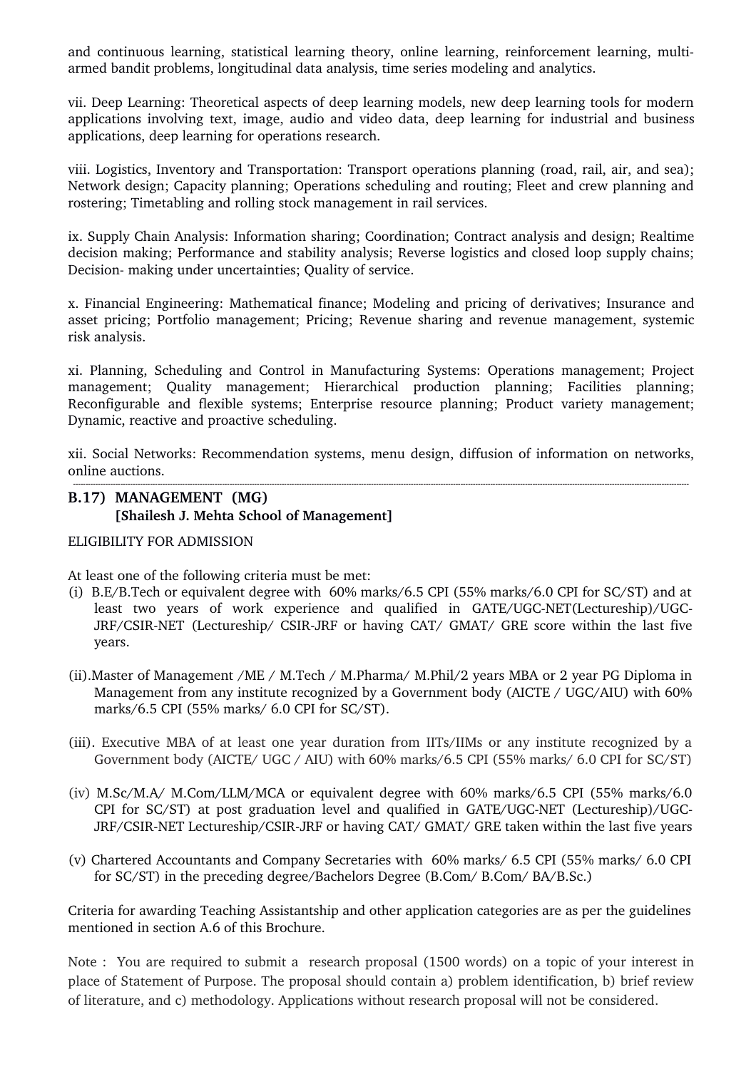and continuous learning, statistical learning theory, online learning, reinforcement learning, multi-armed bandit problems, longitudinal data analysis, time series modeling and analytics.

vii. Deep Learning: Theoretical aspects of deep learning models, new deep learning tools for modern applications involving text, image, audio and video data, deep learning for industrial and business applications, deep learning for operations research.

viii. Logistics, Inventory and Transportation: Transport operations planning (road, rail, air, and sea); Network design; Capacity planning; Operations scheduling and routing; Fleet and crew planning and rostering; Timetabling and rolling stock management in rail services.

ix. Supply Chain Analysis: Information sharing; Coordination; Contract analysis and design; Realtime decision making; Performance and stability analysis; Reverse logistics and closed loop supply chains; Decision- making under uncertainties; Quality of service.

x. Financial Engineering: Mathematical finance; Modeling and pricing of derivatives; Insurance and asset pricing; Portfolio management; Pricing; Revenue sharing and revenue management, systemic risk analysis.

xi. Planning, Scheduling and Control in Manufacturing Systems: Operations management; Project management; Quality management; Hierarchical production planning; Facilities planning; Reconfigurable and flexible systems; Enterprise resource planning; Product variety management; Dynamic, reactive and proactive scheduling.

xii. Social Networks: Recommendation systems, menu design, diffusion of information on networks, online auctions.

---

## B.17) MANAGEMENT (MG)
### [Shailesh J. Mehta School of Management]

ELIGIBILITY FOR ADMISSION

At least one of the following criteria must be met:

(i) B.E/B.Tech or equivalent degree with 60% marks/6.5 CPI (55% marks/6.0 CPI for SC/ST) and at least two years of work experience and qualified in GATE/UGC-NET(Lectureship)/UGC-JRF/CSIR-NET (Lectureship/ CSIR-JRF or having CAT/ GMAT/ GRE score within the last five years.

(ii).Master of Management /ME / M.Tech / M.Pharma/ M.Phil/2 years MBA or 2 year PG Diploma in Management from any institute recognized by a Government body (AICTE / UGC/AIU) with 60% marks/6.5 CPI (55% marks/ 6.0 CPI for SC/ST).

(iii). Executive MBA of at least one year duration from IITs/IIMs or any institute recognized by a Government body (AICTE/ UGC / AIU) with 60% marks/6.5 CPI (55% marks/ 6.0 CPI for SC/ST)

(iv) M.Sc/M.A/ M.Com/LLM/MCA or equivalent degree with 60% marks/6.5 CPI (55% marks/6.0 CPI for SC/ST) at post graduation level and qualified in GATE/UGC-NET (Lectureship)/UGC-JRF/CSIR-NET Lectureship/CSIR-JRF or having CAT/ GMAT/ GRE taken within the last five years

(v) Chartered Accountants and Company Secretaries with 60% marks/ 6.5 CPI (55% marks/ 6.0 CPI for SC/ST) in the preceding degree/Bachelors Degree (B.Com/ B.Com/ BA/B.Sc.)

Criteria for awarding Teaching Assistantship and other application categories are as per the guidelines mentioned in section A.6 of this Brochure.

Note : You are required to submit a research proposal (1500 words) on a topic of your interest in place of Statement of Purpose. The proposal should contain a) problem identification, b) brief review of literature, and c) methodology. Applications without research proposal will not be considered.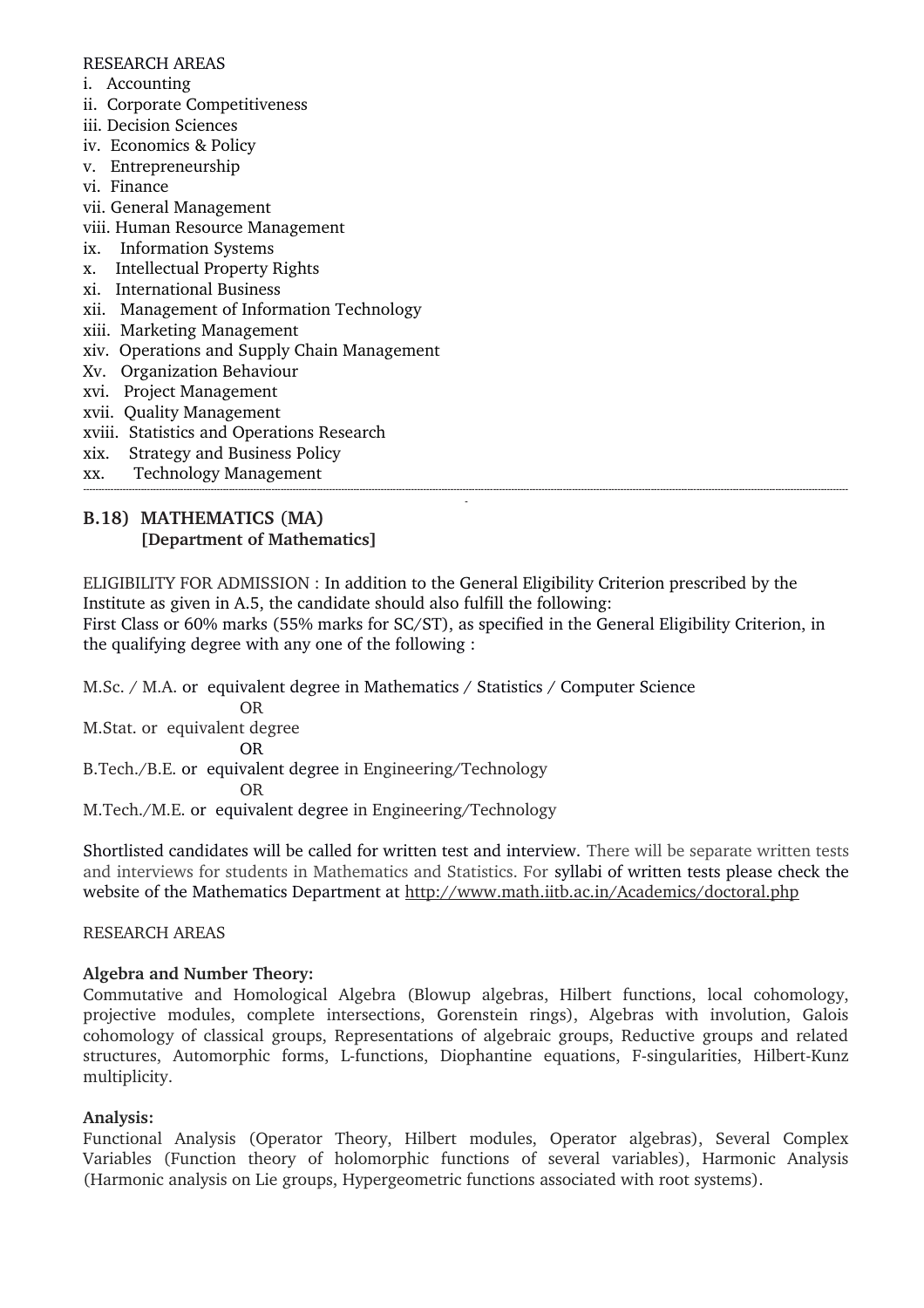RESEARCH AREAS

i. Accounting
ii. Corporate Competitiveness
iii. Decision Sciences
iv. Economics & Policy
v. Entrepreneurship
vi. Finance
vii. General Management
viii. Human Resource Management
ix. Information Systems
x. Intellectual Property Rights
xi. International Business
xii. Management of Information Technology
xiii. Marketing Management
xiv. Operations and Supply Chain Management
Xv. Organization Behaviour
xvi. Project Management
xvii. Quality Management
xviii. Statistics and Operations Research
xix. Strategy and Business Policy
xx. Technology Management

---

## B.18) MATHEMATICS (MA)
**[Department of Mathematics]**

ELIGIBILITY FOR ADMISSION : In addition to the General Eligibility Criterion prescribed by the Institute as given in A.5, the candidate should also fulfill the following:
First Class or 60% marks (55% marks for SC/ST), as specified in the General Eligibility Criterion, in the qualifying degree with any one of the following :

M.Sc. / M.A. or equivalent degree in Mathematics / Statistics / Computer Science

OR

M.Stat. or equivalent degree

OR

B.Tech./B.E. or equivalent degree in Engineering/Technology

OR

M.Tech./M.E. or equivalent degree in Engineering/Technology

Shortlisted candidates will be called for written test and interview. There will be separate written tests and interviews for students in Mathematics and Statistics. For syllabi of written tests please check the website of the Mathematics Department at http://www.math.iitb.ac.in/Academics/doctoral.php

RESEARCH AREAS

**Algebra and Number Theory:**
Commutative and Homological Algebra (Blowup algebras, Hilbert functions, local cohomology, projective modules, complete intersections, Gorenstein rings), Algebras with involution, Galois cohomology of classical groups, Representations of algebraic groups, Reductive groups and related structures, Automorphic forms, L-functions, Diophantine equations, F-singularities, Hilbert-Kunz multiplicity.

**Analysis:**
Functional Analysis (Operator Theory, Hilbert modules, Operator algebras), Several Complex Variables (Function theory of holomorphic functions of several variables), Harmonic Analysis (Harmonic analysis on Lie groups, Hypergeometric functions associated with root systems).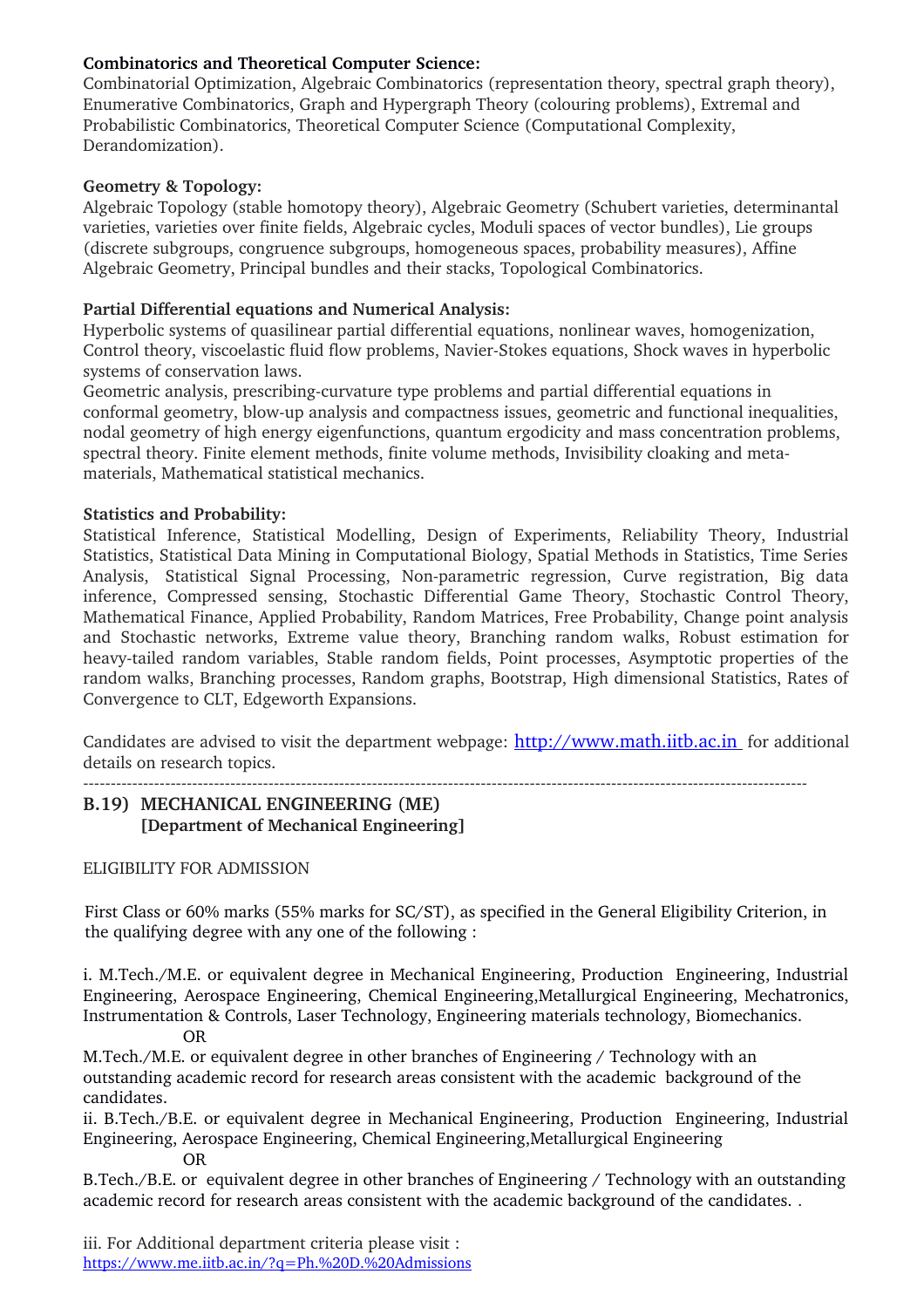**Combinatorics and Theoretical Computer Science:**
Combinatorial Optimization, Algebraic Combinatorics (representation theory, spectral graph theory), Enumerative Combinatorics, Graph and Hypergraph Theory (colouring problems), Extremal and Probabilistic Combinatorics, Theoretical Computer Science (Computational Complexity, Derandomization).

**Geometry & Topology:**
Algebraic Topology (stable homotopy theory), Algebraic Geometry (Schubert varieties, determinantal varieties, varieties over finite fields, Algebraic cycles, Moduli spaces of vector bundles), Lie groups (discrete subgroups, congruence subgroups, homogeneous spaces, probability measures), Affine Algebraic Geometry, Principal bundles and their stacks, Topological Combinatorics.

**Partial Differential equations and Numerical Analysis:**
Hyperbolic systems of quasilinear partial differential equations, nonlinear waves, homogenization, Control theory, viscoelastic fluid flow problems, Navier-Stokes equations, Shock waves in hyperbolic systems of conservation laws.
Geometric analysis, prescribing-curvature type problems and partial differential equations in conformal geometry, blow-up analysis and compactness issues, geometric and functional inequalities, nodal geometry of high energy eigenfunctions, quantum ergodicity and mass concentration problems, spectral theory. Finite element methods, finite volume methods, Invisibility cloaking and meta-materials, Mathematical statistical mechanics.

**Statistics and Probability:**
Statistical Inference, Statistical Modelling, Design of Experiments, Reliability Theory, Industrial Statistics, Statistical Data Mining in Computational Biology, Spatial Methods in Statistics, Time Series Analysis, Statistical Signal Processing, Non-parametric regression, Curve registration, Big data inference, Compressed sensing, Stochastic Differential Game Theory, Stochastic Control Theory, Mathematical Finance, Applied Probability, Random Matrices, Free Probability, Change point analysis and Stochastic networks, Extreme value theory, Branching random walks, Robust estimation for heavy-tailed random variables, Stable random fields, Point processes, Asymptotic properties of the random walks, Branching processes, Random graphs, Bootstrap, High dimensional Statistics, Rates of Convergence to CLT, Edgeworth Expansions.

Candidates are advised to visit the department webpage: http://www.math.iitb.ac.in for additional details on research topics.

---

## B.19) MECHANICAL ENGINEERING (ME)
**[Department of Mechanical Engineering]**

ELIGIBILITY FOR ADMISSION

First Class or 60% marks (55% marks for SC/ST), as specified in the General Eligibility Criterion, in the qualifying degree with any one of the following :

i. M.Tech./M.E. or equivalent degree in Mechanical Engineering, Production Engineering, Industrial Engineering, Aerospace Engineering, Chemical Engineering,Metallurgical Engineering, Mechatronics, Instrumentation & Controls, Laser Technology, Engineering materials technology, Biomechanics.

OR

M.Tech./M.E. or equivalent degree in other branches of Engineering / Technology with an outstanding academic record for research areas consistent with the academic background of the candidates.

ii. B.Tech./B.E. or equivalent degree in Mechanical Engineering, Production Engineering, Industrial Engineering, Aerospace Engineering, Chemical Engineering,Metallurgical Engineering

OR

B.Tech./B.E. or equivalent degree in other branches of Engineering / Technology with an outstanding academic record for research areas consistent with the academic background of the candidates. .

iii. For Additional department criteria please visit :
https://www.me.iitb.ac.in/?q=Ph.%20D.%20Admissions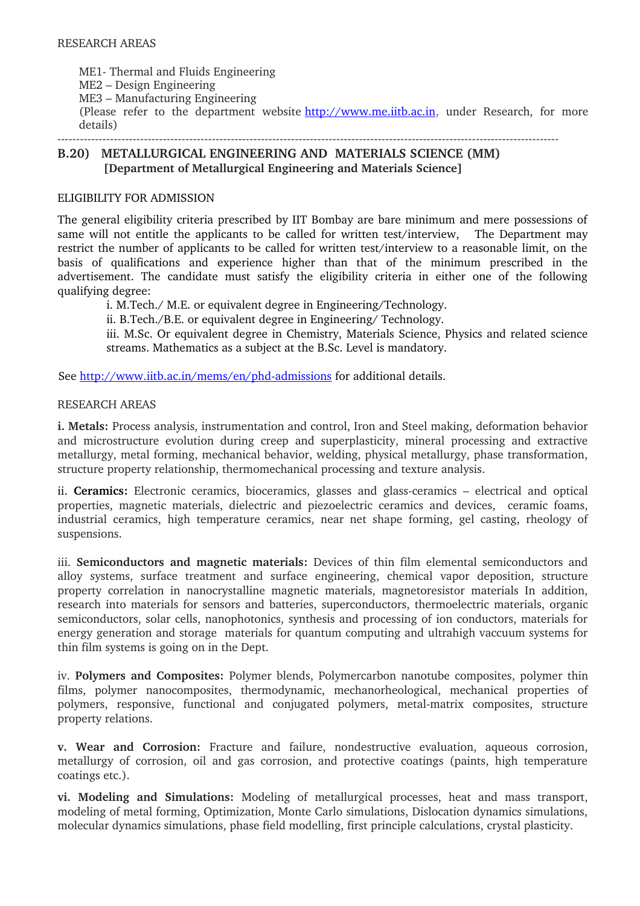RESEARCH AREAS

ME1- Thermal and Fluids Engineering
ME2 – Design Engineering
ME3 – Manufacturing Engineering
(Please refer to the department website http://www.me.iitb.ac.in, under Research, for more details)

---

## B.20) METALLURGICAL ENGINEERING AND MATERIALS SCIENCE (MM)
### [Department of Metallurgical Engineering and Materials Science]

ELIGIBILITY FOR ADMISSION

The general eligibility criteria prescribed by IIT Bombay are bare minimum and mere possessions of same will not entitle the applicants to be called for written test/interview, The Department may restrict the number of applicants to be called for written test/interview to a reasonable limit, on the basis of qualifications and experience higher than that of the minimum prescribed in the advertisement. The candidate must satisfy the eligibility criteria in either one of the following qualifying degree:

i. M.Tech./ M.E. or equivalent degree in Engineering/Technology.
ii. B.Tech./B.E. or equivalent degree in Engineering/ Technology.
iii. M.Sc. Or equivalent degree in Chemistry, Materials Science, Physics and related science streams. Mathematics as a subject at the B.Sc. Level is mandatory.

See http://www.iitb.ac.in/mems/en/phd-admissions for additional details.

RESEARCH AREAS

**i. Metals:** Process analysis, instrumentation and control, Iron and Steel making, deformation behavior and microstructure evolution during creep and superplasticity, mineral processing and extractive metallurgy, metal forming, mechanical behavior, welding, physical metallurgy, phase transformation, structure property relationship, thermomechanical processing and texture analysis.

ii. **Ceramics:** Electronic ceramics, bioceramics, glasses and glass-ceramics – electrical and optical properties, magnetic materials, dielectric and piezoelectric ceramics and devices, ceramic foams, industrial ceramics, high temperature ceramics, near net shape forming, gel casting, rheology of suspensions.

iii. **Semiconductors and magnetic materials:** Devices of thin film elemental semiconductors and alloy systems, surface treatment and surface engineering, chemical vapor deposition, structure property correlation in nanocrystalline magnetic materials, magnetoresistor materials In addition, research into materials for sensors and batteries, superconductors, thermoelectric materials, organic semiconductors, solar cells, nanophotonics, synthesis and processing of ion conductors, materials for energy generation and storage materials for quantum computing and ultrahigh vaccuum systems for thin film systems is going on in the Dept.

iv. **Polymers and Composites:** Polymer blends, Polymercarbon nanotube composites, polymer thin films, polymer nanocomposites, thermodynamic, mechanorheological, mechanical properties of polymers, responsive, functional and conjugated polymers, metal-matrix composites, structure property relations.

**v. Wear and Corrosion:** Fracture and failure, nondestructive evaluation, aqueous corrosion, metallurgy of corrosion, oil and gas corrosion, and protective coatings (paints, high temperature coatings etc.).

**vi. Modeling and Simulations:** Modeling of metallurgical processes, heat and mass transport, modeling of metal forming, Optimization, Monte Carlo simulations, Dislocation dynamics simulations, molecular dynamics simulations, phase field modelling, first principle calculations, crystal plasticity.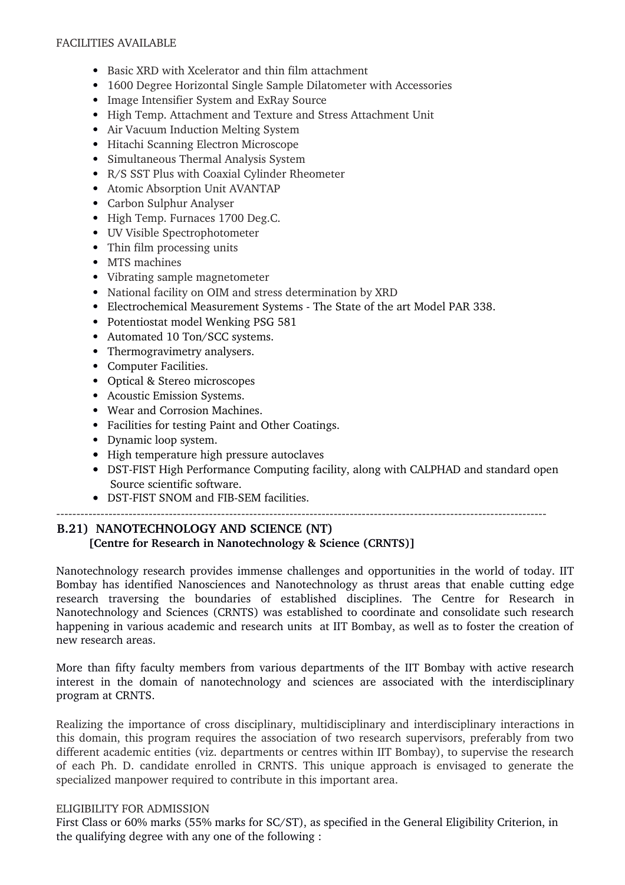FACILITIES AVAILABLE

- Basic XRD with Xcelerator and thin film attachment
- 1600 Degree Horizontal Single Sample Dilatometer with Accessories
- Image Intensifier System and ExRay Source
- High Temp. Attachment and Texture and Stress Attachment Unit
- Air Vacuum Induction Melting System
- Hitachi Scanning Electron Microscope
- Simultaneous Thermal Analysis System
- R/S SST Plus with Coaxial Cylinder Rheometer
- Atomic Absorption Unit AVANTAP
- Carbon Sulphur Analyser
- High Temp. Furnaces 1700 Deg.C.
- UV Visible Spectrophotometer
- Thin film processing units
- MTS machines
- Vibrating sample magnetometer
- National facility on OIM and stress determination by XRD
- Electrochemical Measurement Systems - The State of the art Model PAR 338.
- Potentiostat model Wenking PSG 581
- Automated 10 Ton/SCC systems.
- Thermogravimetry analysers.
- Computer Facilities.
- Optical & Stereo microscopes
- Acoustic Emission Systems.
- Wear and Corrosion Machines.
- Facilities for testing Paint and Other Coatings.
- Dynamic loop system.
- High temperature high pressure autoclaves
- DST-FIST High Performance Computing facility, along with CALPHAD and standard open Source scientific software.
- DST-FIST SNOM and FIB-SEM facilities.

---

## B.21) NANOTECHNOLOGY AND SCIENCE (NT)

**[Centre for Research in Nanotechnology & Science (CRNTS)]**

Nanotechnology research provides immense challenges and opportunities in the world of today. IIT Bombay has identified Nanosciences and Nanotechnology as thrust areas that enable cutting edge research traversing the boundaries of established disciplines. The Centre for Research in Nanotechnology and Sciences (CRNTS) was established to coordinate and consolidate such research happening in various academic and research units at IIT Bombay, as well as to foster the creation of new research areas.

More than fifty faculty members from various departments of the IIT Bombay with active research interest in the domain of nanotechnology and sciences are associated with the interdisciplinary program at CRNTS.

Realizing the importance of cross disciplinary, multidisciplinary and interdisciplinary interactions in this domain, this program requires the association of two research supervisors, preferably from two different academic entities (viz. departments or centres within IIT Bombay), to supervise the research of each Ph. D. candidate enrolled in CRNTS. This unique approach is envisaged to generate the specialized manpower required to contribute in this important area.

ELIGIBILITY FOR ADMISSION

First Class or 60% marks (55% marks for SC/ST), as specified in the General Eligibility Criterion, in the qualifying degree with any one of the following :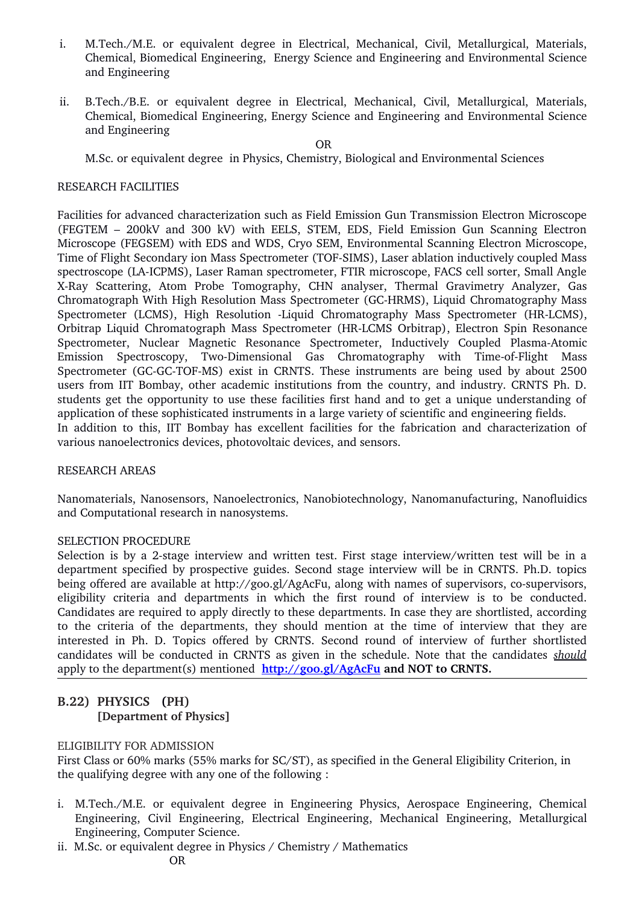i. M.Tech./M.E. or equivalent degree in Electrical, Mechanical, Civil, Metallurgical, Materials, Chemical, Biomedical Engineering, Energy Science and Engineering and Environmental Science and Engineering

ii. B.Tech./B.E. or equivalent degree in Electrical, Mechanical, Civil, Metallurgical, Materials, Chemical, Biomedical Engineering, Energy Science and Engineering and Environmental Science and Engineering

OR

M.Sc. or equivalent degree in Physics, Chemistry, Biological and Environmental Sciences

RESEARCH FACILITIES

Facilities for advanced characterization such as Field Emission Gun Transmission Electron Microscope (FEGTEM – 200kV and 300 kV) with EELS, STEM, EDS, Field Emission Gun Scanning Electron Microscope (FEGSEM) with EDS and WDS, Cryo SEM, Environmental Scanning Electron Microscope, Time of Flight Secondary ion Mass Spectrometer (TOF-SIMS), Laser ablation inductively coupled Mass spectroscope (LA-ICPMS), Laser Raman spectrometer, FTIR microscope, FACS cell sorter, Small Angle X-Ray Scattering, Atom Probe Tomography, CHN analyser, Thermal Gravimetry Analyzer, Gas Chromatograph With High Resolution Mass Spectrometer (GC-HRMS), Liquid Chromatography Mass Spectrometer (LCMS), High Resolution -Liquid Chromatography Mass Spectrometer (HR-LCMS), Orbitrap Liquid Chromatograph Mass Spectrometer (HR-LCMS Orbitrap), Electron Spin Resonance Spectrometer, Nuclear Magnetic Resonance Spectrometer, Inductively Coupled Plasma-Atomic Emission Spectroscopy, Two-Dimensional Gas Chromatography with Time-of-Flight Mass Spectrometer (GC-GC-TOF-MS) exist in CRNTS. These instruments are being used by about 2500 users from IIT Bombay, other academic institutions from the country, and industry. CRNTS Ph. D. students get the opportunity to use these facilities first hand and to get a unique understanding of application of these sophisticated instruments in a large variety of scientific and engineering fields.
In addition to this, IIT Bombay has excellent facilities for the fabrication and characterization of various nanoelectronics devices, photovoltaic devices, and sensors.

RESEARCH AREAS

Nanomaterials, Nanosensors, Nanoelectronics, Nanobiotechnology, Nanomanufacturing, Nanofluidics and Computational research in nanosystems.

SELECTION PROCEDURE
Selection is by a 2-stage interview and written test. First stage interview/written test will be in a department specified by prospective guides. Second stage interview will be in CRNTS. Ph.D. topics being offered are available at http://goo.gl/AgAcFu, along with names of supervisors, co-supervisors, eligibility criteria and departments in which the first round of interview is to be conducted. Candidates are required to apply directly to these departments. In case they are shortlisted, according to the criteria of the departments, they should mention at the time of interview that they are interested in Ph. D. Topics offered by CRNTS. Second round of interview of further shortlisted candidates will be conducted in CRNTS as given in the schedule. Note that the candidates *should* apply to the department(s) mentioned **http://goo.gl/AgAcFu and NOT to CRNTS.**

## B.22) PHYSICS (PH)
**[Department of Physics]**

ELIGIBILITY FOR ADMISSION
First Class or 60% marks (55% marks for SC/ST), as specified in the General Eligibility Criterion, in the qualifying degree with any one of the following :

i. M.Tech./M.E. or equivalent degree in Engineering Physics, Aerospace Engineering, Chemical Engineering, Civil Engineering, Electrical Engineering, Mechanical Engineering, Metallurgical Engineering, Computer Science.
ii. M.Sc. or equivalent degree in Physics / Chemistry / Mathematics

OR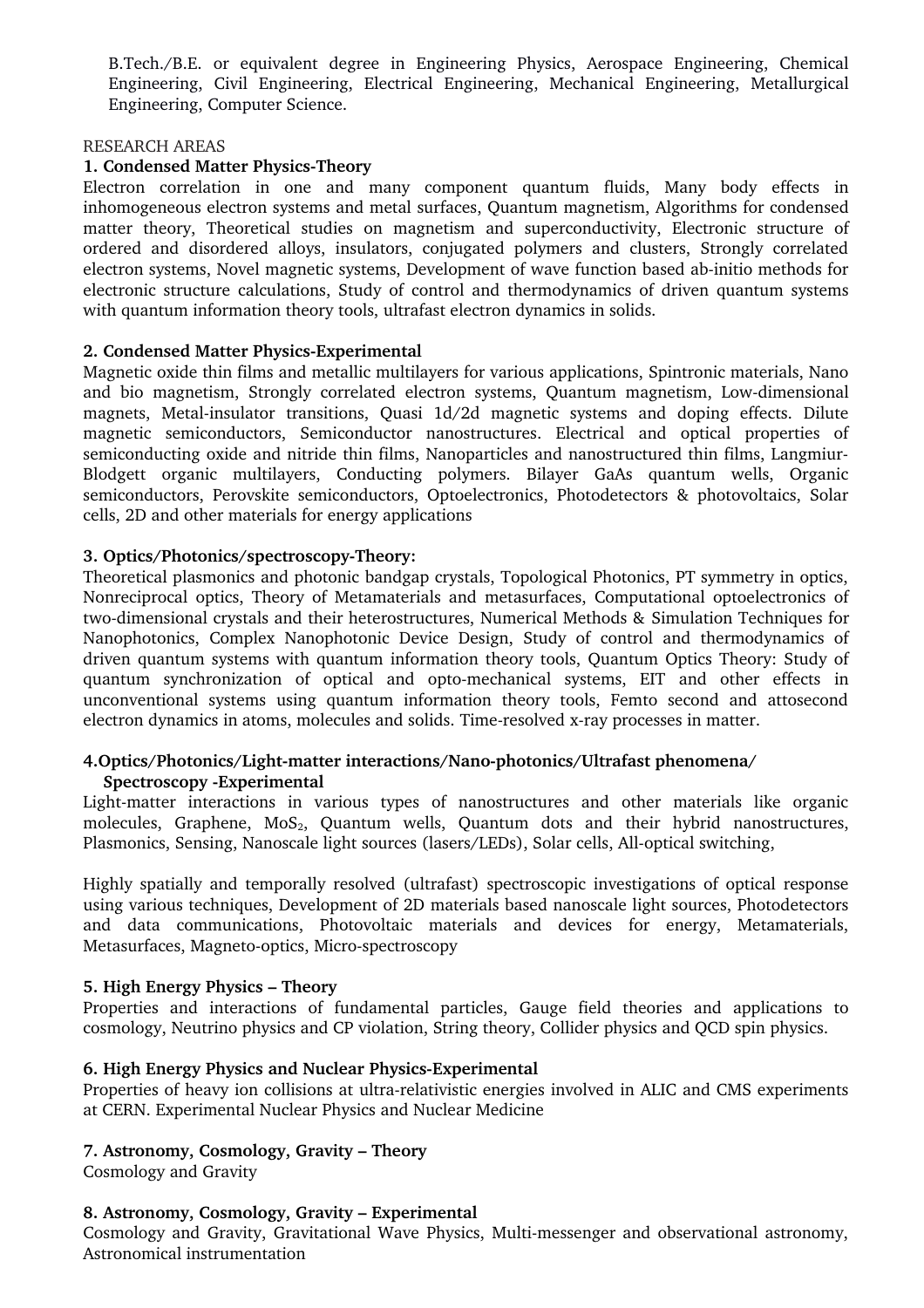B.Tech./B.E. or equivalent degree in Engineering Physics, Aerospace Engineering, Chemical Engineering, Civil Engineering, Electrical Engineering, Mechanical Engineering, Metallurgical Engineering, Computer Science.

RESEARCH AREAS

**1. Condensed Matter Physics-Theory**

Electron correlation in one and many component quantum fluids, Many body effects in inhomogeneous electron systems and metal surfaces, Quantum magnetism, Algorithms for condensed matter theory, Theoretical studies on magnetism and superconductivity, Electronic structure of ordered and disordered alloys, insulators, conjugated polymers and clusters, Strongly correlated electron systems, Novel magnetic systems, Development of wave function based ab-initio methods for electronic structure calculations, Study of control and thermodynamics of driven quantum systems with quantum information theory tools, ultrafast electron dynamics in solids.

**2. Condensed Matter Physics-Experimental**

Magnetic oxide thin films and metallic multilayers for various applications, Spintronic materials, Nano and bio magnetism, Strongly correlated electron systems, Quantum magnetism, Low-dimensional magnets, Metal-insulator transitions, Quasi 1d/2d magnetic systems and doping effects. Dilute magnetic semiconductors, Semiconductor nanostructures. Electrical and optical properties of semiconducting oxide and nitride thin films, Nanoparticles and nanostructured thin films, Langmiur-Blodgett organic multilayers, Conducting polymers. Bilayer GaAs quantum wells, Organic semiconductors, Perovskite semiconductors, Optoelectronics, Photodetectors & photovoltaics, Solar cells, 2D and other materials for energy applications

**3. Optics/Photonics/spectroscopy-Theory:**

Theoretical plasmonics and photonic bandgap crystals, Topological Photonics, PT symmetry in optics, Nonreciprocal optics, Theory of Metamaterials and metasurfaces, Computational optoelectronics of two-dimensional crystals and their heterostructures, Numerical Methods & Simulation Techniques for Nanophotonics, Complex Nanophotonic Device Design, Study of control and thermodynamics of driven quantum systems with quantum information theory tools, Quantum Optics Theory: Study of quantum synchronization of optical and opto-mechanical systems, EIT and other effects in unconventional systems using quantum information theory tools, Femto second and attosecond electron dynamics in atoms, molecules and solids. Time-resolved x-ray processes in matter.

**4.Optics/Photonics/Light-matter interactions/Nano-photonics/Ultrafast phenomena/ Spectroscopy -Experimental**

Light-matter interactions in various types of nanostructures and other materials like organic molecules, Graphene, $MoS_2$, Quantum wells, Quantum dots and their hybrid nanostructures, Plasmonics, Sensing, Nanoscale light sources (lasers/LEDs), Solar cells, All-optical switching,

Highly spatially and temporally resolved (ultrafast) spectroscopic investigations of optical response using various techniques, Development of 2D materials based nanoscale light sources, Photodetectors and data communications, Photovoltaic materials and devices for energy, Metamaterials, Metasurfaces, Magneto-optics, Micro-spectroscopy

**5. High Energy Physics – Theory**

Properties and interactions of fundamental particles, Gauge field theories and applications to cosmology, Neutrino physics and CP violation, String theory, Collider physics and QCD spin physics.

**6. High Energy Physics and Nuclear Physics-Experimental**

Properties of heavy ion collisions at ultra-relativistic energies involved in ALIC and CMS experiments at CERN. Experimental Nuclear Physics and Nuclear Medicine

**7. Astronomy, Cosmology, Gravity – Theory**

Cosmology and Gravity

**8. Astronomy, Cosmology, Gravity – Experimental**

Cosmology and Gravity, Gravitational Wave Physics, Multi-messenger and observational astronomy, Astronomical instrumentation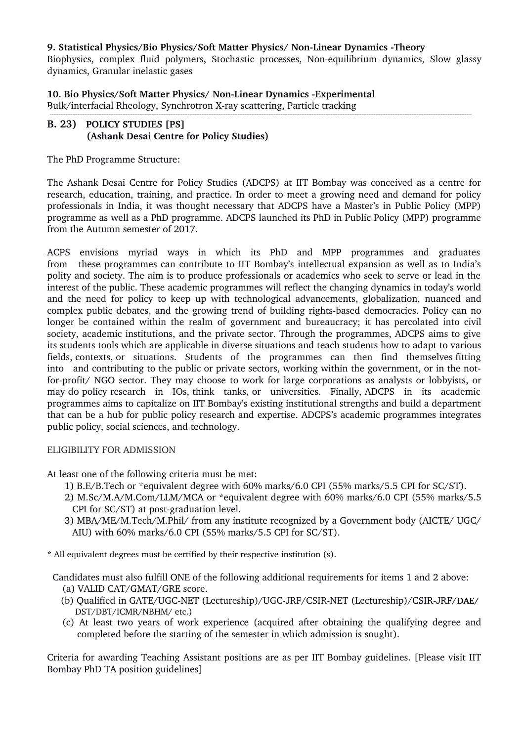**9. Statistical Physics/Bio Physics/Soft Matter Physics/ Non-Linear Dynamics -Theory**
Biophysics, complex fluid polymers, Stochastic processes, Non-equilibrium dynamics, Slow glassy dynamics, Granular inelastic gases

**10. Bio Physics/Soft Matter Physics/ Non-Linear Dynamics -Experimental**
Bulk/interfacial Rheology, Synchrotron X-ray scattering, Particle tracking

---

## B. 23) POLICY STUDIES [PS] (Ashank Desai Centre for Policy Studies)

The PhD Programme Structure:

The Ashank Desai Centre for Policy Studies (ADCPS) at IIT Bombay was conceived as a centre for research, education, training, and practice. In order to meet a growing need and demand for policy professionals in India, it was thought necessary that ADCPS have a Master's in Public Policy (MPP) programme as well as a PhD programme. ADCPS launched its PhD in Public Policy (MPP) programme from the Autumn semester of 2017.

ACPS envisions myriad ways in which its PhD and MPP programmes and graduates from these programmes can contribute to IIT Bombay's intellectual expansion as well as to India's polity and society. The aim is to produce professionals or academics who seek to serve or lead in the interest of the public. These academic programmes will reflect the changing dynamics in today's world and the need for policy to keep up with technological advancements, globalization, nuanced and complex public debates, and the growing trend of building rights-based democracies. Policy can no longer be contained within the realm of government and bureaucracy; it has percolated into civil society, academic institutions, and the private sector. Through the programmes, ADCPS aims to give its students tools which are applicable in diverse situations and teach students how to adapt to various fields, contexts, or situations. Students of the programmes can then find themselves fitting into and contributing to the public or private sectors, working within the government, or in the not-for-profit/ NGO sector. They may choose to work for large corporations as analysts or lobbyists, or may do policy research in IOs, think tanks, or universities. Finally, ADCPS in its academic programmes aims to capitalize on IIT Bombay's existing institutional strengths and build a department that can be a hub for public policy research and expertise. ADCPS's academic programmes integrates public policy, social sciences, and technology.

ELIGIBILITY FOR ADMISSION

At least one of the following criteria must be met:

1) B.E/B.Tech or *equivalent degree with 60% marks/6.0 CPI (55% marks/5.5 CPI for SC/ST).
2) M.Sc/M.A/M.Com/LLM/MCA or *equivalent degree with 60% marks/6.0 CPI (55% marks/5.5 CPI for SC/ST) at post-graduation level.
3) MBA/ME/M.Tech/M.Phil/ from any institute recognized by a Government body (AICTE/ UGC/ AIU) with 60% marks/6.0 CPI (55% marks/5.5 CPI for SC/ST).

* All equivalent degrees must be certified by their respective institution (s).

Candidates must also fulfill ONE of the following additional requirements for items 1 and 2 above:

(a) VALID CAT/GMAT/GRE score.
(b) Qualified in GATE/UGC-NET (Lectureship)/UGC-JRF/CSIR-NET (Lectureship)/CSIR-JRF/**DAE/** DST/DBT/ICMR/NBHM/ etc.)
(c) At least two years of work experience (acquired after obtaining the qualifying degree and completed before the starting of the semester in which admission is sought).

Criteria for awarding Teaching Assistant positions are as per IIT Bombay guidelines. [Please visit IIT Bombay PhD TA position guidelines]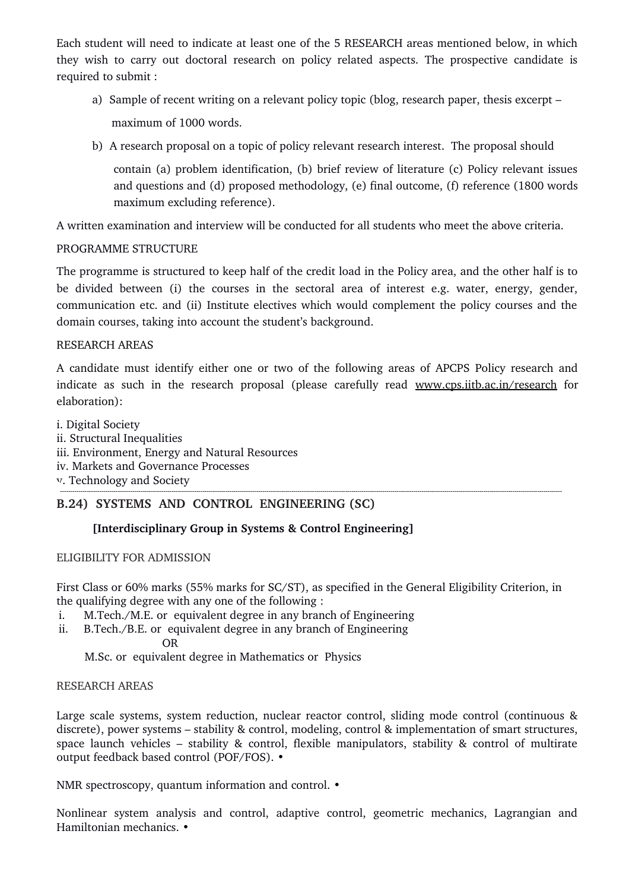Each student will need to indicate at least one of the 5 RESEARCH areas mentioned below, in which they wish to carry out doctoral research on policy related aspects. The prospective candidate is required to submit :

a) Sample of recent writing on a relevant policy topic (blog, research paper, thesis excerpt – maximum of 1000 words.

b) A research proposal on a topic of policy relevant research interest. The proposal should contain (a) problem identification, (b) brief review of literature (c) Policy relevant issues and questions and (d) proposed methodology, (e) final outcome, (f) reference (1800 words maximum excluding reference).

A written examination and interview will be conducted for all students who meet the above criteria.

PROGRAMME STRUCTURE

The programme is structured to keep half of the credit load in the Policy area, and the other half is to be divided between (i) the courses in the sectoral area of interest e.g. water, energy, gender, communication etc. and (ii) Institute electives which would complement the policy courses and the domain courses, taking into account the student's background.

RESEARCH AREAS

A candidate must identify either one or two of the following areas of APCPS Policy research and indicate as such in the research proposal (please carefully read www.cps.iitb.ac.in/research for elaboration):

i. Digital Society
ii. Structural Inequalities
iii. Environment, Energy and Natural Resources
iv. Markets and Governance Processes
v. Technology and Society

---

## B.24) SYSTEMS AND CONTROL ENGINEERING (SC)

**[Interdisciplinary Group in Systems & Control Engineering]**

ELIGIBILITY FOR ADMISSION

First Class or 60% marks (55% marks for SC/ST), as specified in the General Eligibility Criterion, in the qualifying degree with any one of the following :

i. M.Tech./M.E. or equivalent degree in any branch of Engineering
ii. B.Tech./B.E. or equivalent degree in any branch of Engineering

OR

M.Sc. or equivalent degree in Mathematics or Physics

RESEARCH AREAS

Large scale systems, system reduction, nuclear reactor control, sliding mode control (continuous & discrete), power systems – stability & control, modeling, control & implementation of smart structures, space launch vehicles – stability & control, flexible manipulators, stability & control of multirate output feedback based control (POF/FOS). •

NMR spectroscopy, quantum information and control. •

Nonlinear system analysis and control, adaptive control, geometric mechanics, Lagrangian and Hamiltonian mechanics. •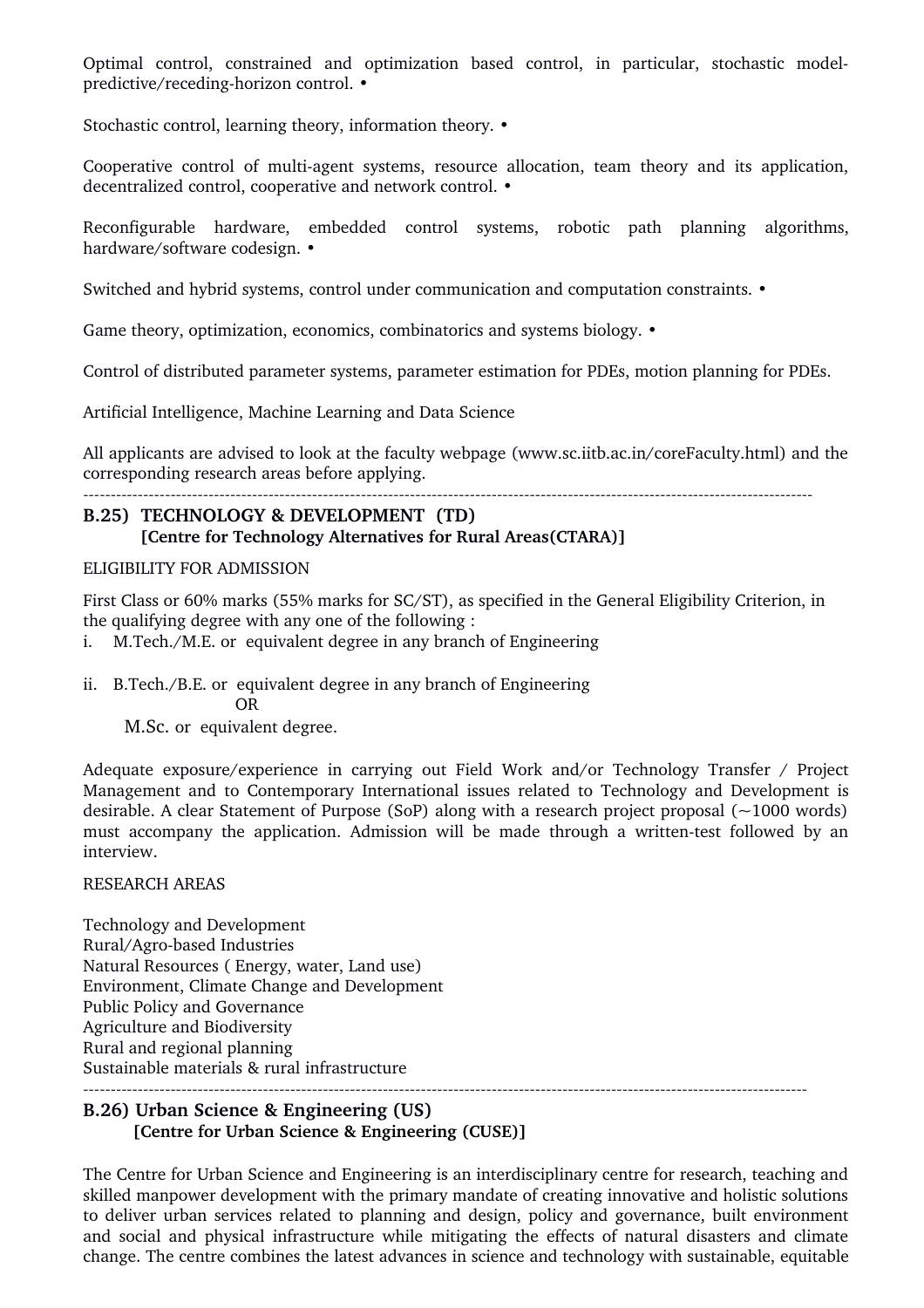Optimal control, constrained and optimization based control, in particular, stochastic model-predictive/receding-horizon control. •

Stochastic control, learning theory, information theory. •

Cooperative control of multi-agent systems, resource allocation, team theory and its application, decentralized control, cooperative and network control. •

Reconfigurable hardware, embedded control systems, robotic path planning algorithms, hardware/software codesign. •

Switched and hybrid systems, control under communication and computation constraints. •

Game theory, optimization, economics, combinatorics and systems biology. •

Control of distributed parameter systems, parameter estimation for PDEs, motion planning for PDEs.

Artificial Intelligence, Machine Learning and Data Science

All applicants are advised to look at the faculty webpage (www.sc.iitb.ac.in/coreFaculty.html) and the corresponding research areas before applying.

---

## B.25) TECHNOLOGY & DEVELOPMENT (TD)
### [Centre for Technology Alternatives for Rural Areas(CTARA)]

ELIGIBILITY FOR ADMISSION

First Class or 60% marks (55% marks for SC/ST), as specified in the General Eligibility Criterion, in the qualifying degree with any one of the following :

i. M.Tech./M.E. or equivalent degree in any branch of Engineering

ii. B.Tech./B.E. or equivalent degree in any branch of Engineering
OR
M.Sc. or equivalent degree.

Adequate exposure/experience in carrying out Field Work and/or Technology Transfer / Project Management and to Contemporary International issues related to Technology and Development is desirable. A clear Statement of Purpose (SoP) along with a research project proposal (~1000 words) must accompany the application. Admission will be made through a written-test followed by an interview.

RESEARCH AREAS

Technology and Development
Rural/Agro-based Industries
Natural Resources ( Energy, water, Land use)
Environment, Climate Change and Development
Public Policy and Governance
Agriculture and Biodiversity
Rural and regional planning
Sustainable materials & rural infrastructure

---

## B.26) Urban Science & Engineering (US)
### [Centre for Urban Science & Engineering (CUSE)]

The Centre for Urban Science and Engineering is an interdisciplinary centre for research, teaching and skilled manpower development with the primary mandate of creating innovative and holistic solutions to deliver urban services related to planning and design, policy and governance, built environment and social and physical infrastructure while mitigating the effects of natural disasters and climate change. The centre combines the latest advances in science and technology with sustainable, equitable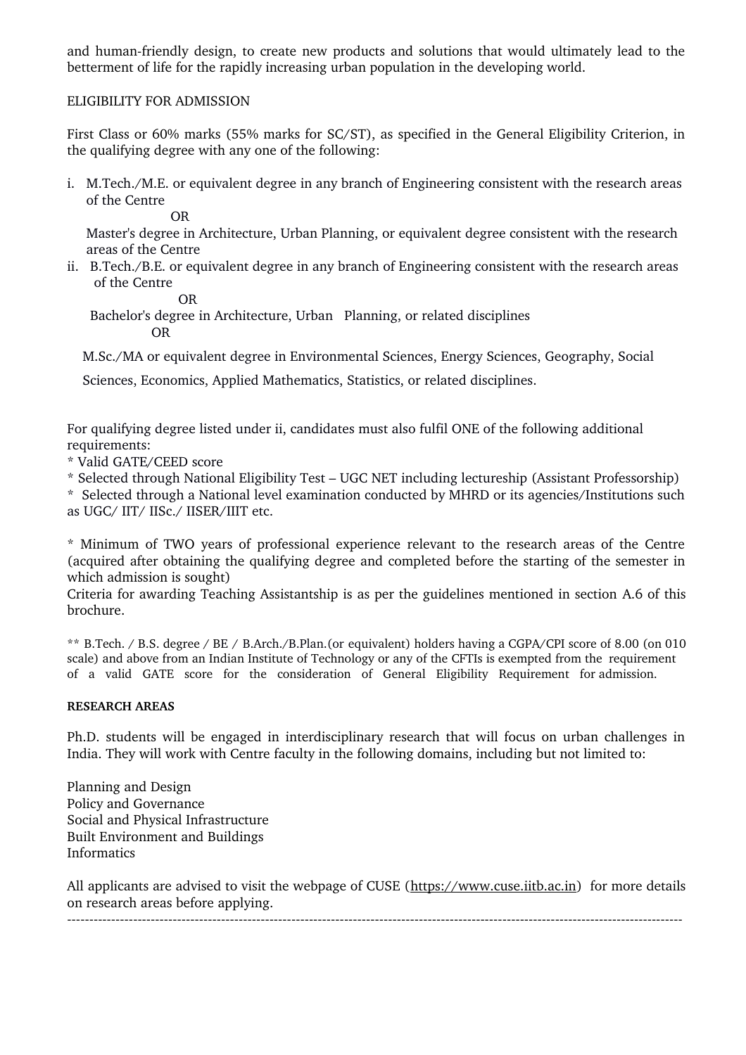and human-friendly design, to create new products and solutions that would ultimately lead to the betterment of life for the rapidly increasing urban population in the developing world.

ELIGIBILITY FOR ADMISSION

First Class or 60% marks (55% marks for SC/ST), as specified in the General Eligibility Criterion, in the qualifying degree with any one of the following:

i. M.Tech./M.E. or equivalent degree in any branch of Engineering consistent with the research areas of the Centre

   OR

   Master's degree in Architecture, Urban Planning, or equivalent degree consistent with the research areas of the Centre

ii. B.Tech./B.E. or equivalent degree in any branch of Engineering consistent with the research areas of the Centre

   OR

   Bachelor's degree in Architecture, Urban Planning, or related disciplines

   OR

   M.Sc./MA or equivalent degree in Environmental Sciences, Energy Sciences, Geography, Social Sciences, Economics, Applied Mathematics, Statistics, or related disciplines.

For qualifying degree listed under ii, candidates must also fulfil ONE of the following additional requirements:

* Valid GATE/CEED score
* Selected through National Eligibility Test – UGC NET including lectureship (Assistant Professorship)
* Selected through a National level examination conducted by MHRD or its agencies/Institutions such as UGC/ IIT/ IISc./ IISER/IIIT etc.

* Minimum of TWO years of professional experience relevant to the research areas of the Centre (acquired after obtaining the qualifying degree and completed before the starting of the semester in which admission is sought)

Criteria for awarding Teaching Assistantship is as per the guidelines mentioned in section A.6 of this brochure.

** B.Tech. / B.S. degree / BE / B.Arch./B.Plan.(or equivalent) holders having a CGPA/CPI score of 8.00 (on 010 scale) and above from an Indian Institute of Technology or any of the CFTIs is exempted from the requirement of a valid GATE score for the consideration of General Eligibility Requirement for admission.

**RESEARCH AREAS**

Ph.D. students will be engaged in interdisciplinary research that will focus on urban challenges in India. They will work with Centre faculty in the following domains, including but not limited to:

Planning and Design
Policy and Governance
Social and Physical Infrastructure
Built Environment and Buildings
Informatics

All applicants are advised to visit the webpage of CUSE (https://www.cuse.iitb.ac.in) for more details on research areas before applying.

---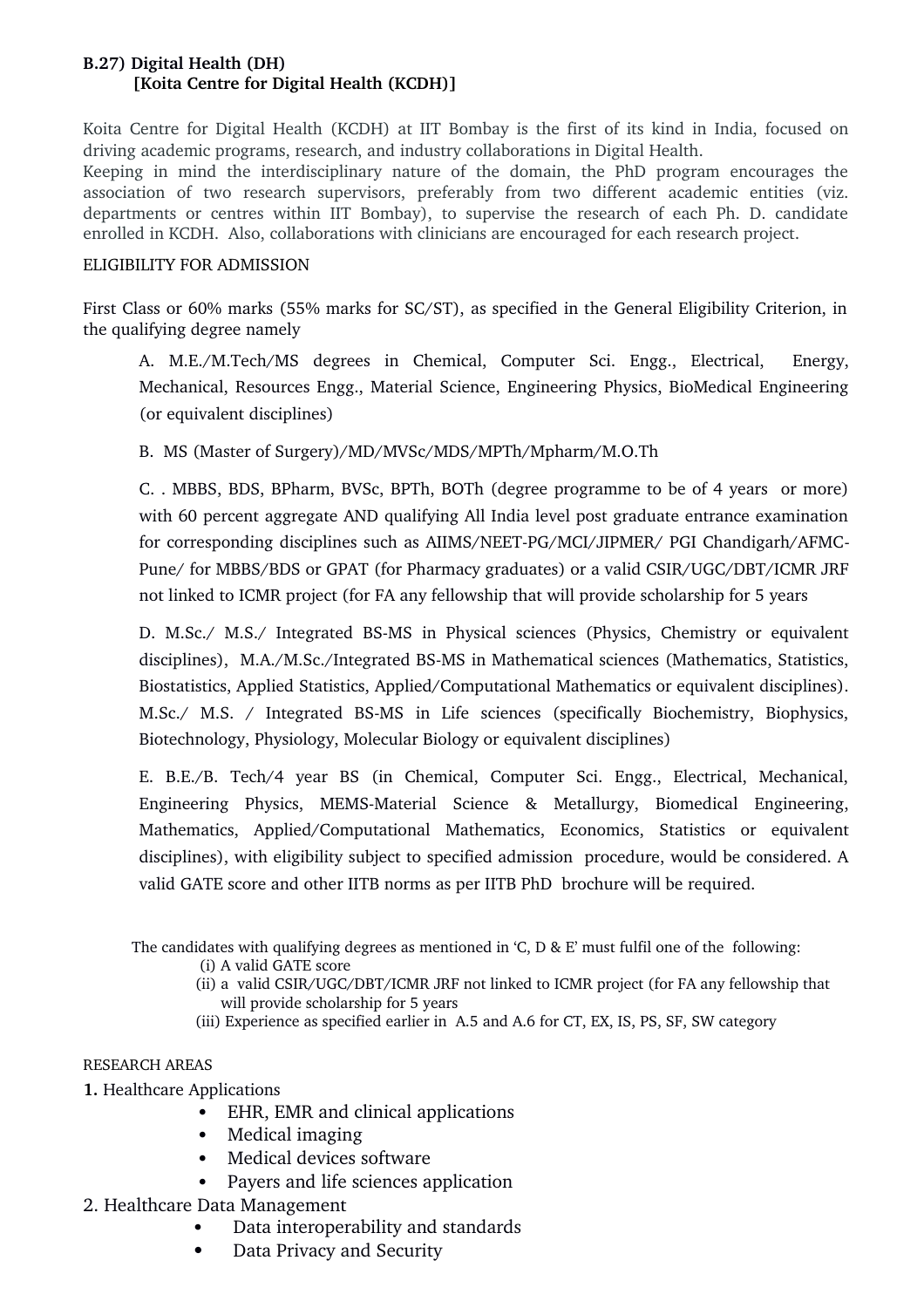**B.27) Digital Health (DH)**
**[Koita Centre for Digital Health (KCDH)]**

Koita Centre for Digital Health (KCDH) at IIT Bombay is the first of its kind in India, focused on driving academic programs, research, and industry collaborations in Digital Health.
Keeping in mind the interdisciplinary nature of the domain, the PhD program encourages the association of two research supervisors, preferably from two different academic entities (viz. departments or centres within IIT Bombay), to supervise the research of each Ph. D. candidate enrolled in KCDH. Also, collaborations with clinicians are encouraged for each research project.

ELIGIBILITY FOR ADMISSION

First Class or 60% marks (55% marks for SC/ST), as specified in the General Eligibility Criterion, in the qualifying degree namely

A. M.E./M.Tech/MS degrees in Chemical, Computer Sci. Engg., Electrical, Energy, Mechanical, Resources Engg., Material Science, Engineering Physics, BioMedical Engineering (or equivalent disciplines)

B. MS (Master of Surgery)/MD/MVSc/MDS/MPTh/Mpharm/M.O.Th

C. . MBBS, BDS, BPharm, BVSc, BPTh, BOTh (degree programme to be of 4 years or more) with 60 percent aggregate AND qualifying All India level post graduate entrance examination for corresponding disciplines such as AIIMS/NEET-PG/MCI/JIPMER/ PGI Chandigarh/AFMC-Pune/ for MBBS/BDS or GPAT (for Pharmacy graduates) or a valid CSIR/UGC/DBT/ICMR JRF not linked to ICMR project (for FA any fellowship that will provide scholarship for 5 years

D. M.Sc./ M.S./ Integrated BS-MS in Physical sciences (Physics, Chemistry or equivalent disciplines), M.A./M.Sc./Integrated BS-MS in Mathematical sciences (Mathematics, Statistics, Biostatistics, Applied Statistics, Applied/Computational Mathematics or equivalent disciplines). M.Sc./ M.S. / Integrated BS-MS in Life sciences (specifically Biochemistry, Biophysics, Biotechnology, Physiology, Molecular Biology or equivalent disciplines)

E. B.E./B. Tech/4 year BS (in Chemical, Computer Sci. Engg., Electrical, Mechanical, Engineering Physics, MEMS-Material Science & Metallurgy, Biomedical Engineering, Mathematics, Applied/Computational Mathematics, Economics, Statistics or equivalent disciplines), with eligibility subject to specified admission procedure, would be considered. A valid GATE score and other IITB norms as per IITB PhD brochure will be required.

The candidates with qualifying degrees as mentioned in 'C, D & E' must fulfil one of the following:

(i) A valid GATE score
(ii) a valid CSIR/UGC/DBT/ICMR JRF not linked to ICMR project (for FA any fellowship that will provide scholarship for 5 years
(iii) Experience as specified earlier in A.5 and A.6 for CT, EX, IS, PS, SF, SW category

RESEARCH AREAS

**1.** Healthcare Applications
- EHR, EMR and clinical applications
- Medical imaging
- Medical devices software
- Payers and life sciences application

2. Healthcare Data Management
- Data interoperability and standards
- Data Privacy and Security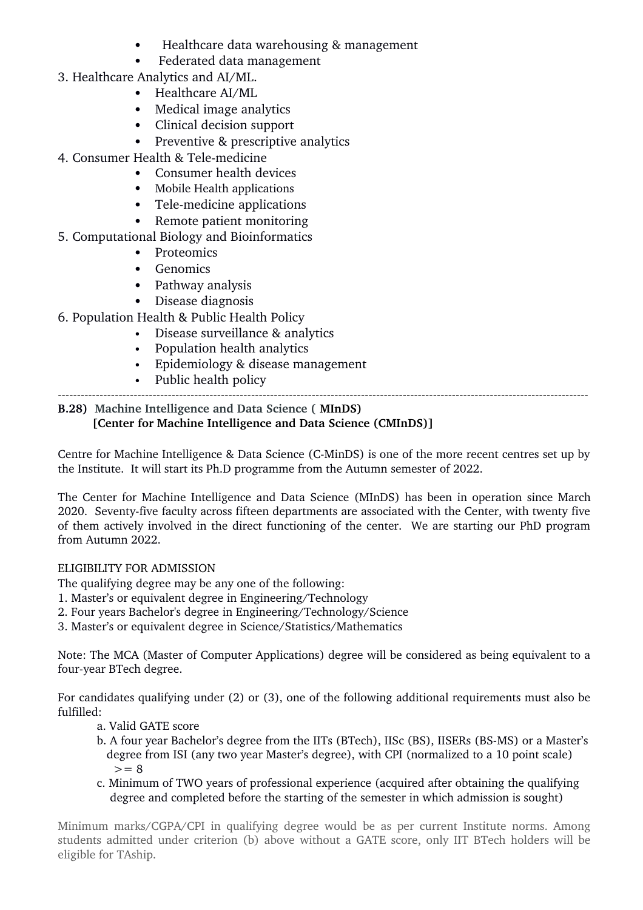- Healthcare data warehousing & management
- Federated data management

3. Healthcare Analytics and AI/ML.
   - Healthcare AI/ML
   - Medical image analytics
   - Clinical decision support
   - Preventive & prescriptive analytics
4. Consumer Health & Tele-medicine
   - Consumer health devices
   - Mobile Health applications
   - Tele-medicine applications
   - Remote patient monitoring
5. Computational Biology and Bioinformatics
   - Proteomics
   - Genomics
   - Pathway analysis
   - Disease diagnosis
6. Population Health & Public Health Policy
   - Disease surveillance & analytics
   - Population health analytics
   - Epidemiology & disease management
   - Public health policy

---

**B.28) Machine Intelligence and Data Science ( MInDS)**
**[Center for Machine Intelligence and Data Science (CMInDS)]**

Centre for Machine Intelligence & Data Science (C-MinDS) is one of the more recent centres set up by the Institute. It will start its Ph.D programme from the Autumn semester of 2022.

The Center for Machine Intelligence and Data Science (MInDS) has been in operation since March 2020. Seventy-five faculty across fifteen departments are associated with the Center, with twenty five of them actively involved in the direct functioning of the center. We are starting our PhD program from Autumn 2022.

ELIGIBILITY FOR ADMISSION

The qualifying degree may be any one of the following:

1. Master's or equivalent degree in Engineering/Technology
2. Four years Bachelor's degree in Engineering/Technology/Science
3. Master's or equivalent degree in Science/Statistics/Mathematics

Note: The MCA (Master of Computer Applications) degree will be considered as being equivalent to a four-year BTech degree.

For candidates qualifying under (2) or (3), one of the following additional requirements must also be fulfilled:

a. Valid GATE score

b. A four year Bachelor's degree from the IITs (BTech), IISc (BS), IISERs (BS-MS) or a Master's degree from ISI (any two year Master's degree), with CPI (normalized to a 10 point scale) >= 8

c. Minimum of TWO years of professional experience (acquired after obtaining the qualifying degree and completed before the starting of the semester in which admission is sought)

Minimum marks/CGPA/CPI in qualifying degree would be as per current Institute norms. Among students admitted under criterion (b) above without a GATE score, only IIT BTech holders will be eligible for TAship.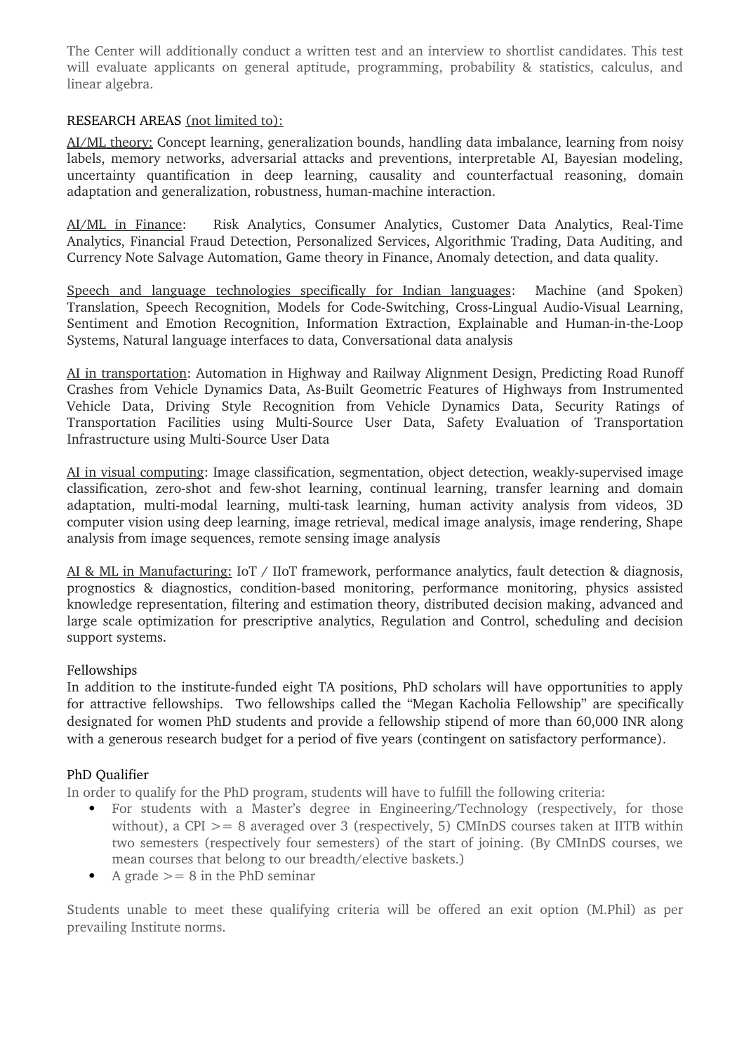The Center will additionally conduct a written test and an interview to shortlist candidates. This test will evaluate applicants on general aptitude, programming, probability & statistics, calculus, and linear algebra.

RESEARCH AREAS (not limited to):

AI/ML theory: Concept learning, generalization bounds, handling data imbalance, learning from noisy labels, memory networks, adversarial attacks and preventions, interpretable AI, Bayesian modeling, uncertainty quantification in deep learning, causality and counterfactual reasoning, domain adaptation and generalization, robustness, human-machine interaction.

AI/ML in Finance: Risk Analytics, Consumer Analytics, Customer Data Analytics, Real-Time Analytics, Financial Fraud Detection, Personalized Services, Algorithmic Trading, Data Auditing, and Currency Note Salvage Automation, Game theory in Finance, Anomaly detection, and data quality.

Speech and language technologies specifically for Indian languages: Machine (and Spoken) Translation, Speech Recognition, Models for Code-Switching, Cross-Lingual Audio-Visual Learning, Sentiment and Emotion Recognition, Information Extraction, Explainable and Human-in-the-Loop Systems, Natural language interfaces to data, Conversational data analysis

AI in transportation: Automation in Highway and Railway Alignment Design, Predicting Road Runoff Crashes from Vehicle Dynamics Data, As-Built Geometric Features of Highways from Instrumented Vehicle Data, Driving Style Recognition from Vehicle Dynamics Data, Security Ratings of Transportation Facilities using Multi-Source User Data, Safety Evaluation of Transportation Infrastructure using Multi-Source User Data

AI in visual computing: Image classification, segmentation, object detection, weakly-supervised image classification, zero-shot and few-shot learning, continual learning, transfer learning and domain adaptation, multi-modal learning, multi-task learning, human activity analysis from videos, 3D computer vision using deep learning, image retrieval, medical image analysis, image rendering, Shape analysis from image sequences, remote sensing image analysis

AI & ML in Manufacturing: IoT / IIoT framework, performance analytics, fault detection & diagnosis, prognostics & diagnostics, condition-based monitoring, performance monitoring, physics assisted knowledge representation, filtering and estimation theory, distributed decision making, advanced and large scale optimization for prescriptive analytics, Regulation and Control, scheduling and decision support systems.

Fellowships

In addition to the institute-funded eight TA positions, PhD scholars will have opportunities to apply for attractive fellowships. Two fellowships called the "Megan Kacholia Fellowship" are specifically designated for women PhD students and provide a fellowship stipend of more than 60,000 INR along with a generous research budget for a period of five years (contingent on satisfactory performance).

PhD Qualifier

In order to qualify for the PhD program, students will have to fulfill the following criteria:

- For students with a Master's degree in Engineering/Technology (respectively, for those without), a CPI >= 8 averaged over 3 (respectively, 5) CMInDS courses taken at IITB within two semesters (respectively four semesters) of the start of joining. (By CMInDS courses, we mean courses that belong to our breadth/elective baskets.)
- A grade >= 8 in the PhD seminar

Students unable to meet these qualifying criteria will be offered an exit option (M.Phil) as per prevailing Institute norms.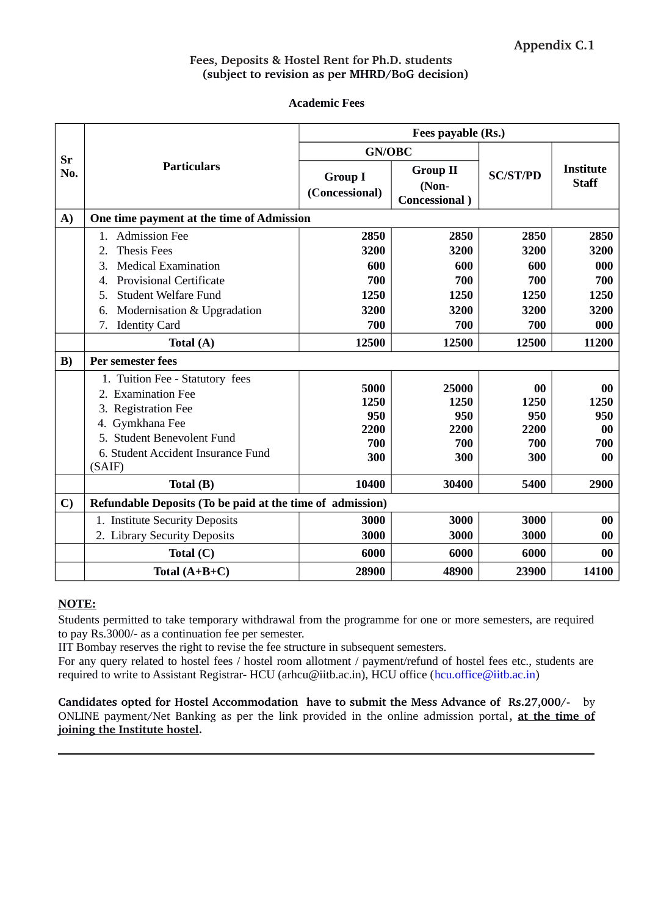Appendix C.1

**Fees, Deposits & Hostel Rent for Ph.D. students (subject to revision as per MHRD/BoG decision)**

**Academic Fees**

| Sr No. | Particulars | Fees payable (Rs.) | | | |
|---|---|---|---|---|---|
| | | GN/OBC | | SC/ST/PD | Institute Staff |
| | | Group I (Concessional) | Group II (Non-Concessional ) | | |
| **A)** | **One time payment at the time of Admission** | | | | |
| | 1. Admission Fee | **2850** | **2850** | **2850** | **2850** |
| | 2. Thesis Fees | **3200** | **3200** | **3200** | **3200** |
| | 3. Medical Examination | **600** | **600** | **600** | **000** |
| | 4. Provisional Certificate | **700** | **700** | **700** | **700** |
| | 5. Student Welfare Fund | **1250** | **1250** | **1250** | **1250** |
| | 6. Modernisation & Upgradation | **3200** | **3200** | **3200** | **3200** |
| | 7. Identity Card | **700** | **700** | **700** | **000** |
| | **Total (A)** | **12500** | **12500** | **12500** | **11200** |
| **B)** | **Per semester fees** | | | | |
| | 1. Tuition Fee - Statutory fees | **5000** | **25000** | **00** | **00** |
| | 2. Examination Fee | **1250** | **1250** | **1250** | **1250** |
| | 3. Registration Fee | **950** | **950** | **950** | **950** |
| | 4. Gymkhana Fee | **2200** | **2200** | **2200** | **00** |
| | 5. Student Benevolent Fund | **700** | **700** | **700** | **700** |
| | 6. Student Accident Insurance Fund (SAIF) | **300** | **300** | **300** | **00** |
| | **Total (B)** | **10400** | **30400** | **5400** | **2900** |
| **C)** | **Refundable Deposits (To be paid at the time of admission)** | | | | |
| | 1. Institute Security Deposits | **3000** | **3000** | **3000** | **00** |
| | 2. Library Security Deposits | **3000** | **3000** | **3000** | **00** |
| | **Total (C)** | **6000** | **6000** | **6000** | **00** |
| | **Total (A+B+C)** | **28900** | **48900** | **23900** | **14100** |

**NOTE:**

Students permitted to take temporary withdrawal from the programme for one or more semesters, are required to pay Rs.3000/- as a continuation fee per semester.

IIT Bombay reserves the right to revise the fee structure in subsequent semesters.

For any query related to hostel fees / hostel room allotment / payment/refund of hostel fees etc., students are required to write to Assistant Registrar- HCU (arhcu@iitb.ac.in), HCU office (hcu.office@iitb.ac.in)

**Candidates opted for Hostel Accommodation have to submit the Mess Advance of Rs.27,000/-** by ONLINE payment/Net Banking as per the link provided in the online admission portal, **at the time of joining the Institute hostel.**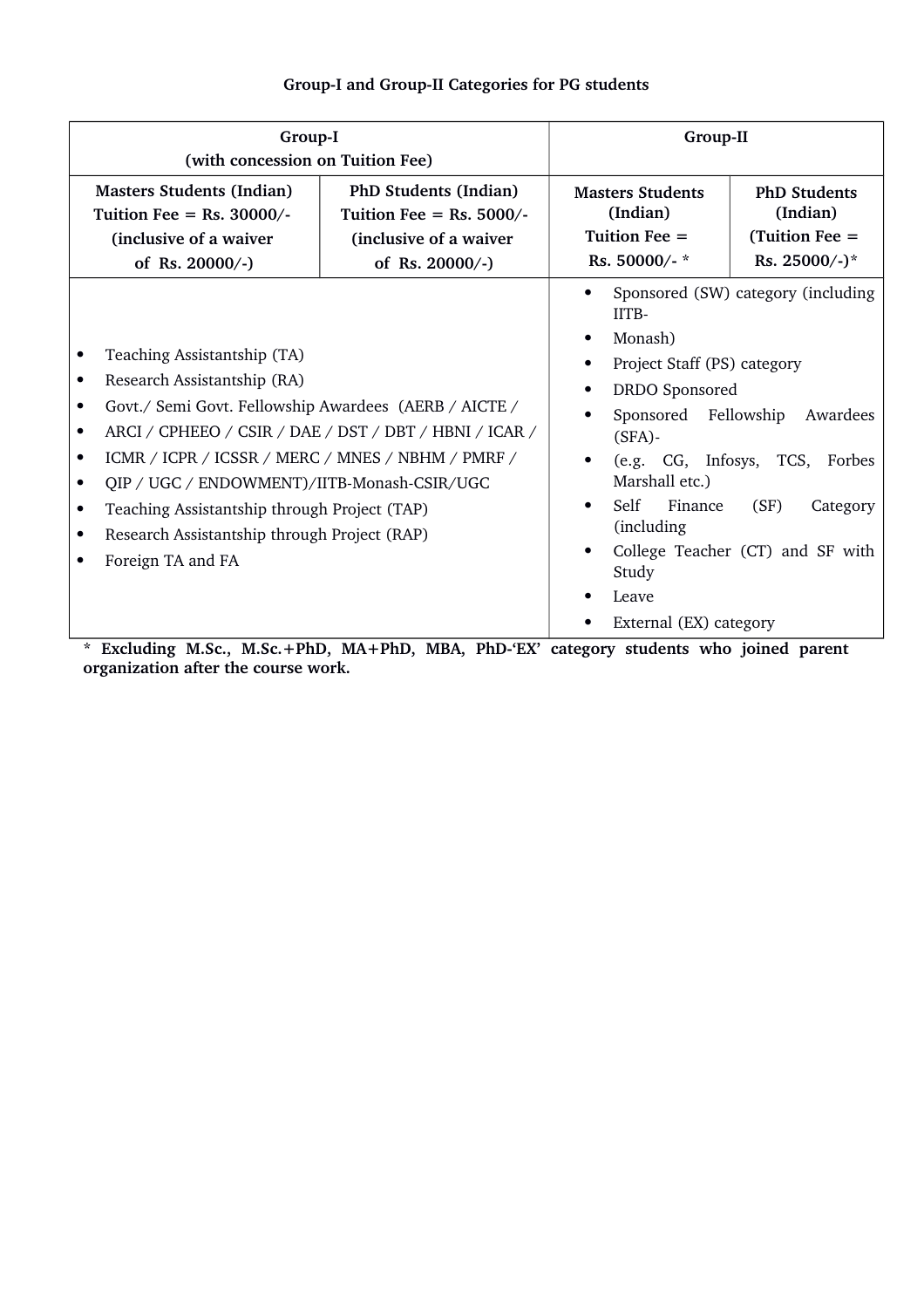**Group-I and Group-II Categories for PG students**

| Group-I (with concession on Tuition Fee) | | Group-II | |
|---|---|---|---|
| **Masters Students (Indian) Tuition Fee = Rs. 30000/- (inclusive of a waiver of Rs. 20000/-)** | **PhD Students (Indian) Tuition Fee = Rs. 5000/- (inclusive of a waiver of Rs. 20000/-)** | **Masters Students (Indian) Tuition Fee = Rs. 50000/- *** | **PhD Students (Indian) (Tuition Fee = Rs. 25000/-)*** |
| • Teaching Assistantship (TA)<br>• Research Assistantship (RA)<br>• Govt./ Semi Govt. Fellowship Awardees (AERB / AICTE /<br>• ARCI / CPHEEO / CSIR / DAE / DST / DBT / HBNI / ICAR /<br>• ICMR / ICPR / ICSSR / MERC / MNES / NBHM / PMRF /<br>• QIP / UGC / ENDOWMENT)/IITB-Monash-CSIR/UGC<br>• Teaching Assistantship through Project (TAP)<br>• Research Assistantship through Project (RAP)<br>• Foreign TA and FA | | • Sponsored (SW) category (including IITB-<br>• Monash)<br>• Project Staff (PS) category<br>• DRDO Sponsored<br>• Sponsored Fellowship Awardees (SFA)-<br>• (e.g. CG, Infosys, TCS, Forbes Marshall etc.)<br>• Self Finance (SF) Category (including<br>• College Teacher (CT) and SF with Study<br>• Leave<br>• External (EX) category | |

**\* Excluding M.Sc., M.Sc.+PhD, MA+PhD, MBA, PhD-'EX' category students who joined parent organization after the course work.**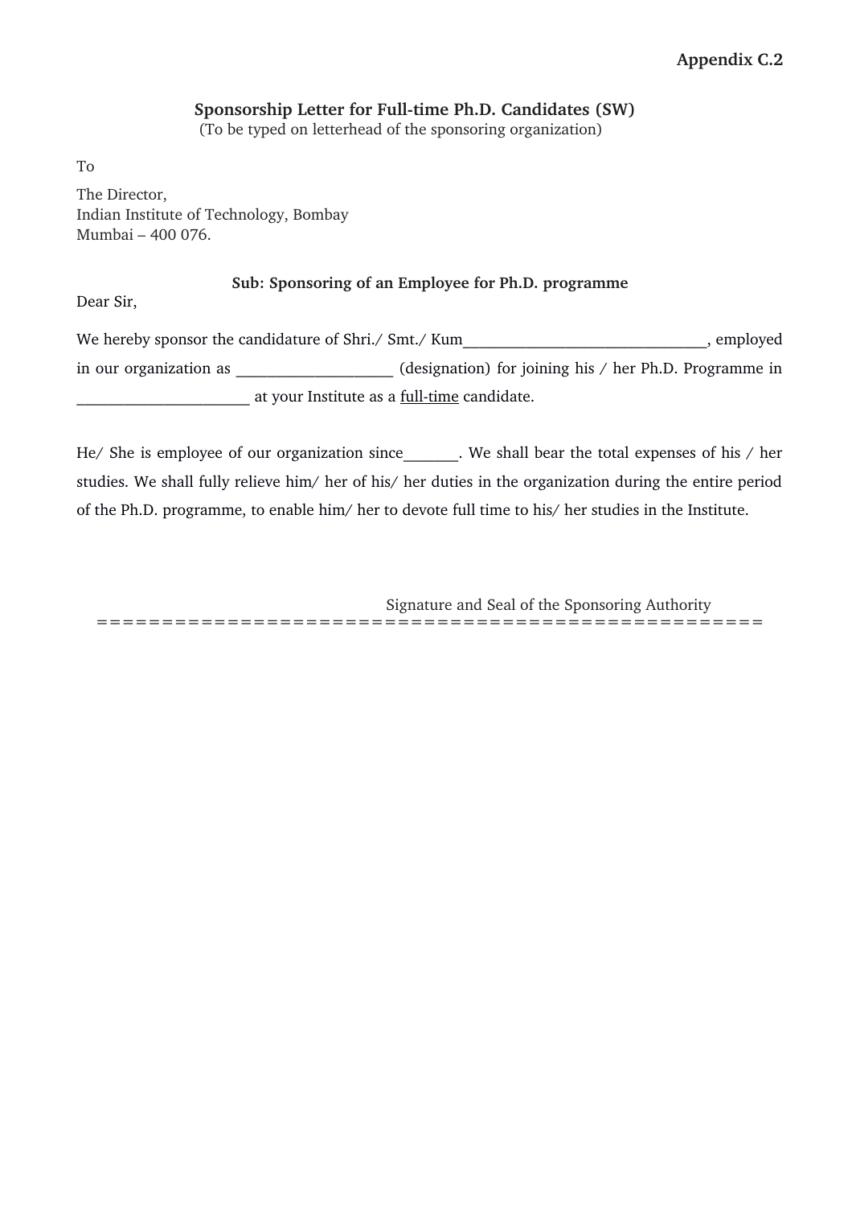**Appendix C.2**

## Sponsorship Letter for Full-time Ph.D. Candidates (SW)

(To be typed on letterhead of the sponsoring organization)

To

The Director,
Indian Institute of Technology, Bombay
Mumbai – 400 076.

**Sub: Sponsoring of an Employee for Ph.D. programme**

Dear Sir,

We hereby sponsor the candidature of Shri./ Smt./ Kum_______________________________, employed in our organization as ____________________ (designation) for joining his / her Ph.D. Programme in ______________________ at your Institute as a <u>full-time</u> candidate.

He/ She is employee of our organization since_______. We shall bear the total expenses of his / her studies. We shall fully relieve him/ her of his/ her duties in the organization during the entire period of the Ph.D. programme, to enable him/ her to devote full time to his/ her studies in the Institute.

Signature and Seal of the Sponsoring Authority

==================================================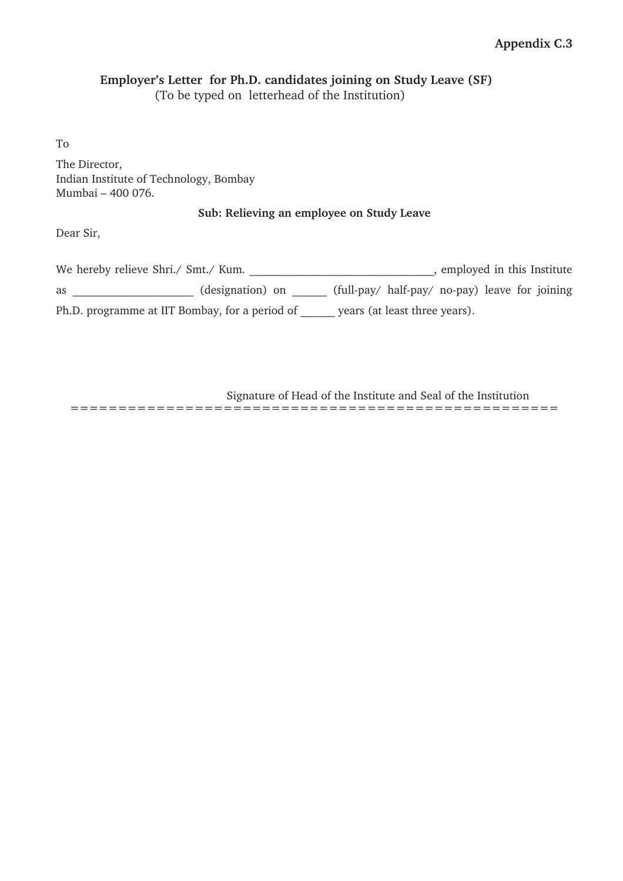**Appendix C.3**

**Employer's Letter for Ph.D. candidates joining on Study Leave (SF)**
(To be typed on letterhead of the Institution)

To

The Director,
Indian Institute of Technology, Bombay
Mumbai – 400 076.

**Sub: Relieving an employee on Study Leave**

Dear Sir,

We hereby relieve Shri./ Smt./ Kum. ________________________________, employed in this Institute as ______________________ (designation) on ______ (full-pay/ half-pay/ no-pay) leave for joining Ph.D. programme at IIT Bombay, for a period of ______ years (at least three years).

Signature of Head of the Institute and Seal of the Institution

==================================================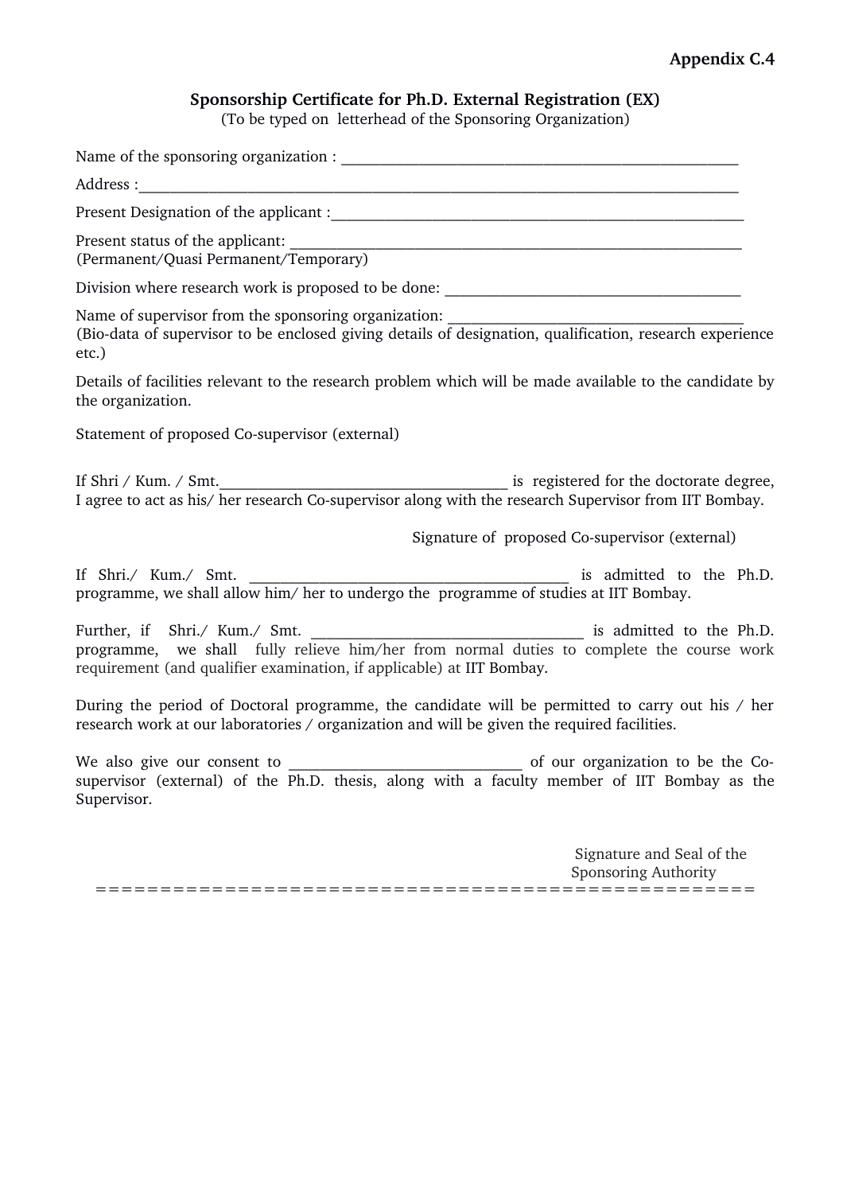**Appendix C.4**

## Sponsorship Certificate for Ph.D. External Registration (EX)

(To be typed on letterhead of the Sponsoring Organization)

Name of the sponsoring organization : ___________________________________________________

Address :_____________________________________________________________________________

Present Designation of the applicant :_____________________________________________________

Present status of the applicant: ___________________________________________________________
(Permanent/Quasi Permanent/Temporary)

Division where research work is proposed to be done: __________________________________

Name of supervisor from the sponsoring organization: __________________________________
(Bio-data of supervisor to be enclosed giving details of designation, qualification, research experience etc.)

Details of facilities relevant to the research problem which will be made available to the candidate by the organization.

Statement of proposed Co-supervisor (external)

If Shri / Kum. / Smt.____________________________________ is registered for the doctorate degree, I agree to act as his/ her research Co-supervisor along with the research Supervisor from IIT Bombay.

Signature of proposed Co-supervisor (external)

If Shri./ Kum./ Smt. _________________________________________ is admitted to the Ph.D. programme, we shall allow him/ her to undergo the programme of studies at IIT Bombay.

Further, if Shri./ Kum./ Smt. ___________________________________ is admitted to the Ph.D. programme, we shall fully relieve him/her from normal duties to complete the course work requirement (and qualifier examination, if applicable) at IIT Bombay.

During the period of Doctoral programme, the candidate will be permitted to carry out his / her research work at our laboratories / organization and will be given the required facilities.

We also give our consent to ______________________________ of our organization to be the Co-supervisor (external) of the Ph.D. thesis, along with a faculty member of IIT Bombay as the Supervisor.

Signature and Seal of the
Sponsoring Authority

=====================================================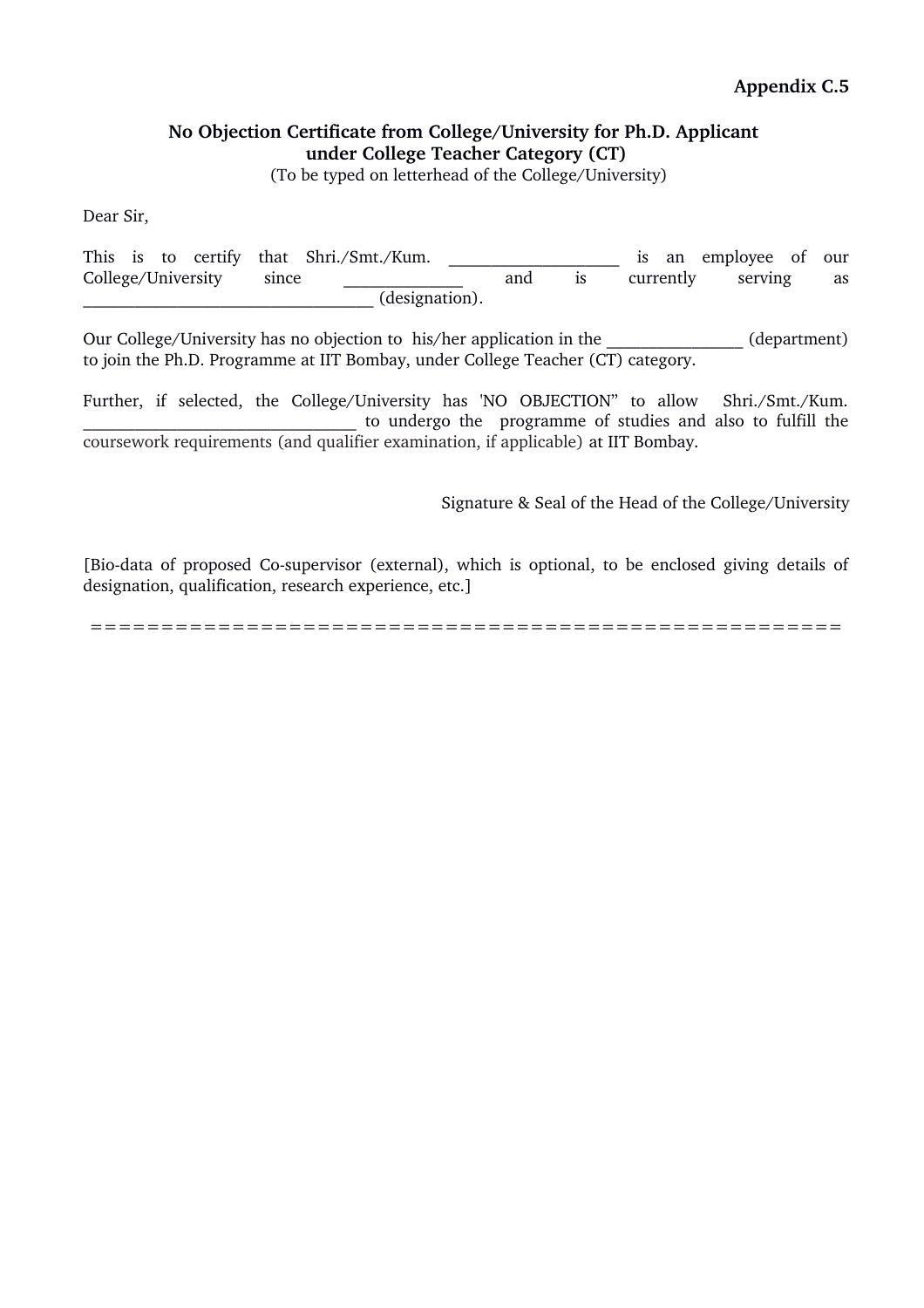**Appendix C.5**

**No Objection Certificate from College/University for Ph.D. Applicant under College Teacher Category (CT)**

(To be typed on letterhead of the College/University)

Dear Sir,

This is to certify that Shri./Smt./Kum. ____________________ is an employee of our College/University since ______________ and is currently serving as __________________________________ (designation).

Our College/University has no objection to his/her application in the ________________ (department) to join the Ph.D. Programme at IIT Bombay, under College Teacher (CT) category.

Further, if selected, the College/University has 'NO OBJECTION" to allow Shri./Smt./Kum. ________________________________ to undergo the programme of studies and also to fulfill the coursework requirements (and qualifier examination, if applicable) at IIT Bombay.

Signature & Seal of the Head of the College/University

[Bio-data of proposed Co-supervisor (external), which is optional, to be enclosed giving details of designation, qualification, research experience, etc.]

========================================================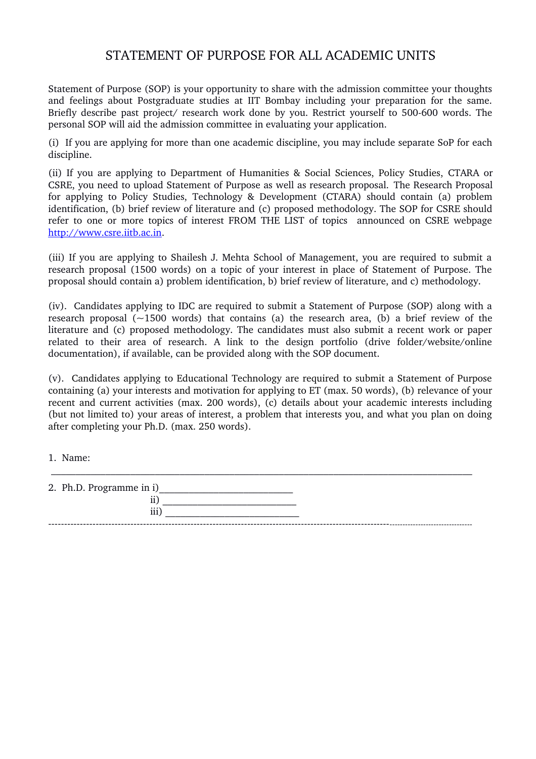# STATEMENT OF PURPOSE FOR ALL ACADEMIC UNITS

Statement of Purpose (SOP) is your opportunity to share with the admission committee your thoughts and feelings about Postgraduate studies at IIT Bombay including your preparation for the same. Briefly describe past project/ research work done by you. Restrict yourself to 500-600 words. The personal SOP will aid the admission committee in evaluating your application.

(i) If you are applying for more than one academic discipline, you may include separate SoP for each discipline.

(ii) If you are applying to Department of Humanities & Social Sciences, Policy Studies, CTARA or CSRE, you need to upload Statement of Purpose as well as research proposal. The Research Proposal for applying to Policy Studies, Technology & Development (CTARA) should contain (a) problem identification, (b) brief review of literature and (c) proposed methodology. The SOP for CSRE should refer to one or more topics of interest FROM THE LIST of topics announced on CSRE webpage [http://www.csre.iitb.ac.in](http://www.csre.iitb.ac.in).

(iii) If you are applying to Shailesh J. Mehta School of Management, you are required to submit a research proposal (1500 words) on a topic of your interest in place of Statement of Purpose. The proposal should contain a) problem identification, b) brief review of literature, and c) methodology.

(iv). Candidates applying to IDC are required to submit a Statement of Purpose (SOP) along with a research proposal (~1500 words) that contains (a) the research area, (b) a brief review of the literature and (c) proposed methodology. The candidates must also submit a recent work or paper related to their area of research. A link to the design portfolio (drive folder/website/online documentation), if available, can be provided along with the SOP document.

(v). Candidates applying to Educational Technology are required to submit a Statement of Purpose containing (a) your interests and motivation for applying to ET (max. 50 words), (b) relevance of your recent and current activities (max. 200 words), (c) details about your academic interests including (but not limited to) your areas of interest, a problem that interests you, and what you plan on doing after completing your Ph.D. (max. 250 words).

1. Name:

______________________________________________________________________________

2. Ph.D. Programme in i)__________________________

ii) __________________________

iii) __________________________

------------------------------------------------------------------------------------------------------------------------